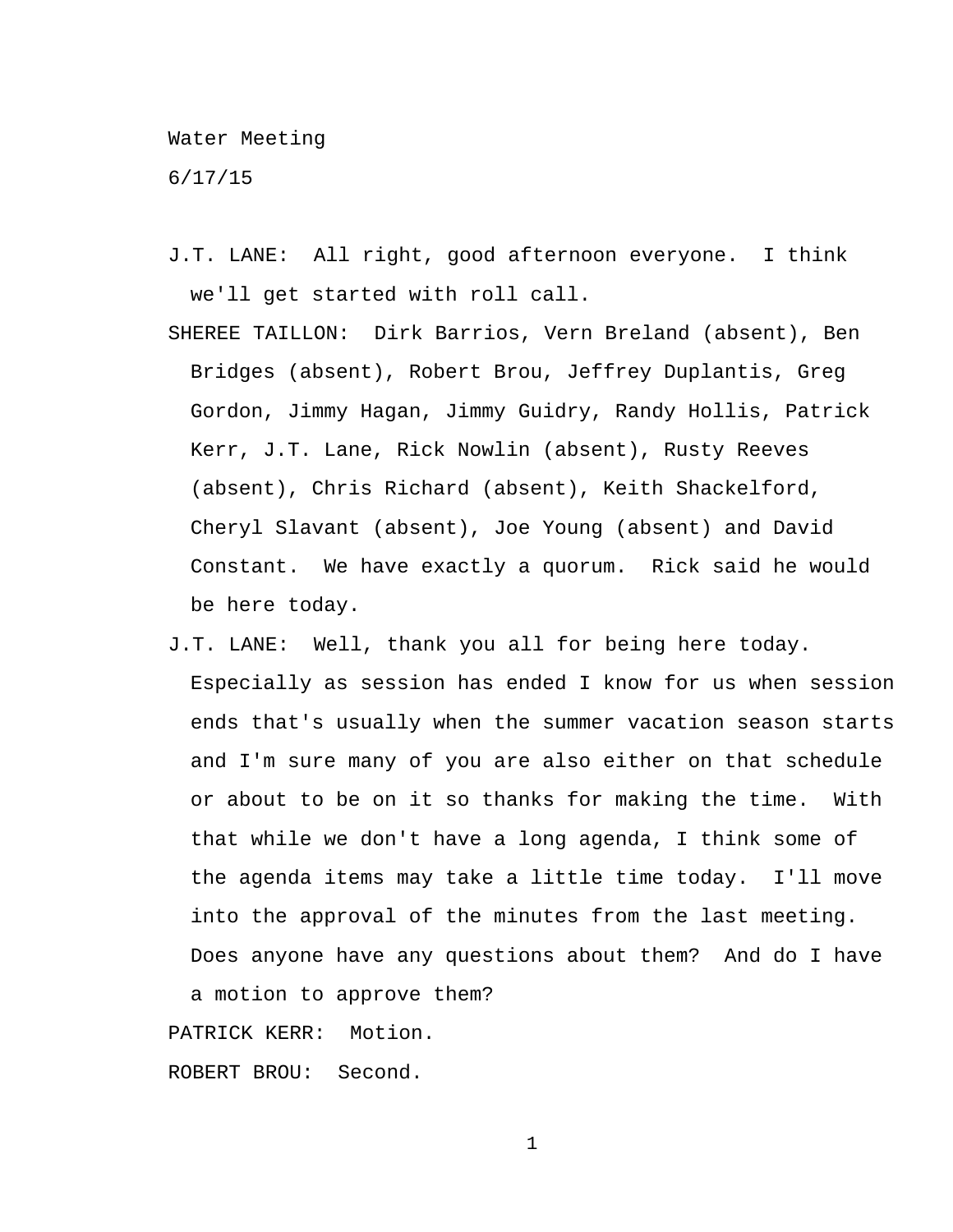Water Meeting

6/17/15

J.T. LANE: All right, good afternoon everyone. I think we'll get started with roll call.

SHEREE TAILLON: Dirk Barrios, Vern Breland (absent), Ben Bridges (absent), Robert Brou, Jeffrey Duplantis, Greg Gordon, Jimmy Hagan, Jimmy Guidry, Randy Hollis, Patrick Kerr, J.T. Lane, Rick Nowlin (absent), Rusty Reeves (absent), Chris Richard (absent), Keith Shackelford, Cheryl Slavant (absent), Joe Young (absent) and David Constant. We have exactly a quorum. Rick said he would be here today.

J.T. LANE: Well, thank you all for being here today. Especially as session has ended I know for us when session ends that's usually when the summer vacation season starts and I'm sure many of you are also either on that schedule or about to be on it so thanks for making the time. With that while we don't have a long agenda, I think some of the agenda items may take a little time today. I'll move into the approval of the minutes from the last meeting. Does anyone have any questions about them? And do I have a motion to approve them?

PATRICK KERR: Motion.

ROBERT BROU: Second.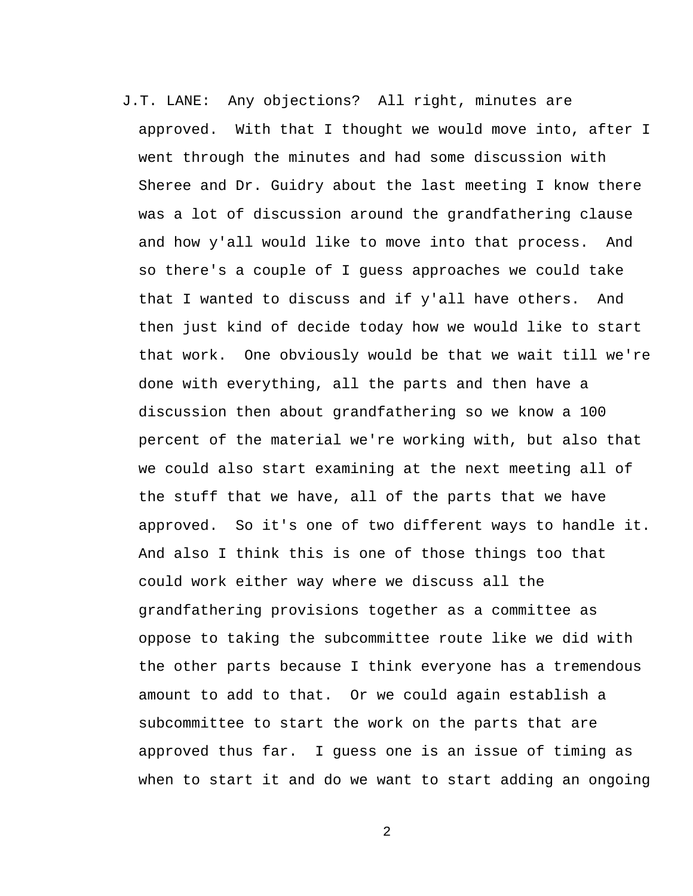J.T. LANE: Any objections? All right, minutes are approved. With that I thought we would move into, after I went through the minutes and had some discussion with Sheree and Dr. Guidry about the last meeting I know there was a lot of discussion around the grandfathering clause and how y'all would like to move into that process. And so there's a couple of I guess approaches we could take that I wanted to discuss and if y'all have others. And then just kind of decide today how we would like to start that work. One obviously would be that we wait till we're done with everything, all the parts and then have a discussion then about grandfathering so we know a 100 percent of the material we're working with, but also that we could also start examining at the next meeting all of the stuff that we have, all of the parts that we have approved. So it's one of two different ways to handle it. And also I think this is one of those things too that could work either way where we discuss all the grandfathering provisions together as a committee as oppose to taking the subcommittee route like we did with the other parts because I think everyone has a tremendous amount to add to that. Or we could again establish a subcommittee to start the work on the parts that are approved thus far. I guess one is an issue of timing as when to start it and do we want to start adding an ongoing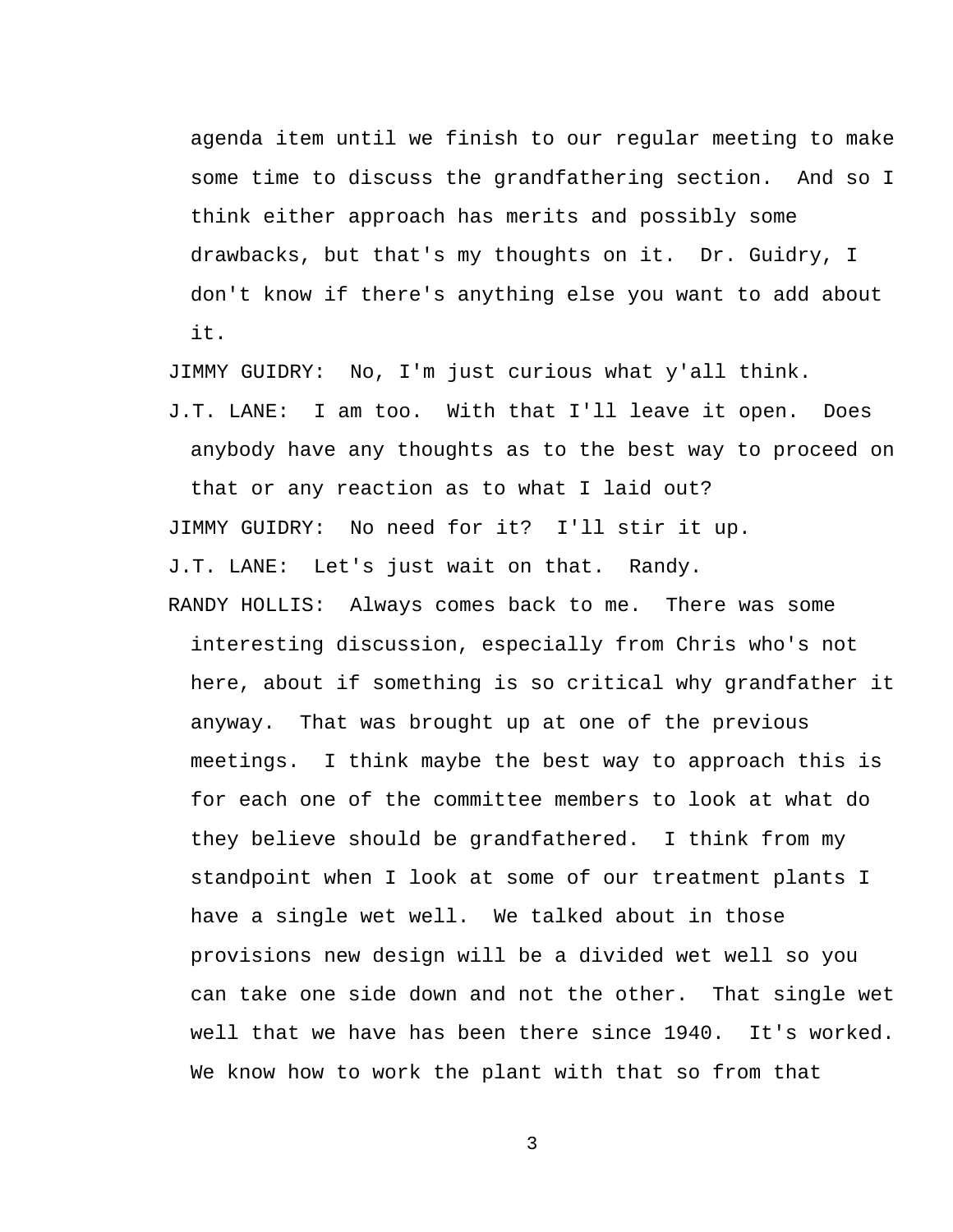agenda item until we finish to our regular meeting to make some time to discuss the grandfathering section. And so I think either approach has merits and possibly some drawbacks, but that's my thoughts on it. Dr. Guidry, I don't know if there's anything else you want to add about it.

JIMMY GUIDRY: No, I'm just curious what y'all think.

J.T. LANE: I am too. With that I'll leave it open. Does anybody have any thoughts as to the best way to proceed on that or any reaction as to what I laid out?

JIMMY GUIDRY: No need for it? I'll stir it up.

J.T. LANE: Let's just wait on that. Randy.

RANDY HOLLIS: Always comes back to me. There was some interesting discussion, especially from Chris who's not here, about if something is so critical why grandfather it anyway. That was brought up at one of the previous meetings. I think maybe the best way to approach this is for each one of the committee members to look at what do they believe should be grandfathered. I think from my standpoint when I look at some of our treatment plants I have a single wet well. We talked about in those provisions new design will be a divided wet well so you can take one side down and not the other. That single wet well that we have has been there since 1940. It's worked. We know how to work the plant with that so from that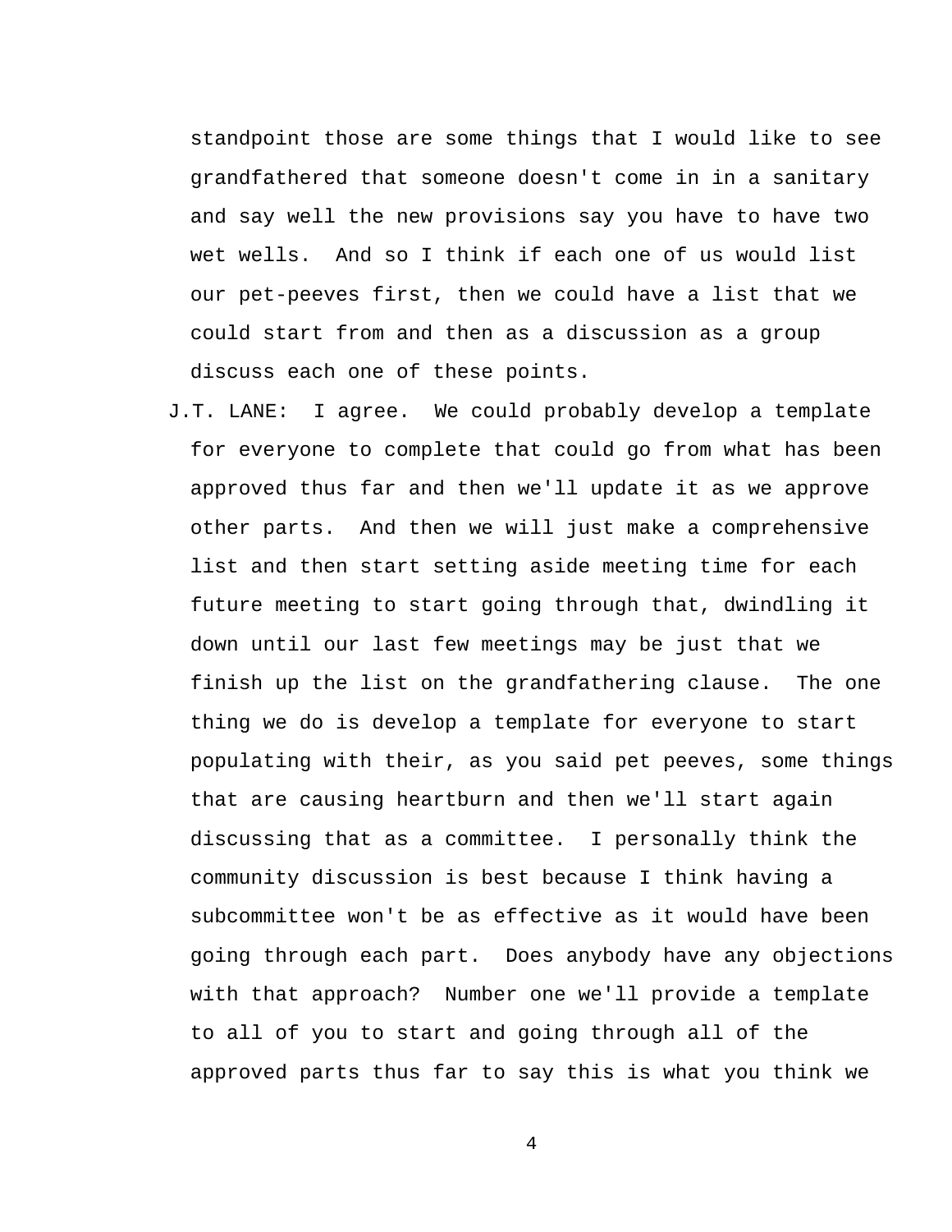standpoint those are some things that I would like to see grandfathered that someone doesn't come in in a sanitary and say well the new provisions say you have to have two wet wells. And so I think if each one of us would list our pet-peeves first, then we could have a list that we could start from and then as a discussion as a group discuss each one of these points.

J.T. LANE: I agree. We could probably develop a template for everyone to complete that could go from what has been approved thus far and then we'll update it as we approve other parts. And then we will just make a comprehensive list and then start setting aside meeting time for each future meeting to start going through that, dwindling it down until our last few meetings may be just that we finish up the list on the grandfathering clause. The one thing we do is develop a template for everyone to start populating with their, as you said pet peeves, some things that are causing heartburn and then we'll start again discussing that as a committee. I personally think the community discussion is best because I think having a subcommittee won't be as effective as it would have been going through each part. Does anybody have any objections with that approach? Number one we'll provide a template to all of you to start and going through all of the approved parts thus far to say this is what you think we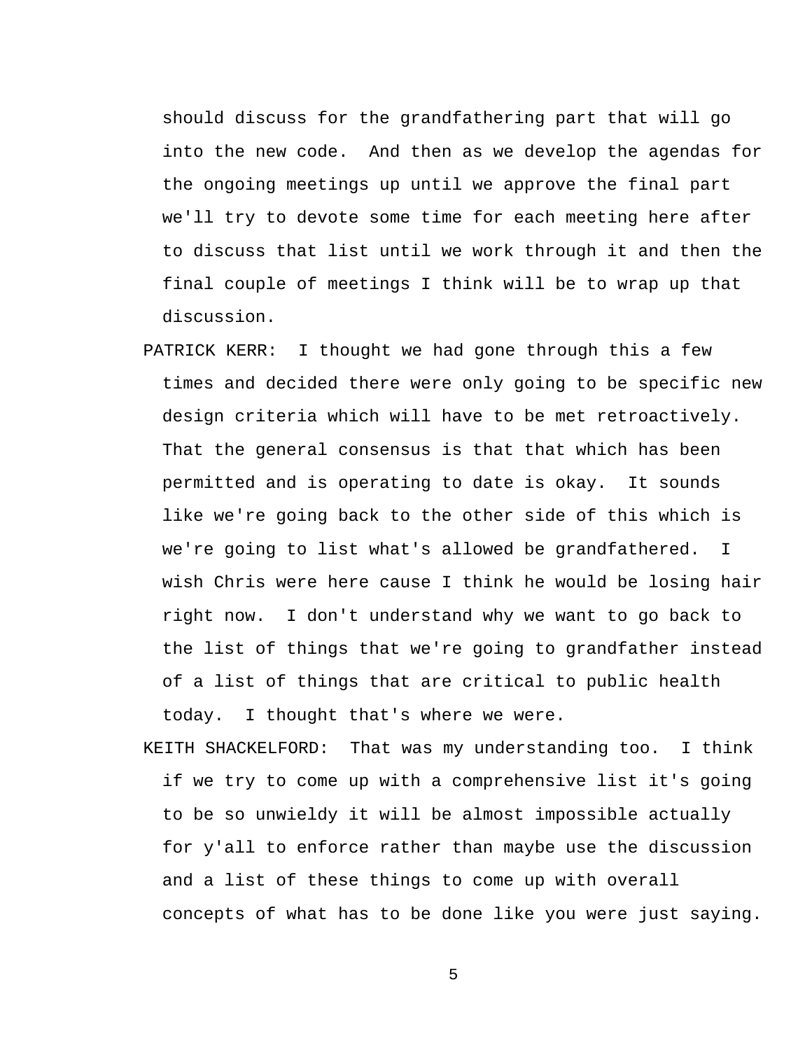should discuss for the grandfathering part that will go into the new code. And then as we develop the agendas for the ongoing meetings up until we approve the final part we'll try to devote some time for each meeting here after to discuss that list until we work through it and then the final couple of meetings I think will be to wrap up that discussion.

PATRICK KERR: I thought we had gone through this a few times and decided there were only going to be specific new design criteria which will have to be met retroactively. That the general consensus is that that which has been permitted and is operating to date is okay. It sounds like we're going back to the other side of this which is we're going to list what's allowed be grandfathered. I wish Chris were here cause I think he would be losing hair right now. I don't understand why we want to go back to the list of things that we're going to grandfather instead of a list of things that are critical to public health today. I thought that's where we were.

KEITH SHACKELFORD: That was my understanding too. I think if we try to come up with a comprehensive list it's going to be so unwieldy it will be almost impossible actually for y'all to enforce rather than maybe use the discussion and a list of these things to come up with overall concepts of what has to be done like you were just saying.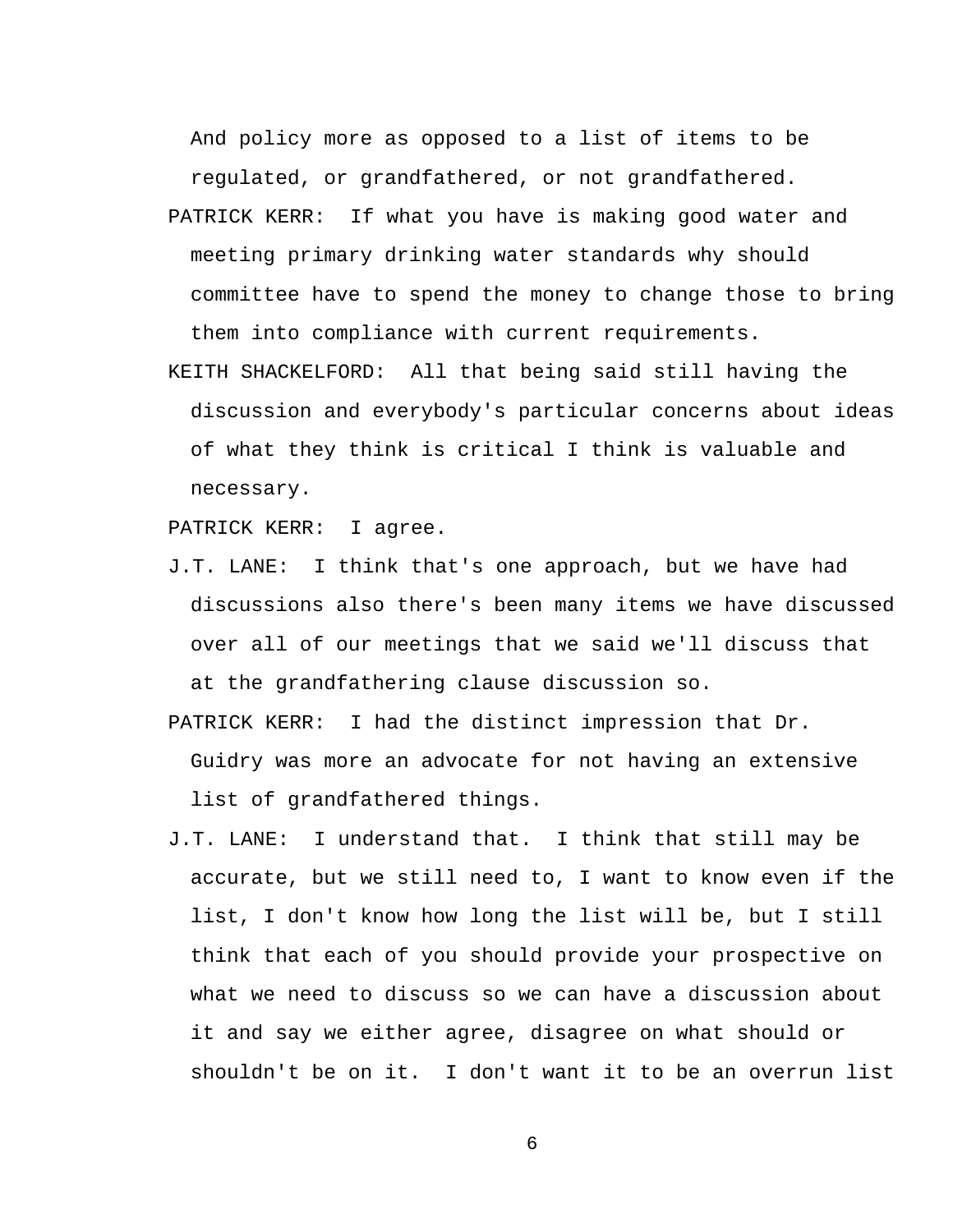And policy more as opposed to a list of items to be regulated, or grandfathered, or not grandfathered.

PATRICK KERR: If what you have is making good water and meeting primary drinking water standards why should committee have to spend the money to change those to bring them into compliance with current requirements.

KEITH SHACKELFORD: All that being said still having the discussion and everybody's particular concerns about ideas of what they think is critical I think is valuable and necessary.

PATRICK KERR: I agree.

J.T. LANE: I think that's one approach, but we have had discussions also there's been many items we have discussed over all of our meetings that we said we'll discuss that at the grandfathering clause discussion so.

PATRICK KERR: I had the distinct impression that Dr. Guidry was more an advocate for not having an extensive list of grandfathered things.

J.T. LANE: I understand that. I think that still may be accurate, but we still need to, I want to know even if the list, I don't know how long the list will be, but I still think that each of you should provide your prospective on what we need to discuss so we can have a discussion about it and say we either agree, disagree on what should or shouldn't be on it. I don't want it to be an overrun list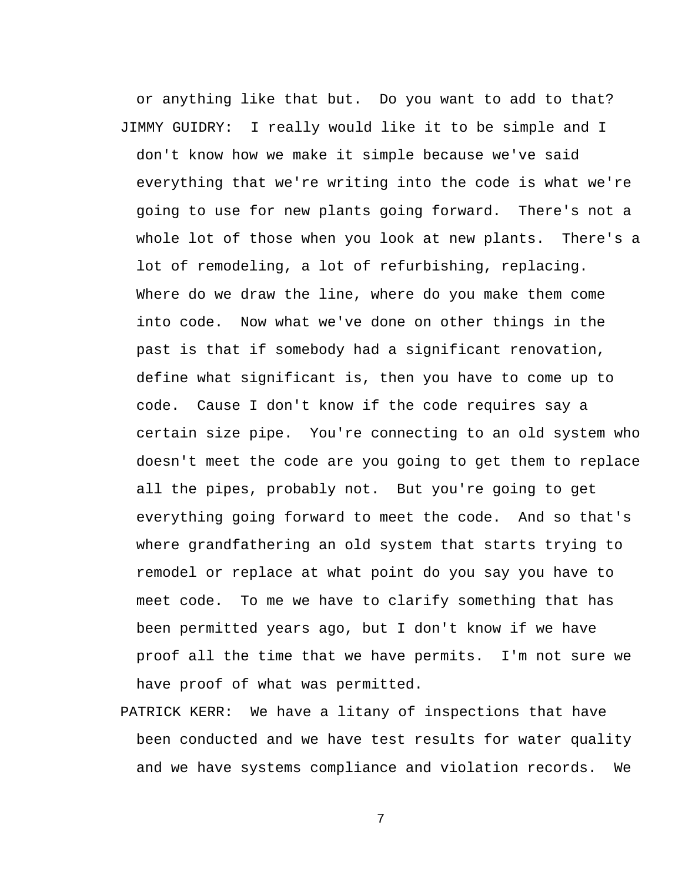or anything like that but. Do you want to add to that?

JIMMY GUIDRY: I really would like it to be simple and I don't know how we make it simple because we've said everything that we're writing into the code is what we're going to use for new plants going forward. There's not a whole lot of those when you look at new plants. There's a lot of remodeling, a lot of refurbishing, replacing. Where do we draw the line, where do you make them come into code. Now what we've done on other things in the past is that if somebody had a significant renovation, define what significant is, then you have to come up to code. Cause I don't know if the code requires say a certain size pipe. You're connecting to an old system who doesn't meet the code are you going to get them to replace all the pipes, probably not. But you're going to get everything going forward to meet the code. And so that's where grandfathering an old system that starts trying to remodel or replace at what point do you say you have to meet code. To me we have to clarify something that has been permitted years ago, but I don't know if we have proof all the time that we have permits. I'm not sure we have proof of what was permitted.

PATRICK KERR: We have a litany of inspections that have been conducted and we have test results for water quality and we have systems compliance and violation records. We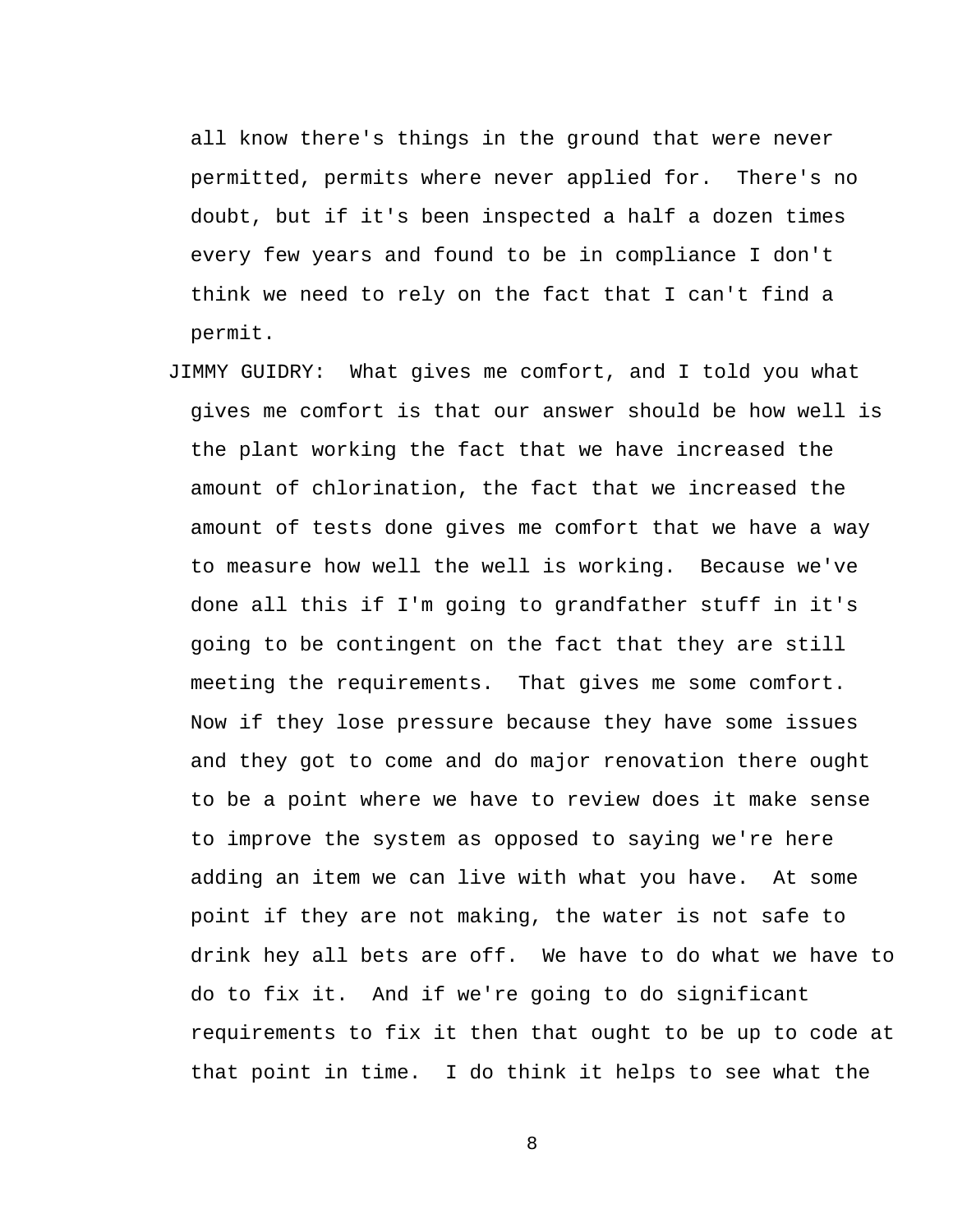all know there's things in the ground that were never permitted, permits where never applied for. There's no doubt, but if it's been inspected a half a dozen times every few years and found to be in compliance I don't think we need to rely on the fact that I can't find a permit.

JIMMY GUIDRY: What gives me comfort, and I told you what gives me comfort is that our answer should be how well is the plant working the fact that we have increased the amount of chlorination, the fact that we increased the amount of tests done gives me comfort that we have a way to measure how well the well is working. Because we've done all this if I'm going to grandfather stuff in it's going to be contingent on the fact that they are still meeting the requirements. That gives me some comfort. Now if they lose pressure because they have some issues and they got to come and do major renovation there ought to be a point where we have to review does it make sense to improve the system as opposed to saying we're here adding an item we can live with what you have. At some point if they are not making, the water is not safe to drink hey all bets are off. We have to do what we have to do to fix it. And if we're going to do significant requirements to fix it then that ought to be up to code at that point in time. I do think it helps to see what the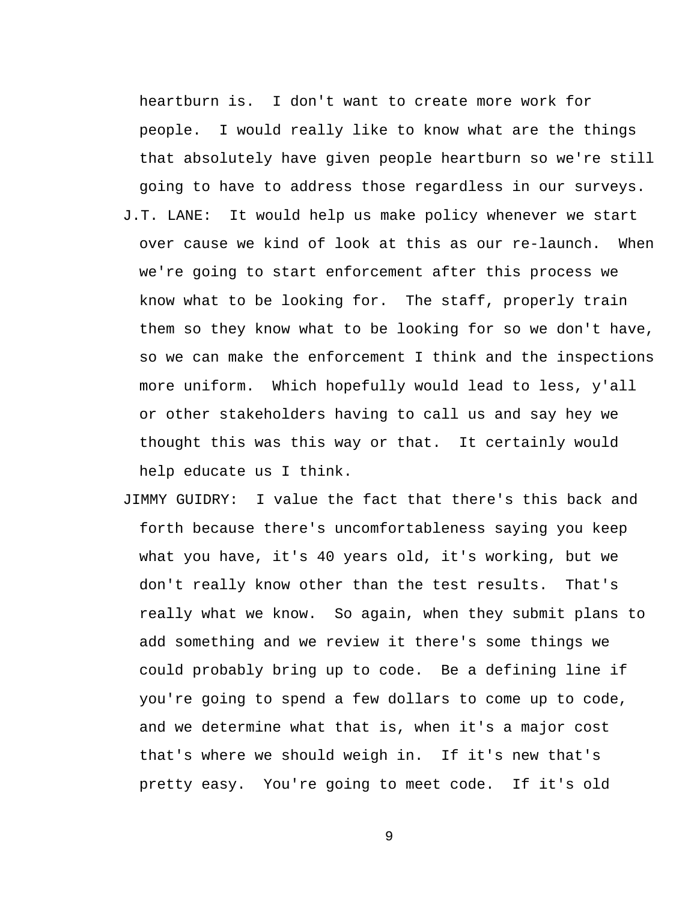heartburn is. I don't want to create more work for people. I would really like to know what are the things that absolutely have given people heartburn so we're still going to have to address those regardless in our surveys.

J.T. LANE: It would help us make policy whenever we start over cause we kind of look at this as our re-launch. When we're going to start enforcement after this process we know what to be looking for. The staff, properly train them so they know what to be looking for so we don't have, so we can make the enforcement I think and the inspections more uniform. Which hopefully would lead to less, y'all or other stakeholders having to call us and say hey we thought this was this way or that. It certainly would help educate us I think.

JIMMY GUIDRY: I value the fact that there's this back and forth because there's uncomfortableness saying you keep what you have, it's 40 years old, it's working, but we don't really know other than the test results. That's really what we know. So again, when they submit plans to add something and we review it there's some things we could probably bring up to code. Be a defining line if you're going to spend a few dollars to come up to code, and we determine what that is, when it's a major cost that's where we should weigh in. If it's new that's pretty easy. You're going to meet code. If it's old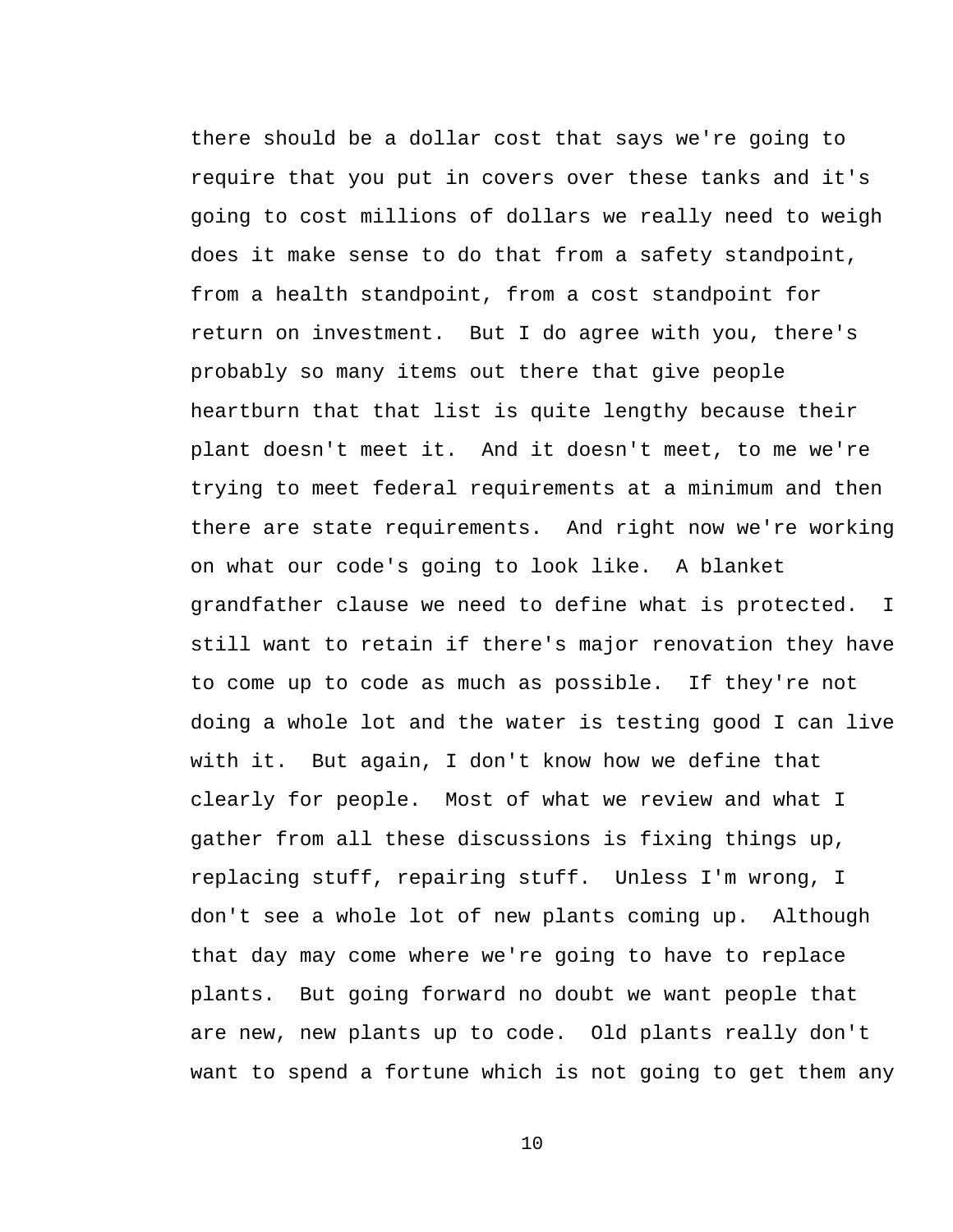there should be a dollar cost that says we're going to require that you put in covers over these tanks and it's going to cost millions of dollars we really need to weigh does it make sense to do that from a safety standpoint, from a health standpoint, from a cost standpoint for return on investment.  But I do agree with you, there's probably so many items out there that give people heartburn that that list is quite lengthy because their plant doesn't meet it.  And it doesn't meet, to me we're trying to meet federal requirements at a minimum and then there are state requirements.  And right now we're working on what our code's going to look like.  A blanket grandfather clause we need to define what is protected.  I still want to retain if there's major renovation they have to come up to code as much as possible.  If they're not doing a whole lot and the water is testing good I can live with it.  But again, I don't know how we define that clearly for people.  Most of what we review and what I gather from all these discussions is fixing things up, replacing stuff, repairing stuff.  Unless I'm wrong, I don't see a whole lot of new plants coming up.  Although that day may come where we're going to have to replace plants.  But going forward no doubt we want people that are new, new plants up to code.  Old plants really don't want to spend a fortune which is not going to get them any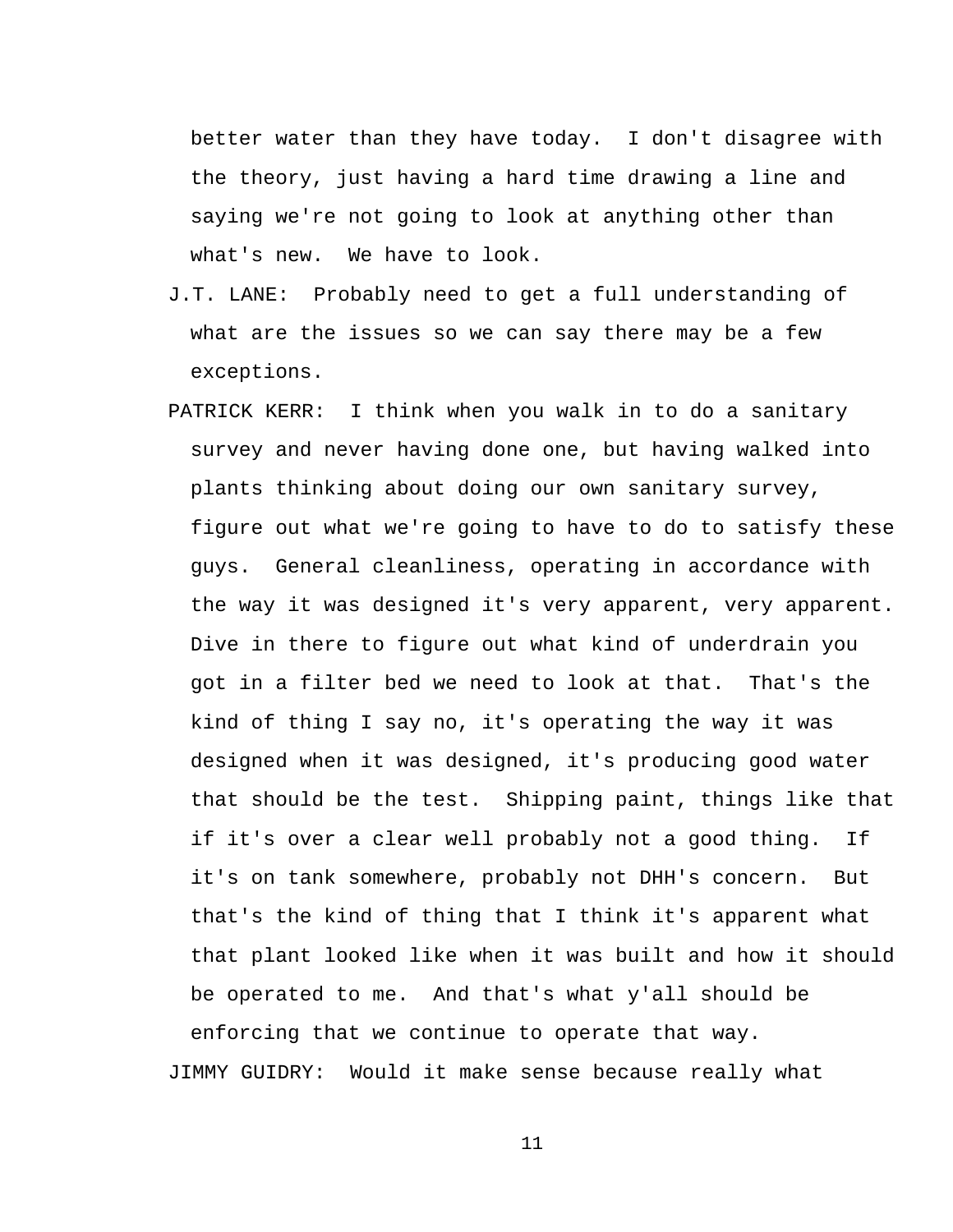better water than they have today. I don't disagree with the theory, just having a hard time drawing a line and saying we're not going to look at anything other than what's new. We have to look.

J.T. LANE: Probably need to get a full understanding of what are the issues so we can say there may be a few exceptions.

PATRICK KERR: I think when you walk in to do a sanitary survey and never having done one, but having walked into plants thinking about doing our own sanitary survey, figure out what we're going to have to do to satisfy these guys. General cleanliness, operating in accordance with the way it was designed it's very apparent, very apparent. Dive in there to figure out what kind of underdrain you got in a filter bed we need to look at that. That's the kind of thing I say no, it's operating the way it was designed when it was designed, it's producing good water that should be the test. Shipping paint, things like that if it's over a clear well probably not a good thing. If it's on tank somewhere, probably not DHH's concern. But that's the kind of thing that I think it's apparent what that plant looked like when it was built and how it should be operated to me. And that's what y'all should be enforcing that we continue to operate that way.

JIMMY GUIDRY: Would it make sense because really what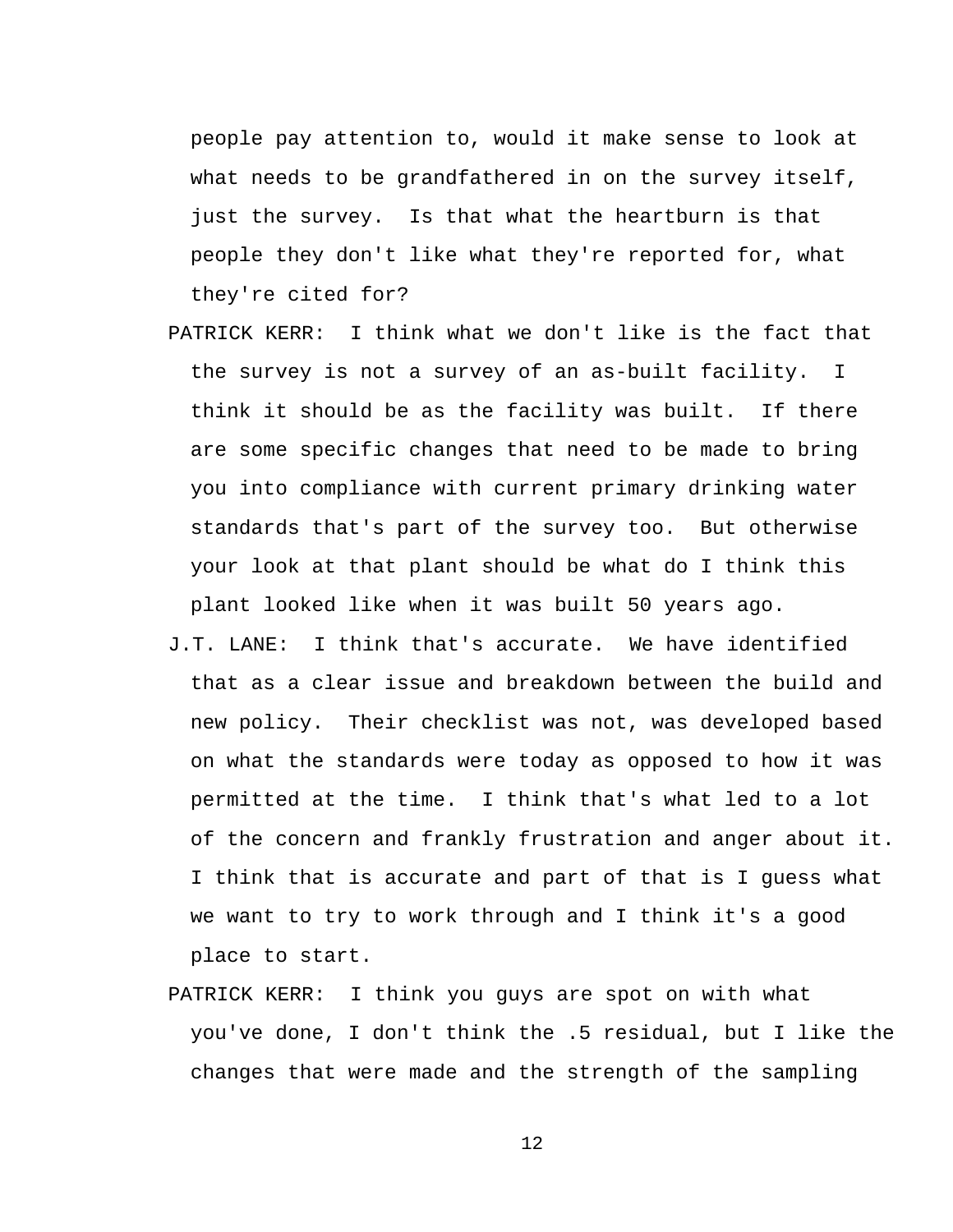people pay attention to, would it make sense to look at what needs to be grandfathered in on the survey itself, just the survey. Is that what the heartburn is that people they don't like what they're reported for, what they're cited for?

PATRICK KERR: I think what we don't like is the fact that the survey is not a survey of an as-built facility. I think it should be as the facility was built. If there are some specific changes that need to be made to bring you into compliance with current primary drinking water standards that's part of the survey too. But otherwise your look at that plant should be what do I think this plant looked like when it was built 50 years ago.

J.T. LANE: I think that's accurate. We have identified that as a clear issue and breakdown between the build and new policy. Their checklist was not, was developed based on what the standards were today as opposed to how it was permitted at the time. I think that's what led to a lot of the concern and frankly frustration and anger about it. I think that is accurate and part of that is I guess what we want to try to work through and I think it's a good place to start.

PATRICK KERR: I think you guys are spot on with what you've done, I don't think the .5 residual, but I like the changes that were made and the strength of the sampling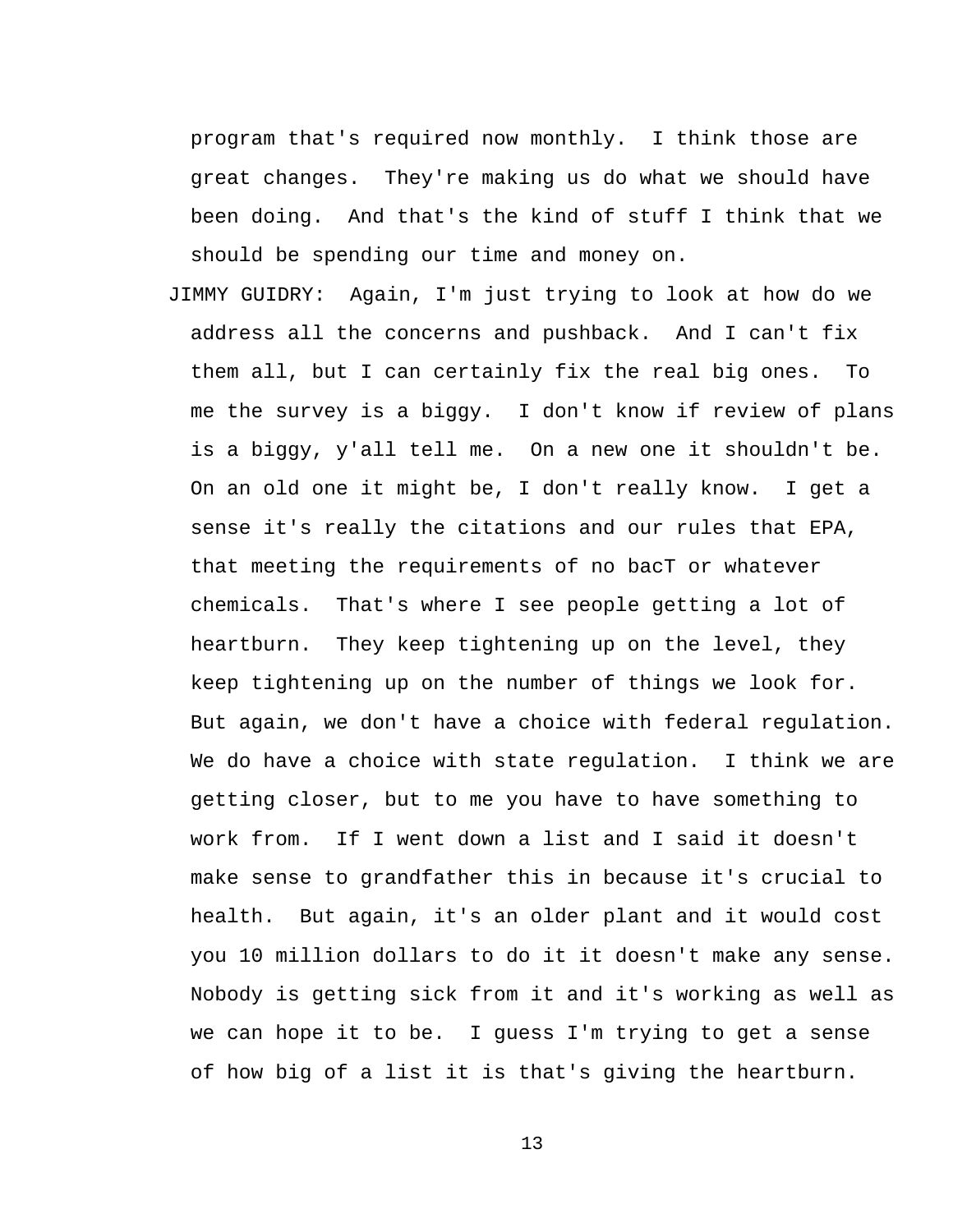program that's required now monthly. I think those are great changes. They're making us do what we should have been doing. And that's the kind of stuff I think that we should be spending our time and money on.

JIMMY GUIDRY: Again, I'm just trying to look at how do we address all the concerns and pushback. And I can't fix them all, but I can certainly fix the real big ones. To me the survey is a biggy. I don't know if review of plans is a biggy, y'all tell me. On a new one it shouldn't be. On an old one it might be, I don't really know. I get a sense it's really the citations and our rules that EPA, that meeting the requirements of no bacT or whatever chemicals. That's where I see people getting a lot of heartburn. They keep tightening up on the level, they keep tightening up on the number of things we look for. But again, we don't have a choice with federal regulation. We do have a choice with state regulation. I think we are getting closer, but to me you have to have something to work from. If I went down a list and I said it doesn't make sense to grandfather this in because it's crucial to health. But again, it's an older plant and it would cost you 10 million dollars to do it it doesn't make any sense. Nobody is getting sick from it and it's working as well as we can hope it to be. I guess I'm trying to get a sense of how big of a list it is that's giving the heartburn.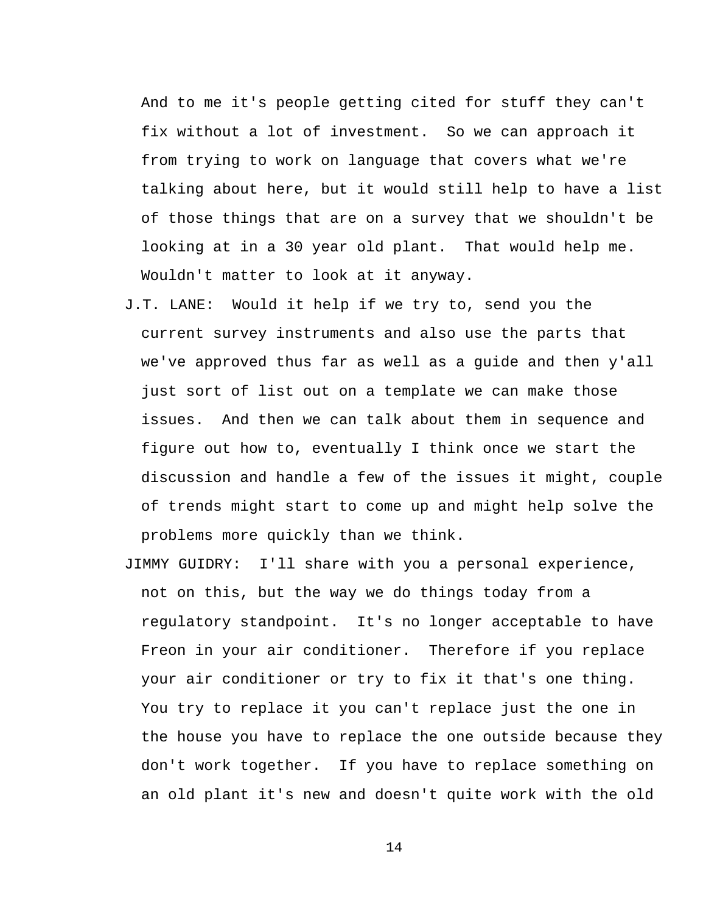And to me it's people getting cited for stuff they can't fix without a lot of investment. So we can approach it from trying to work on language that covers what we're talking about here, but it would still help to have a list of those things that are on a survey that we shouldn't be looking at in a 30 year old plant. That would help me. Wouldn't matter to look at it anyway.

J.T. LANE: Would it help if we try to, send you the current survey instruments and also use the parts that we've approved thus far as well as a guide and then y'all just sort of list out on a template we can make those issues. And then we can talk about them in sequence and figure out how to, eventually I think once we start the discussion and handle a few of the issues it might, couple of trends might start to come up and might help solve the problems more quickly than we think.

JIMMY GUIDRY: I'll share with you a personal experience, not on this, but the way we do things today from a regulatory standpoint. It's no longer acceptable to have Freon in your air conditioner. Therefore if you replace your air conditioner or try to fix it that's one thing. You try to replace it you can't replace just the one in the house you have to replace the one outside because they don't work together. If you have to replace something on an old plant it's new and doesn't quite work with the old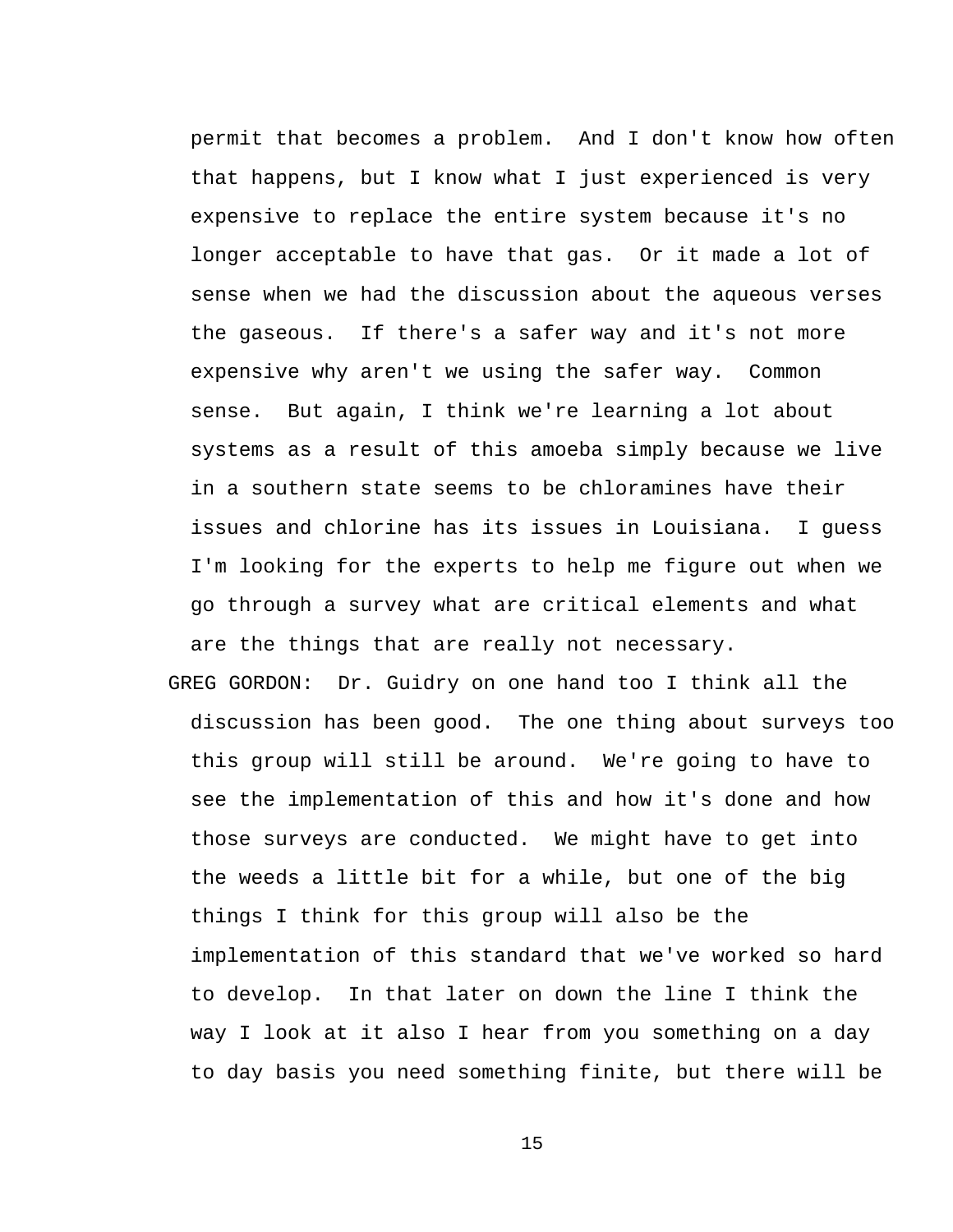permit that becomes a problem. And I don't know how often that happens, but I know what I just experienced is very expensive to replace the entire system because it's no longer acceptable to have that gas. Or it made a lot of sense when we had the discussion about the aqueous verses the gaseous. If there's a safer way and it's not more expensive why aren't we using the safer way. Common sense. But again, I think we're learning a lot about systems as a result of this amoeba simply because we live in a southern state seems to be chloramines have their issues and chlorine has its issues in Louisiana. I guess I'm looking for the experts to help me figure out when we go through a survey what are critical elements and what are the things that are really not necessary.

GREG GORDON: Dr. Guidry on one hand too I think all the discussion has been good. The one thing about surveys too this group will still be around. We're going to have to see the implementation of this and how it's done and how those surveys are conducted. We might have to get into the weeds a little bit for a while, but one of the big things I think for this group will also be the implementation of this standard that we've worked so hard to develop. In that later on down the line I think the way I look at it also I hear from you something on a day to day basis you need something finite, but there will be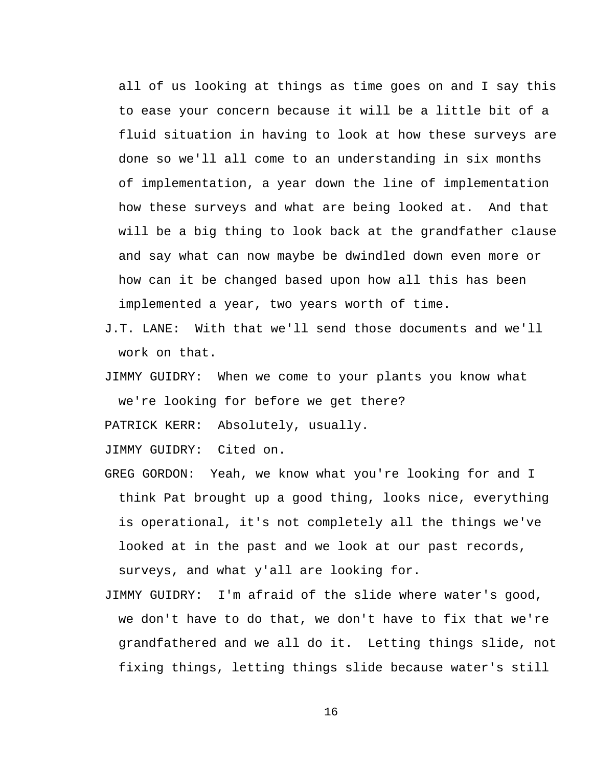all of us looking at things as time goes on and I say this to ease your concern because it will be a little bit of a fluid situation in having to look at how these surveys are done so we'll all come to an understanding in six months of implementation, a year down the line of implementation how these surveys and what are being looked at. And that will be a big thing to look back at the grandfather clause and say what can now maybe be dwindled down even more or how can it be changed based upon how all this has been implemented a year, two years worth of time.

J.T. LANE: With that we'll send those documents and we'll work on that.

JIMMY GUIDRY: When we come to your plants you know what we're looking for before we get there?

PATRICK KERR: Absolutely, usually.

JIMMY GUIDRY: Cited on.

GREG GORDON: Yeah, we know what you're looking for and I think Pat brought up a good thing, looks nice, everything is operational, it's not completely all the things we've looked at in the past and we look at our past records, surveys, and what y'all are looking for.

JIMMY GUIDRY: I'm afraid of the slide where water's good, we don't have to do that, we don't have to fix that we're grandfathered and we all do it. Letting things slide, not fixing things, letting things slide because water's still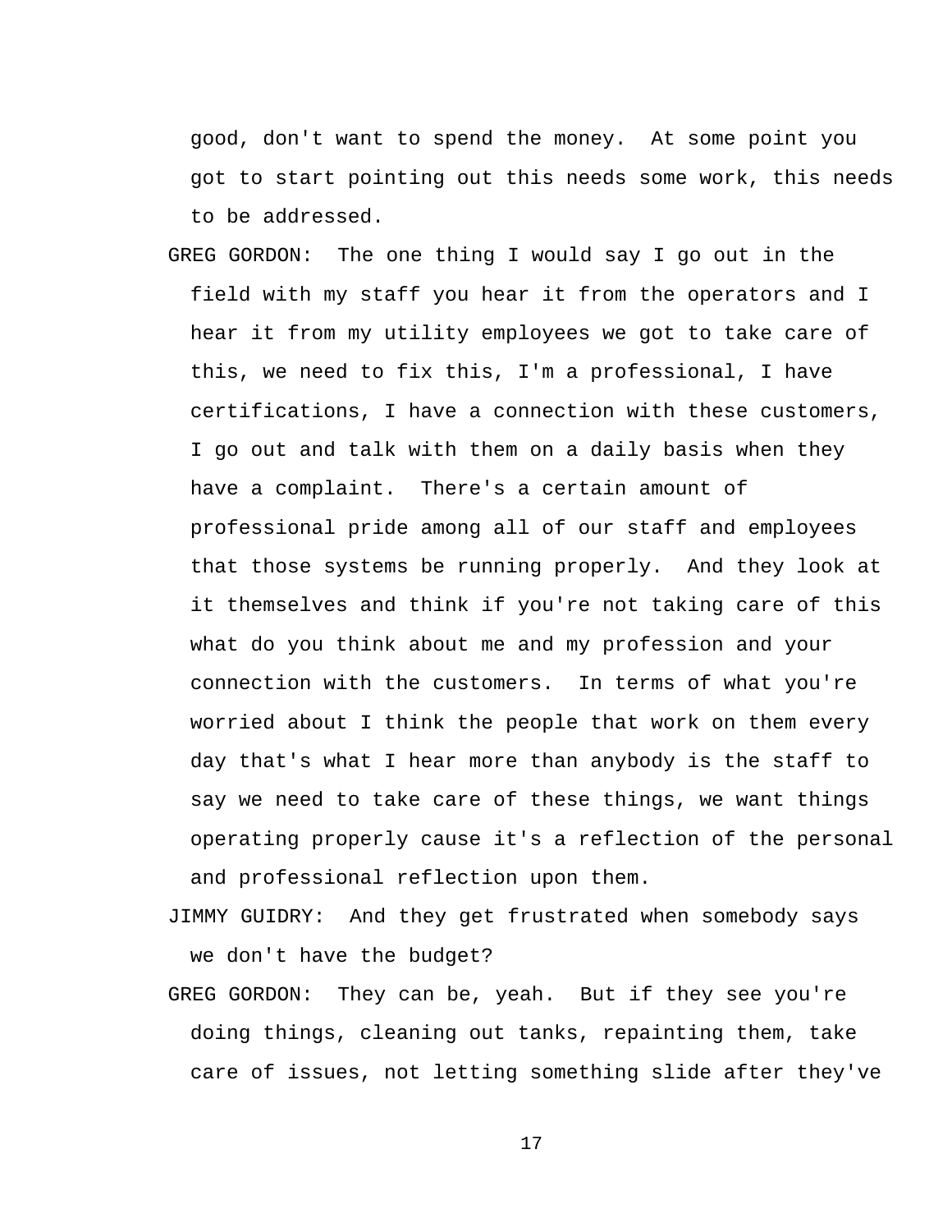good, don't want to spend the money. At some point you got to start pointing out this needs some work, this needs to be addressed.

GREG GORDON: The one thing I would say I go out in the field with my staff you hear it from the operators and I hear it from my utility employees we got to take care of this, we need to fix this, I'm a professional, I have certifications, I have a connection with these customers, I go out and talk with them on a daily basis when they have a complaint. There's a certain amount of professional pride among all of our staff and employees that those systems be running properly. And they look at it themselves and think if you're not taking care of this what do you think about me and my profession and your connection with the customers. In terms of what you're worried about I think the people that work on them every day that's what I hear more than anybody is the staff to say we need to take care of these things, we want things operating properly cause it's a reflection of the personal and professional reflection upon them.

JIMMY GUIDRY: And they get frustrated when somebody says we don't have the budget?

GREG GORDON: They can be, yeah. But if they see you're doing things, cleaning out tanks, repainting them, take care of issues, not letting something slide after they've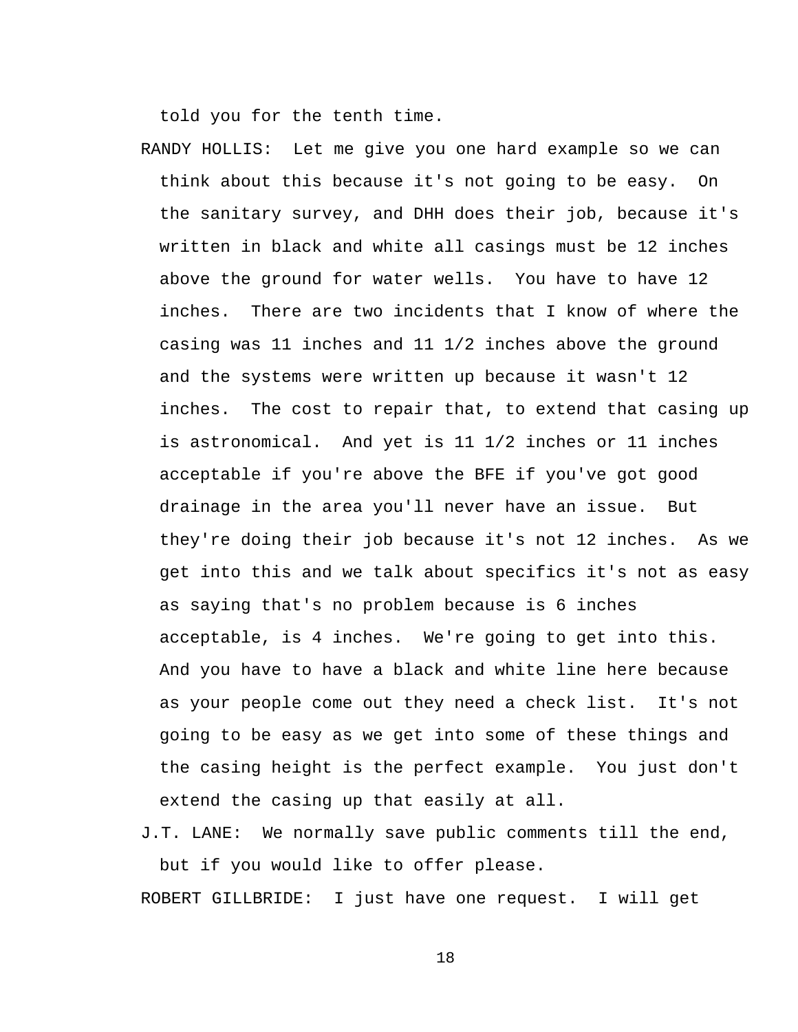told you for the tenth time.

RANDY HOLLIS: Let me give you one hard example so we can think about this because it's not going to be easy. On the sanitary survey, and DHH does their job, because it's written in black and white all casings must be 12 inches above the ground for water wells. You have to have 12 inches. There are two incidents that I know of where the casing was 11 inches and 11 1/2 inches above the ground and the systems were written up because it wasn't 12 inches. The cost to repair that, to extend that casing up is astronomical. And yet is 11 1/2 inches or 11 inches acceptable if you're above the BFE if you've got good drainage in the area you'll never have an issue. But they're doing their job because it's not 12 inches. As we get into this and we talk about specifics it's not as easy as saying that's no problem because is 6 inches acceptable, is 4 inches. We're going to get into this. And you have to have a black and white line here because as your people come out they need a check list. It's not going to be easy as we get into some of these things and the casing height is the perfect example. You just don't extend the casing up that easily at all.

J.T. LANE: We normally save public comments till the end, but if you would like to offer please.

ROBERT GILLBRIDE: I just have one request. I will get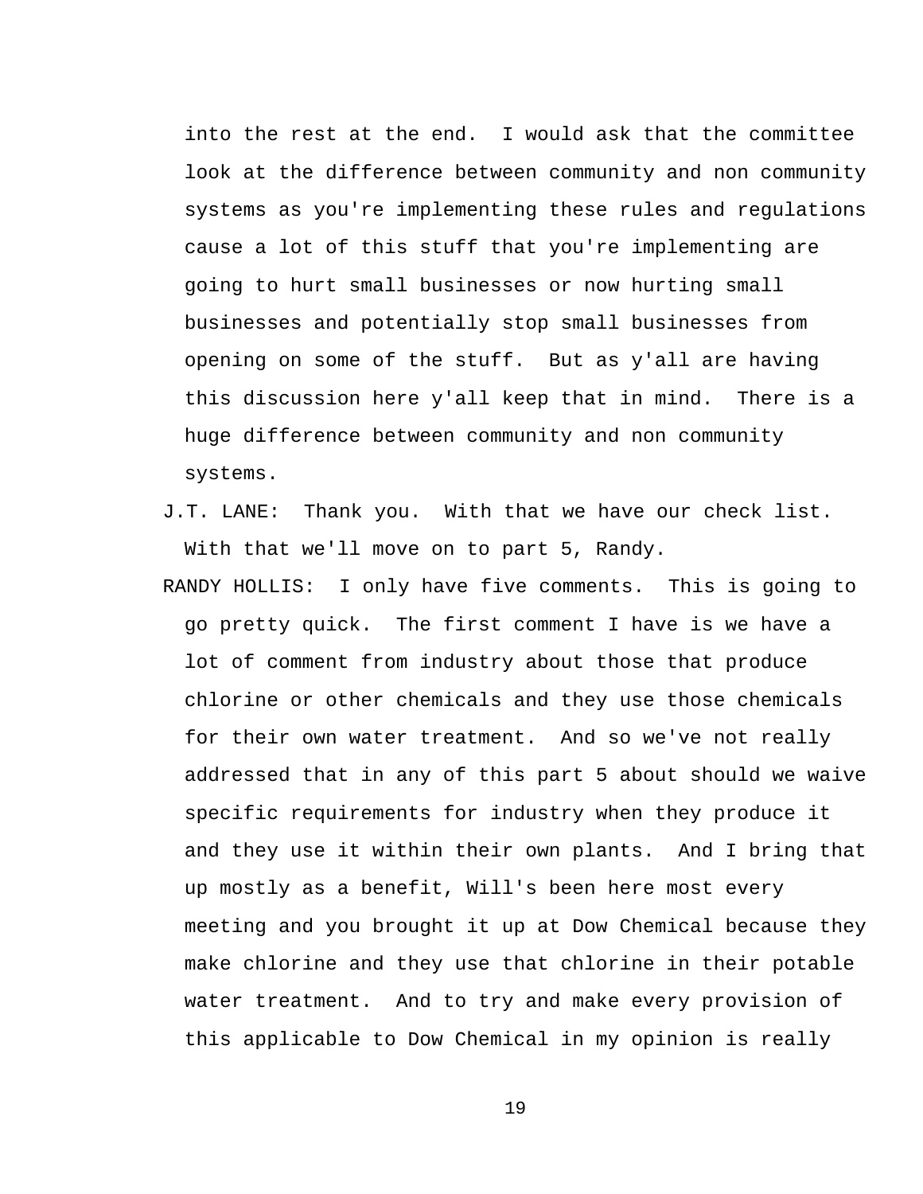into the rest at the end. I would ask that the committee look at the difference between community and non community systems as you're implementing these rules and regulations cause a lot of this stuff that you're implementing are going to hurt small businesses or now hurting small businesses and potentially stop small businesses from opening on some of the stuff. But as y'all are having this discussion here y'all keep that in mind. There is a huge difference between community and non community systems.

J.T. LANE: Thank you. With that we have our check list. With that we'll move on to part 5, Randy.

RANDY HOLLIS: I only have five comments. This is going to go pretty quick. The first comment I have is we have a lot of comment from industry about those that produce chlorine or other chemicals and they use those chemicals for their own water treatment. And so we've not really addressed that in any of this part 5 about should we waive specific requirements for industry when they produce it and they use it within their own plants. And I bring that up mostly as a benefit, Will's been here most every meeting and you brought it up at Dow Chemical because they make chlorine and they use that chlorine in their potable water treatment. And to try and make every provision of this applicable to Dow Chemical in my opinion is really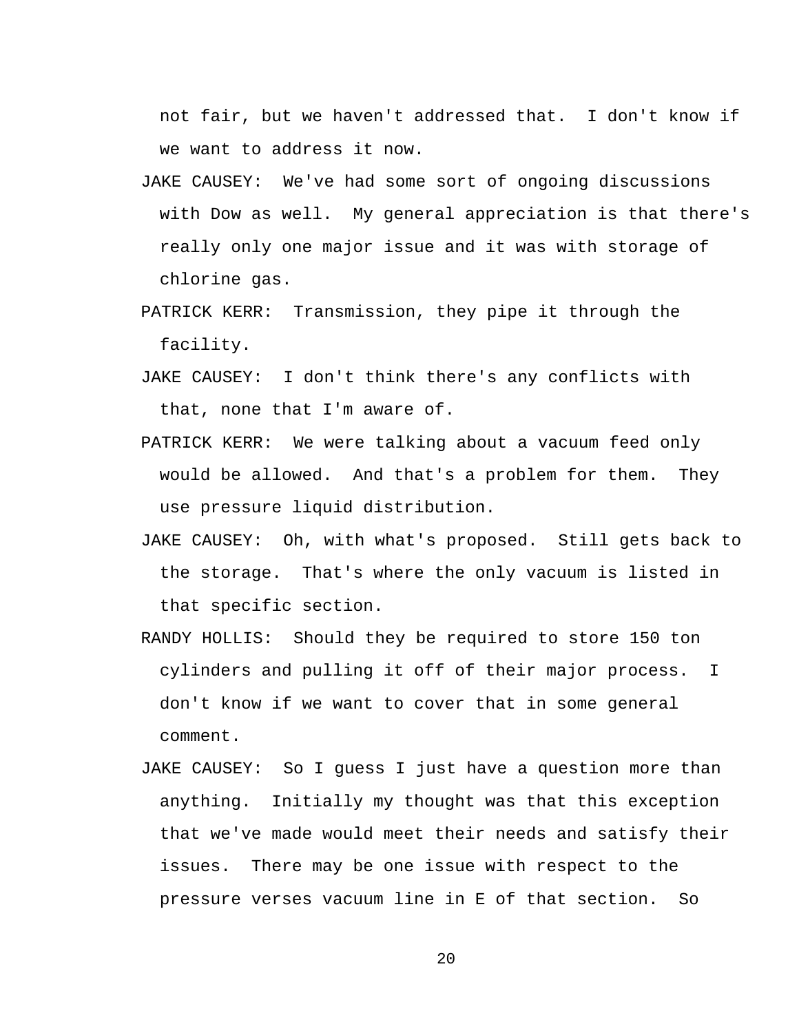not fair, but we haven't addressed that. I don't know if we want to address it now.

JAKE CAUSEY: We've had some sort of ongoing discussions with Dow as well. My general appreciation is that there's really only one major issue and it was with storage of chlorine gas.

PATRICK KERR: Transmission, they pipe it through the facility.

JAKE CAUSEY: I don't think there's any conflicts with that, none that I'm aware of.

PATRICK KERR: We were talking about a vacuum feed only would be allowed. And that's a problem for them. They use pressure liquid distribution.

JAKE CAUSEY: Oh, with what's proposed. Still gets back to the storage. That's where the only vacuum is listed in that specific section.

RANDY HOLLIS: Should they be required to store 150 ton cylinders and pulling it off of their major process. I don't know if we want to cover that in some general comment.

JAKE CAUSEY: So I guess I just have a question more than anything. Initially my thought was that this exception that we've made would meet their needs and satisfy their issues. There may be one issue with respect to the pressure verses vacuum line in E of that section. So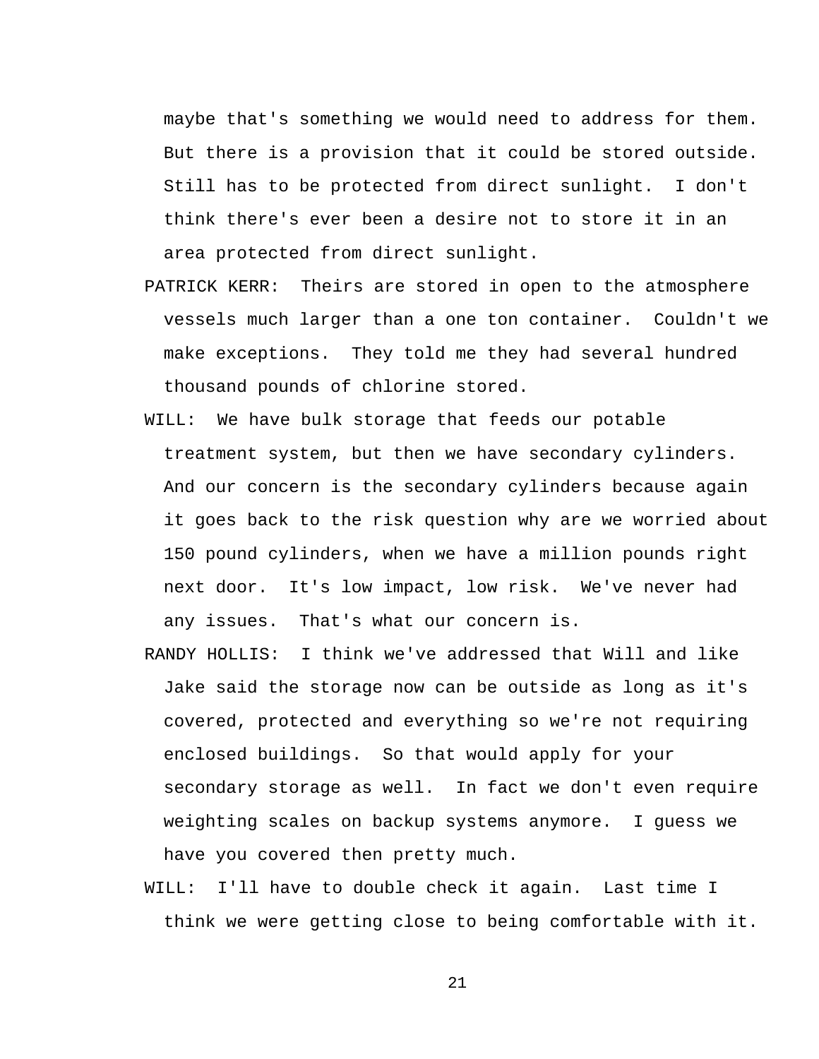maybe that's something we would need to address for them. But there is a provision that it could be stored outside. Still has to be protected from direct sunlight. I don't think there's ever been a desire not to store it in an area protected from direct sunlight.

PATRICK KERR: Theirs are stored in open to the atmosphere vessels much larger than a one ton container. Couldn't we make exceptions. They told me they had several hundred thousand pounds of chlorine stored.

WILL: We have bulk storage that feeds our potable treatment system, but then we have secondary cylinders. And our concern is the secondary cylinders because again it goes back to the risk question why are we worried about 150 pound cylinders, when we have a million pounds right next door. It's low impact, low risk. We've never had any issues. That's what our concern is.

RANDY HOLLIS: I think we've addressed that Will and like Jake said the storage now can be outside as long as it's covered, protected and everything so we're not requiring enclosed buildings. So that would apply for your secondary storage as well. In fact we don't even require weighting scales on backup systems anymore. I guess we have you covered then pretty much.

WILL: I'll have to double check it again. Last time I think we were getting close to being comfortable with it.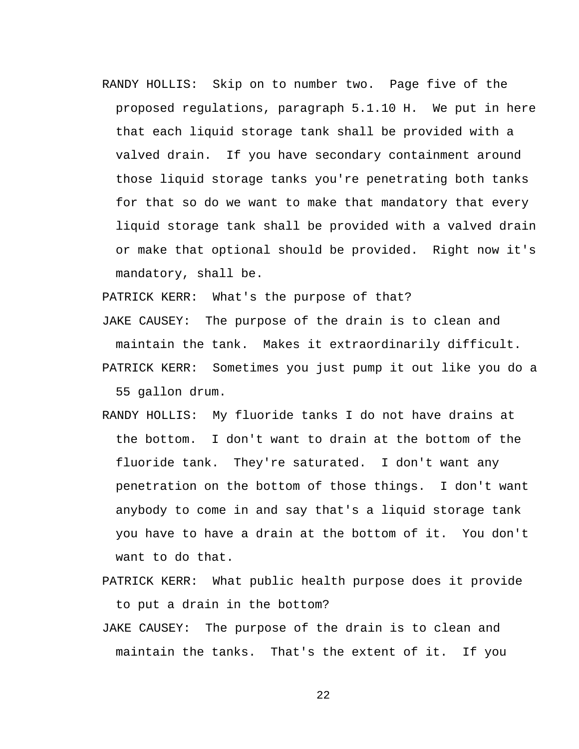RANDY HOLLIS: Skip on to number two. Page five of the proposed regulations, paragraph 5.1.10 H. We put in here that each liquid storage tank shall be provided with a valved drain. If you have secondary containment around those liquid storage tanks you're penetrating both tanks for that so do we want to make that mandatory that every liquid storage tank shall be provided with a valved drain or make that optional should be provided. Right now it's mandatory, shall be.

PATRICK KERR: What's the purpose of that?

JAKE CAUSEY: The purpose of the drain is to clean and maintain the tank. Makes it extraordinarily difficult.

PATRICK KERR: Sometimes you just pump it out like you do a 55 gallon drum.

RANDY HOLLIS: My fluoride tanks I do not have drains at the bottom. I don't want to drain at the bottom of the fluoride tank. They're saturated. I don't want any penetration on the bottom of those things. I don't want anybody to come in and say that's a liquid storage tank you have to have a drain at the bottom of it. You don't want to do that.

PATRICK KERR: What public health purpose does it provide to put a drain in the bottom?

JAKE CAUSEY: The purpose of the drain is to clean and maintain the tanks. That's the extent of it. If you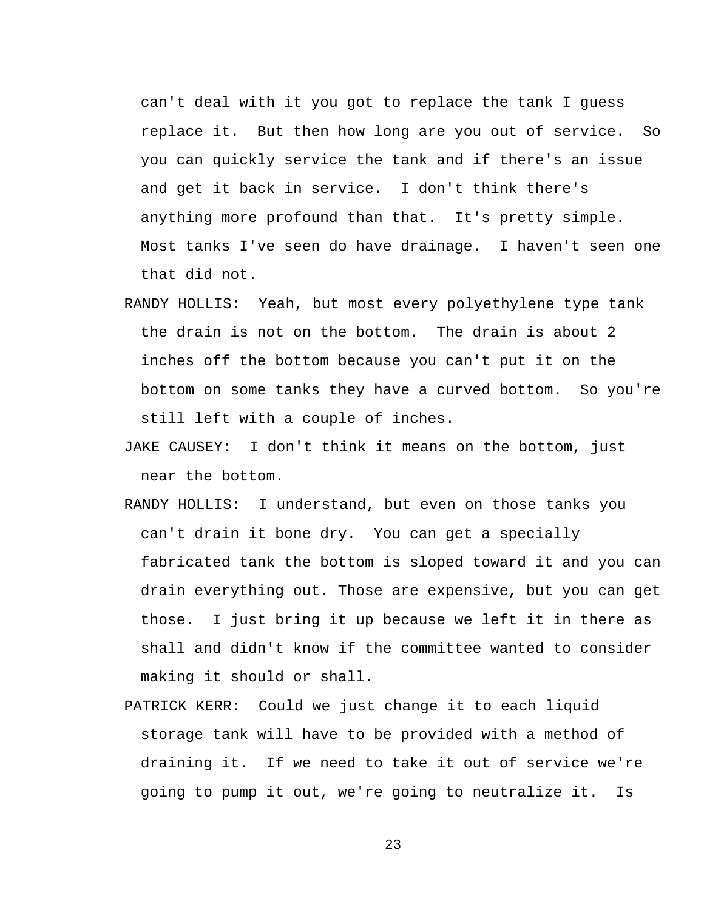can't deal with it you got to replace the tank I guess replace it.  But then how long are you out of service.  So you can quickly service the tank and if there's an issue and get it back in service.  I don't think there's anything more profound than that.  It's pretty simple.  Most tanks I've seen do have drainage.  I haven't seen one that did not.

RANDY HOLLIS:  Yeah, but most every polyethylene type tank the drain is not on the bottom.  The drain is about 2 inches off the bottom because you can't put it on the bottom on some tanks they have a curved bottom.  So you're still left with a couple of inches.

JAKE CAUSEY:  I don't think it means on the bottom, just near the bottom.

RANDY HOLLIS:  I understand, but even on those tanks you can't drain it bone dry.  You can get a specially fabricated tank the bottom is sloped toward it and you can drain everything out. Those are expensive, but you can get those.  I just bring it up because we left it in there as shall and didn't know if the committee wanted to consider making it should or shall.

PATRICK KERR:  Could we just change it to each liquid storage tank will have to be provided with a method of draining it.  If we need to take it out of service we're going to pump it out, we're going to neutralize it.  Is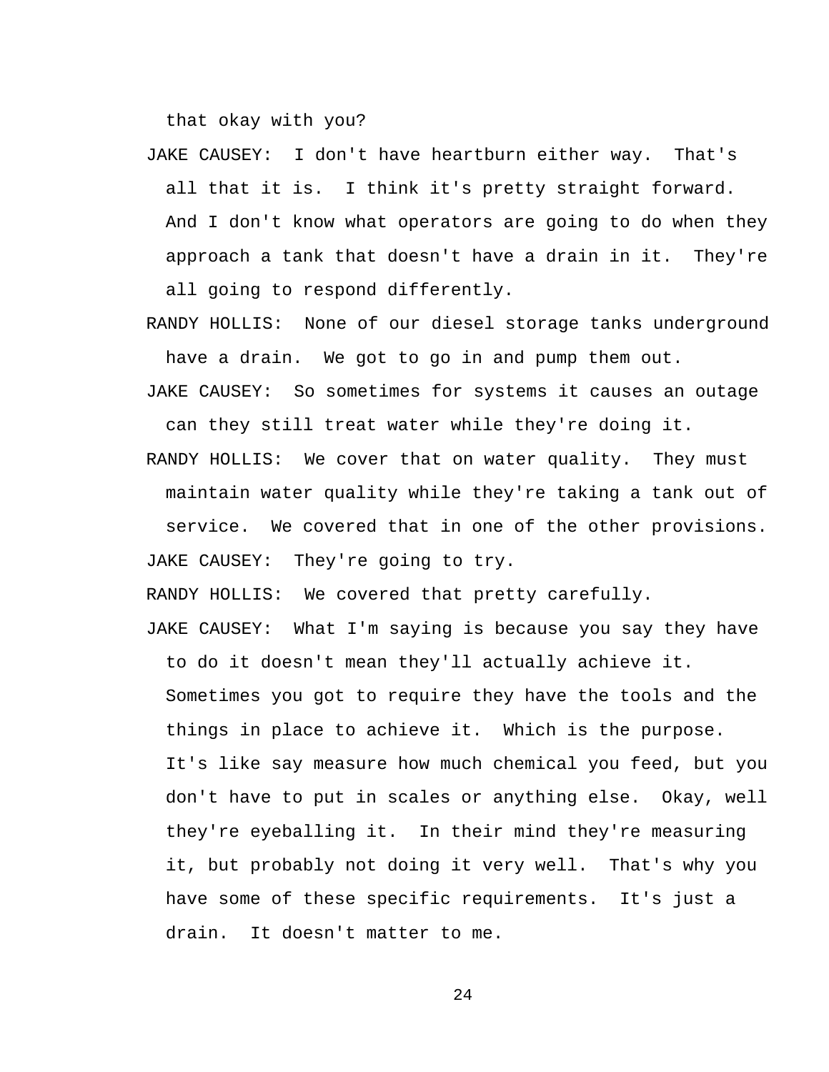that okay with you?

JAKE CAUSEY: I don't have heartburn either way. That's all that it is. I think it's pretty straight forward. And I don't know what operators are going to do when they approach a tank that doesn't have a drain in it. They're all going to respond differently.

RANDY HOLLIS: None of our diesel storage tanks underground have a drain. We got to go in and pump them out.

JAKE CAUSEY: So sometimes for systems it causes an outage can they still treat water while they're doing it.

RANDY HOLLIS: We cover that on water quality. They must maintain water quality while they're taking a tank out of service. We covered that in one of the other provisions.

JAKE CAUSEY: They're going to try.

RANDY HOLLIS: We covered that pretty carefully.

JAKE CAUSEY: What I'm saying is because you say they have to do it doesn't mean they'll actually achieve it. Sometimes you got to require they have the tools and the things in place to achieve it. Which is the purpose. It's like say measure how much chemical you feed, but you don't have to put in scales or anything else. Okay, well they're eyeballing it. In their mind they're measuring it, but probably not doing it very well. That's why you have some of these specific requirements. It's just a drain. It doesn't matter to me.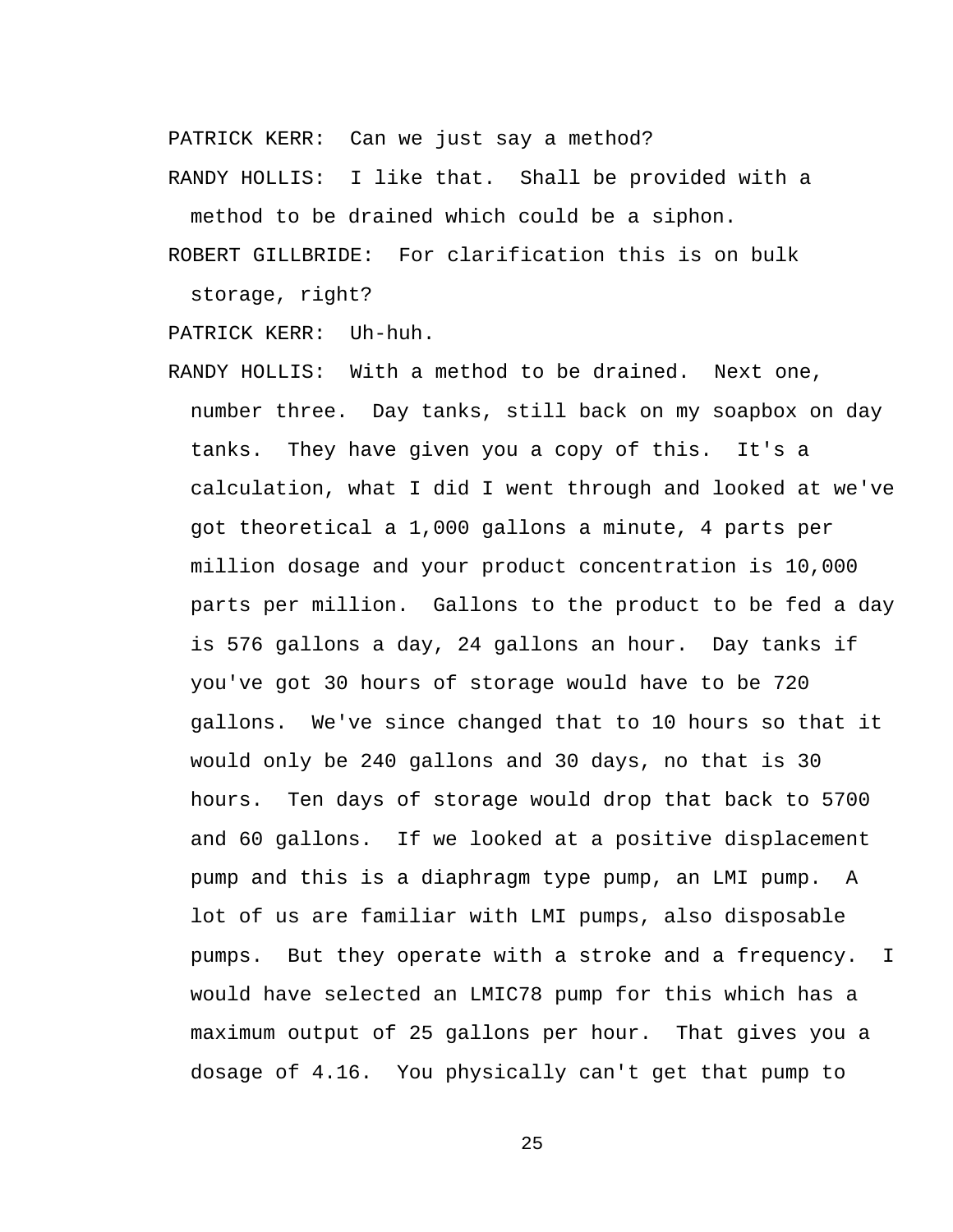PATRICK KERR: Can we just say a method?

RANDY HOLLIS: I like that. Shall be provided with a method to be drained which could be a siphon.

ROBERT GILLBRIDE: For clarification this is on bulk storage, right?

PATRICK KERR: Uh-huh.

RANDY HOLLIS: With a method to be drained. Next one, number three. Day tanks, still back on my soapbox on day tanks. They have given you a copy of this. It's a calculation, what I did I went through and looked at we've got theoretical a 1,000 gallons a minute, 4 parts per million dosage and your product concentration is 10,000 parts per million. Gallons to the product to be fed a day is 576 gallons a day, 24 gallons an hour. Day tanks if you've got 30 hours of storage would have to be 720 gallons. We've since changed that to 10 hours so that it would only be 240 gallons and 30 days, no that is 30 hours. Ten days of storage would drop that back to 5700 and 60 gallons. If we looked at a positive displacement pump and this is a diaphragm type pump, an LMI pump. A lot of us are familiar with LMI pumps, also disposable pumps. But they operate with a stroke and a frequency. I would have selected an LMIC78 pump for this which has a maximum output of 25 gallons per hour. That gives you a dosage of 4.16. You physically can't get that pump to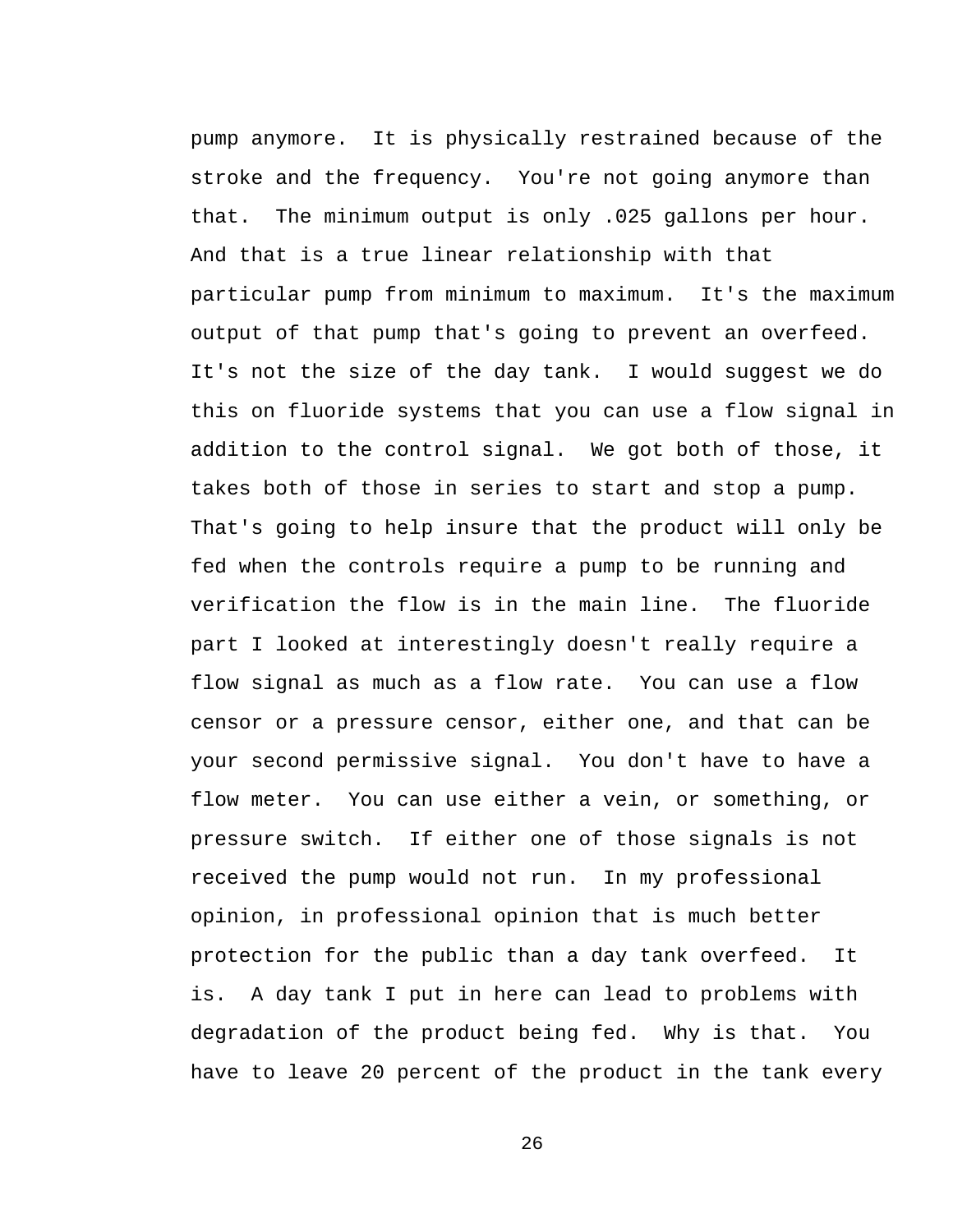pump anymore. It is physically restrained because of the stroke and the frequency. You're not going anymore than that. The minimum output is only .025 gallons per hour. And that is a true linear relationship with that particular pump from minimum to maximum. It's the maximum output of that pump that's going to prevent an overfeed. It's not the size of the day tank. I would suggest we do this on fluoride systems that you can use a flow signal in addition to the control signal. We got both of those, it takes both of those in series to start and stop a pump. That's going to help insure that the product will only be fed when the controls require a pump to be running and verification the flow is in the main line. The fluoride part I looked at interestingly doesn't really require a flow signal as much as a flow rate. You can use a flow censor or a pressure censor, either one, and that can be your second permissive signal. You don't have to have a flow meter. You can use either a vein, or something, or pressure switch. If either one of those signals is not received the pump would not run. In my professional opinion, in professional opinion that is much better protection for the public than a day tank overfeed. It is. A day tank I put in here can lead to problems with degradation of the product being fed. Why is that. You have to leave 20 percent of the product in the tank every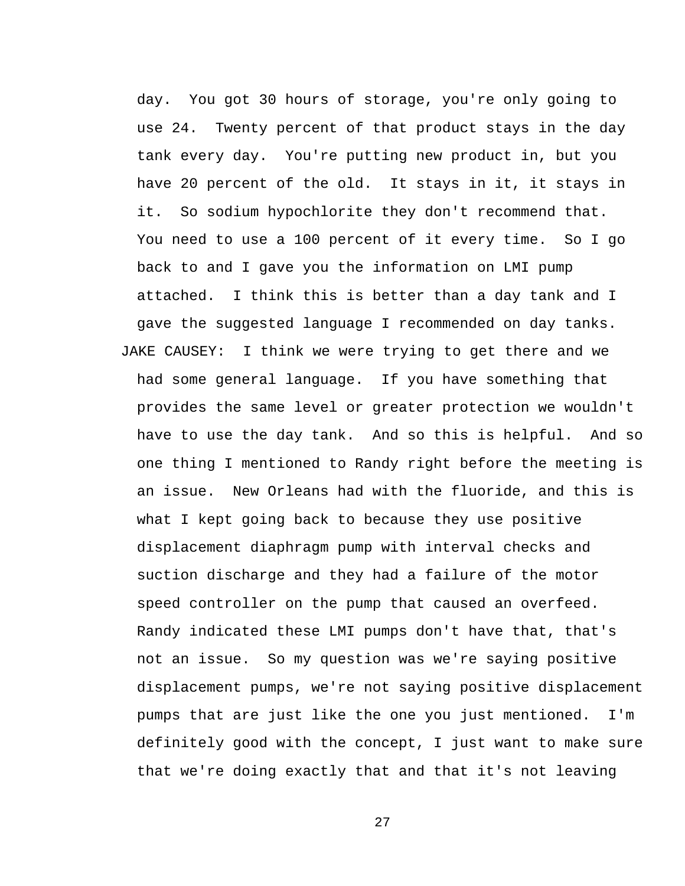day. You got 30 hours of storage, you're only going to use 24. Twenty percent of that product stays in the day tank every day. You're putting new product in, but you have 20 percent of the old. It stays in it, it stays in it. So sodium hypochlorite they don't recommend that. You need to use a 100 percent of it every time. So I go back to and I gave you the information on LMI pump attached. I think this is better than a day tank and I gave the suggested language I recommended on day tanks.

JAKE CAUSEY: I think we were trying to get there and we had some general language. If you have something that provides the same level or greater protection we wouldn't have to use the day tank. And so this is helpful. And so one thing I mentioned to Randy right before the meeting is an issue. New Orleans had with the fluoride, and this is what I kept going back to because they use positive displacement diaphragm pump with interval checks and suction discharge and they had a failure of the motor speed controller on the pump that caused an overfeed. Randy indicated these LMI pumps don't have that, that's not an issue. So my question was we're saying positive displacement pumps, we're not saying positive displacement pumps that are just like the one you just mentioned. I'm definitely good with the concept, I just want to make sure that we're doing exactly that and that it's not leaving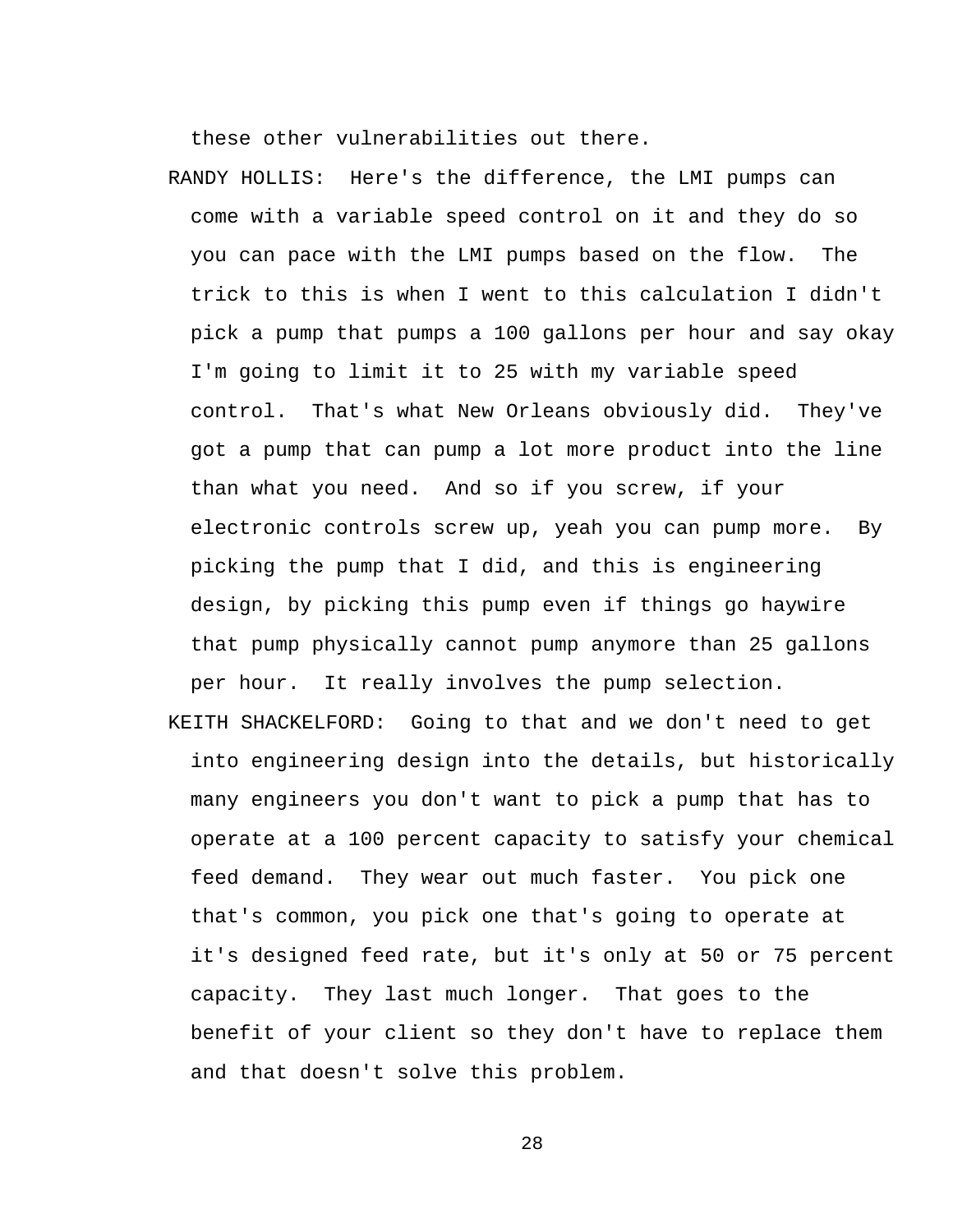these other vulnerabilities out there.

RANDY HOLLIS: Here's the difference, the LMI pumps can come with a variable speed control on it and they do so you can pace with the LMI pumps based on the flow. The trick to this is when I went to this calculation I didn't pick a pump that pumps a 100 gallons per hour and say okay I'm going to limit it to 25 with my variable speed control. That's what New Orleans obviously did. They've got a pump that can pump a lot more product into the line than what you need. And so if you screw, if your electronic controls screw up, yeah you can pump more. By picking the pump that I did, and this is engineering design, by picking this pump even if things go haywire that pump physically cannot pump anymore than 25 gallons per hour. It really involves the pump selection.

KEITH SHACKELFORD: Going to that and we don't need to get into engineering design into the details, but historically many engineers you don't want to pick a pump that has to operate at a 100 percent capacity to satisfy your chemical feed demand. They wear out much faster. You pick one that's common, you pick one that's going to operate at it's designed feed rate, but it's only at 50 or 75 percent capacity. They last much longer. That goes to the benefit of your client so they don't have to replace them and that doesn't solve this problem.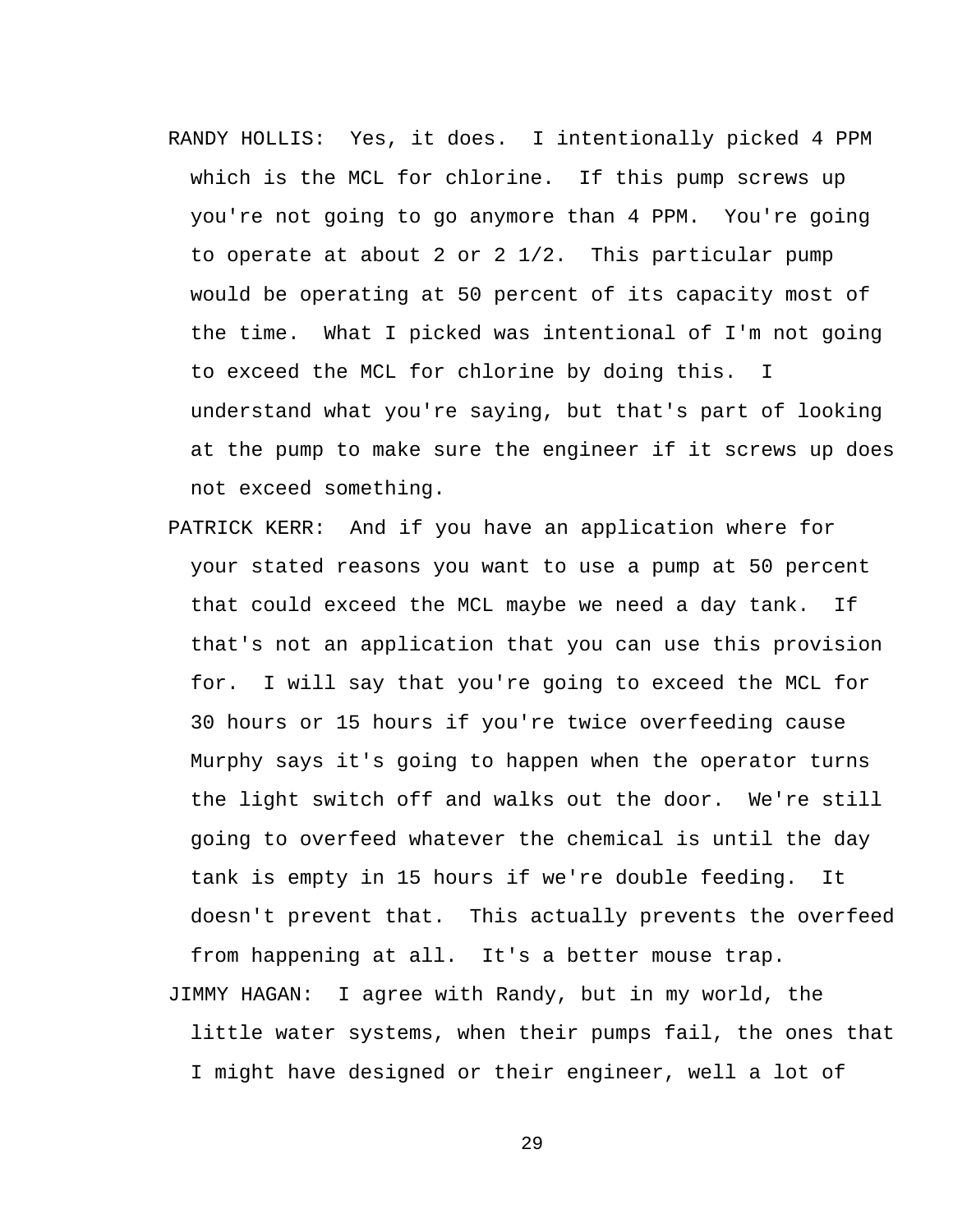RANDY HOLLIS: Yes, it does. I intentionally picked 4 PPM which is the MCL for chlorine. If this pump screws up you're not going to go anymore than 4 PPM. You're going to operate at about 2 or 2 1/2. This particular pump would be operating at 50 percent of its capacity most of the time. What I picked was intentional of I'm not going to exceed the MCL for chlorine by doing this. I understand what you're saying, but that's part of looking at the pump to make sure the engineer if it screws up does not exceed something.

PATRICK KERR: And if you have an application where for your stated reasons you want to use a pump at 50 percent that could exceed the MCL maybe we need a day tank. If that's not an application that you can use this provision for. I will say that you're going to exceed the MCL for 30 hours or 15 hours if you're twice overfeeding cause Murphy says it's going to happen when the operator turns the light switch off and walks out the door. We're still going to overfeed whatever the chemical is until the day tank is empty in 15 hours if we're double feeding. It doesn't prevent that. This actually prevents the overfeed from happening at all. It's a better mouse trap.

JIMMY HAGAN: I agree with Randy, but in my world, the little water systems, when their pumps fail, the ones that I might have designed or their engineer, well a lot of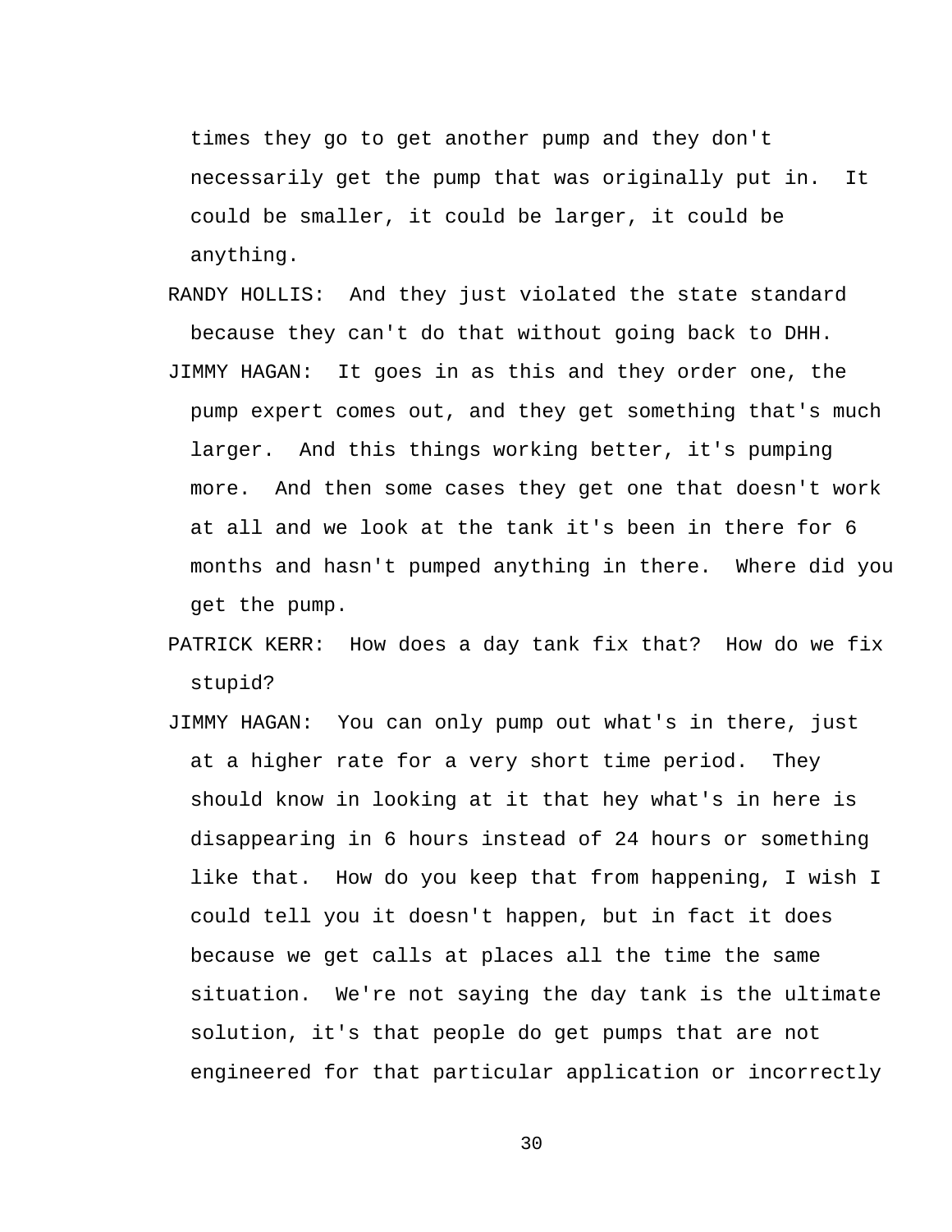times they go to get another pump and they don't necessarily get the pump that was originally put in. It could be smaller, it could be larger, it could be anything.

RANDY HOLLIS: And they just violated the state standard because they can't do that without going back to DHH.

JIMMY HAGAN: It goes in as this and they order one, the pump expert comes out, and they get something that's much larger. And this things working better, it's pumping more. And then some cases they get one that doesn't work at all and we look at the tank it's been in there for 6 months and hasn't pumped anything in there. Where did you get the pump.

PATRICK KERR: How does a day tank fix that? How do we fix stupid?

JIMMY HAGAN: You can only pump out what's in there, just at a higher rate for a very short time period. They should know in looking at it that hey what's in here is disappearing in 6 hours instead of 24 hours or something like that. How do you keep that from happening, I wish I could tell you it doesn't happen, but in fact it does because we get calls at places all the time the same situation. We're not saying the day tank is the ultimate solution, it's that people do get pumps that are not engineered for that particular application or incorrectly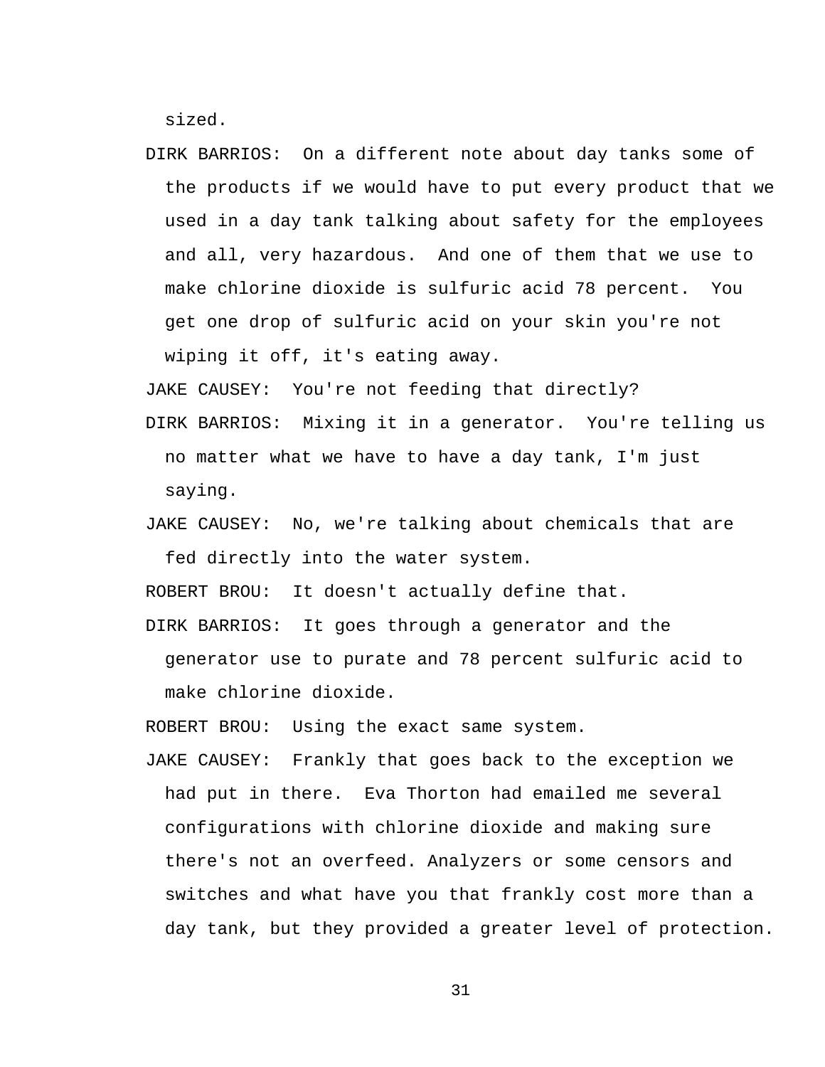sized.

DIRK BARRIOS: On a different note about day tanks some of the products if we would have to put every product that we used in a day tank talking about safety for the employees and all, very hazardous. And one of them that we use to make chlorine dioxide is sulfuric acid 78 percent. You get one drop of sulfuric acid on your skin you're not wiping it off, it's eating away.

JAKE CAUSEY: You're not feeding that directly?

DIRK BARRIOS: Mixing it in a generator. You're telling us no matter what we have to have a day tank, I'm just saying.

JAKE CAUSEY: No, we're talking about chemicals that are fed directly into the water system.

ROBERT BROU: It doesn't actually define that.

DIRK BARRIOS: It goes through a generator and the generator use to purate and 78 percent sulfuric acid to make chlorine dioxide.

ROBERT BROU: Using the exact same system.

JAKE CAUSEY: Frankly that goes back to the exception we had put in there. Eva Thorton had emailed me several configurations with chlorine dioxide and making sure there's not an overfeed. Analyzers or some censors and switches and what have you that frankly cost more than a day tank, but they provided a greater level of protection.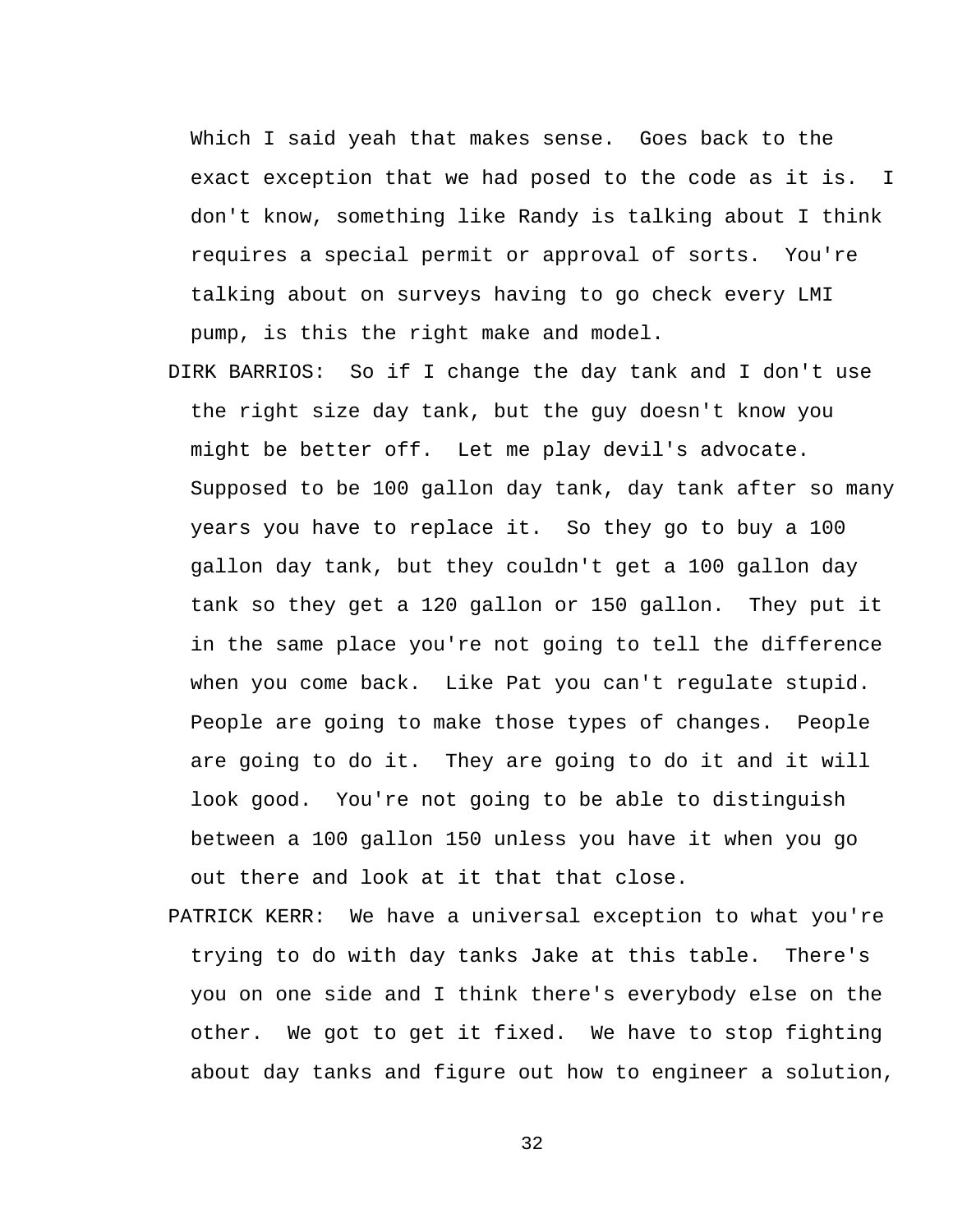Which I said yeah that makes sense. Goes back to the exact exception that we had posed to the code as it is. I don't know, something like Randy is talking about I think requires a special permit or approval of sorts. You're talking about on surveys having to go check every LMI pump, is this the right make and model.

DIRK BARRIOS: So if I change the day tank and I don't use the right size day tank, but the guy doesn't know you might be better off. Let me play devil's advocate. Supposed to be 100 gallon day tank, day tank after so many years you have to replace it. So they go to buy a 100 gallon day tank, but they couldn't get a 100 gallon day tank so they get a 120 gallon or 150 gallon. They put it in the same place you're not going to tell the difference when you come back. Like Pat you can't regulate stupid. People are going to make those types of changes. People are going to do it. They are going to do it and it will look good. You're not going to be able to distinguish between a 100 gallon 150 unless you have it when you go out there and look at it that that close.

PATRICK KERR: We have a universal exception to what you're trying to do with day tanks Jake at this table. There's you on one side and I think there's everybody else on the other. We got to get it fixed. We have to stop fighting about day tanks and figure out how to engineer a solution,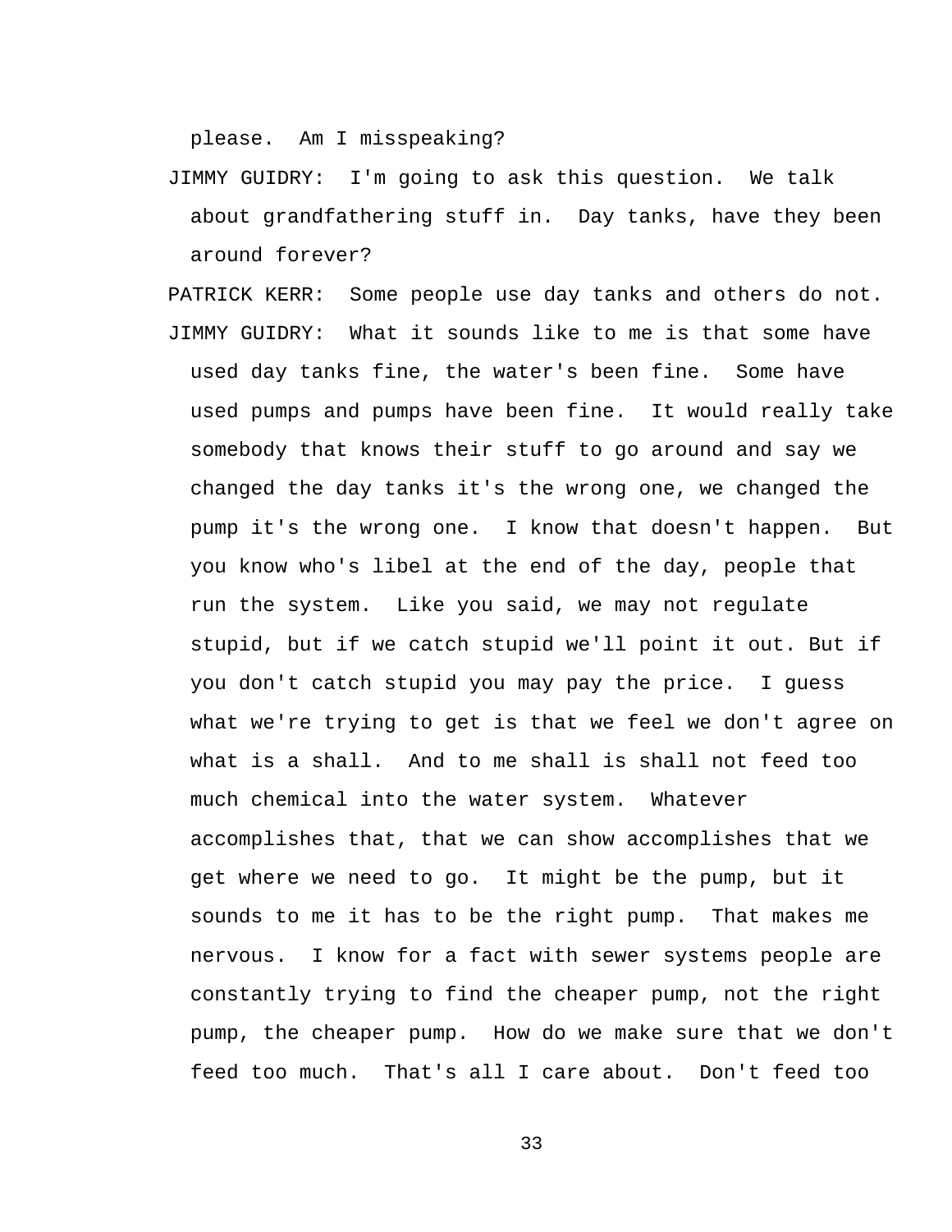please. Am I misspeaking?

JIMMY GUIDRY: I'm going to ask this question. We talk about grandfathering stuff in. Day tanks, have they been around forever?

PATRICK KERR: Some people use day tanks and others do not.

JIMMY GUIDRY: What it sounds like to me is that some have used day tanks fine, the water's been fine. Some have used pumps and pumps have been fine. It would really take somebody that knows their stuff to go around and say we changed the day tanks it's the wrong one, we changed the pump it's the wrong one. I know that doesn't happen. But you know who's libel at the end of the day, people that run the system. Like you said, we may not regulate stupid, but if we catch stupid we'll point it out. But if you don't catch stupid you may pay the price. I guess what we're trying to get is that we feel we don't agree on what is a shall. And to me shall is shall not feed too much chemical into the water system. Whatever accomplishes that, that we can show accomplishes that we get where we need to go. It might be the pump, but it sounds to me it has to be the right pump. That makes me nervous. I know for a fact with sewer systems people are constantly trying to find the cheaper pump, not the right pump, the cheaper pump. How do we make sure that we don't feed too much. That's all I care about. Don't feed too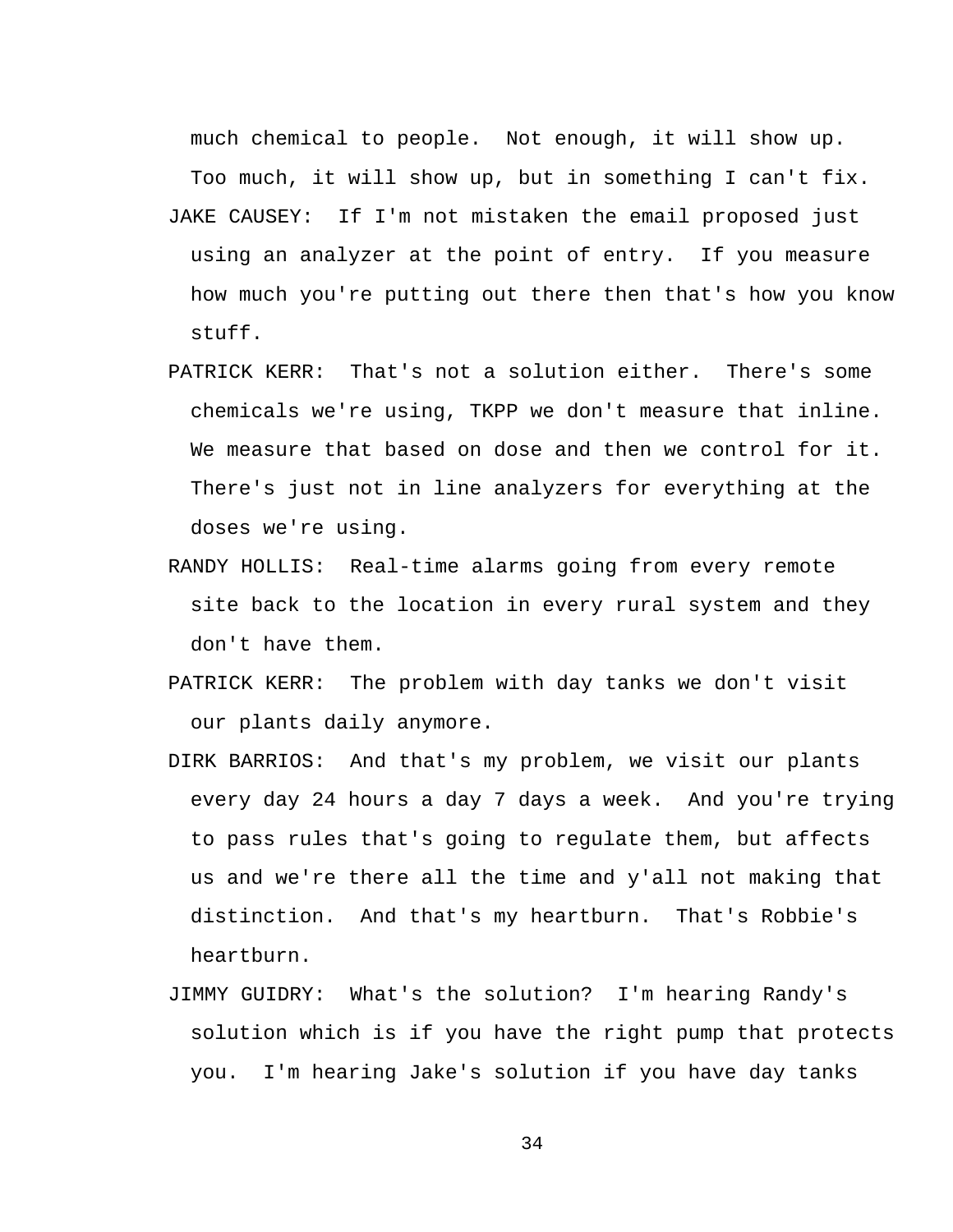much chemical to people. Not enough, it will show up. Too much, it will show up, but in something I can't fix.

JAKE CAUSEY: If I'm not mistaken the email proposed just using an analyzer at the point of entry. If you measure how much you're putting out there then that's how you know stuff.

PATRICK KERR: That's not a solution either. There's some chemicals we're using, TKPP we don't measure that inline. We measure that based on dose and then we control for it. There's just not in line analyzers for everything at the doses we're using.

RANDY HOLLIS: Real-time alarms going from every remote site back to the location in every rural system and they don't have them.

PATRICK KERR: The problem with day tanks we don't visit our plants daily anymore.

DIRK BARRIOS: And that's my problem, we visit our plants every day 24 hours a day 7 days a week. And you're trying to pass rules that's going to regulate them, but affects us and we're there all the time and y'all not making that distinction. And that's my heartburn. That's Robbie's heartburn.

JIMMY GUIDRY: What's the solution? I'm hearing Randy's solution which is if you have the right pump that protects you. I'm hearing Jake's solution if you have day tanks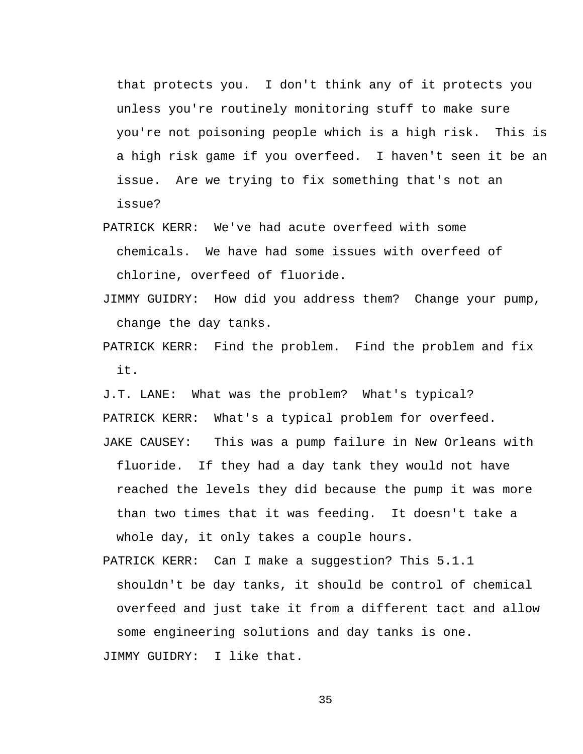that protects you. I don't think any of it protects you unless you're routinely monitoring stuff to make sure you're not poisoning people which is a high risk. This is a high risk game if you overfeed. I haven't seen it be an issue. Are we trying to fix something that's not an issue?

PATRICK KERR: We've had acute overfeed with some chemicals. We have had some issues with overfeed of chlorine, overfeed of fluoride.

JIMMY GUIDRY: How did you address them? Change your pump, change the day tanks.

PATRICK KERR: Find the problem. Find the problem and fix it.

J.T. LANE: What was the problem? What's typical?

PATRICK KERR: What's a typical problem for overfeed.

JAKE CAUSEY: This was a pump failure in New Orleans with fluoride. If they had a day tank they would not have reached the levels they did because the pump it was more than two times that it was feeding. It doesn't take a whole day, it only takes a couple hours.

PATRICK KERR: Can I make a suggestion? This 5.1.1 shouldn't be day tanks, it should be control of chemical overfeed and just take it from a different tact and allow some engineering solutions and day tanks is one.

JIMMY GUIDRY: I like that.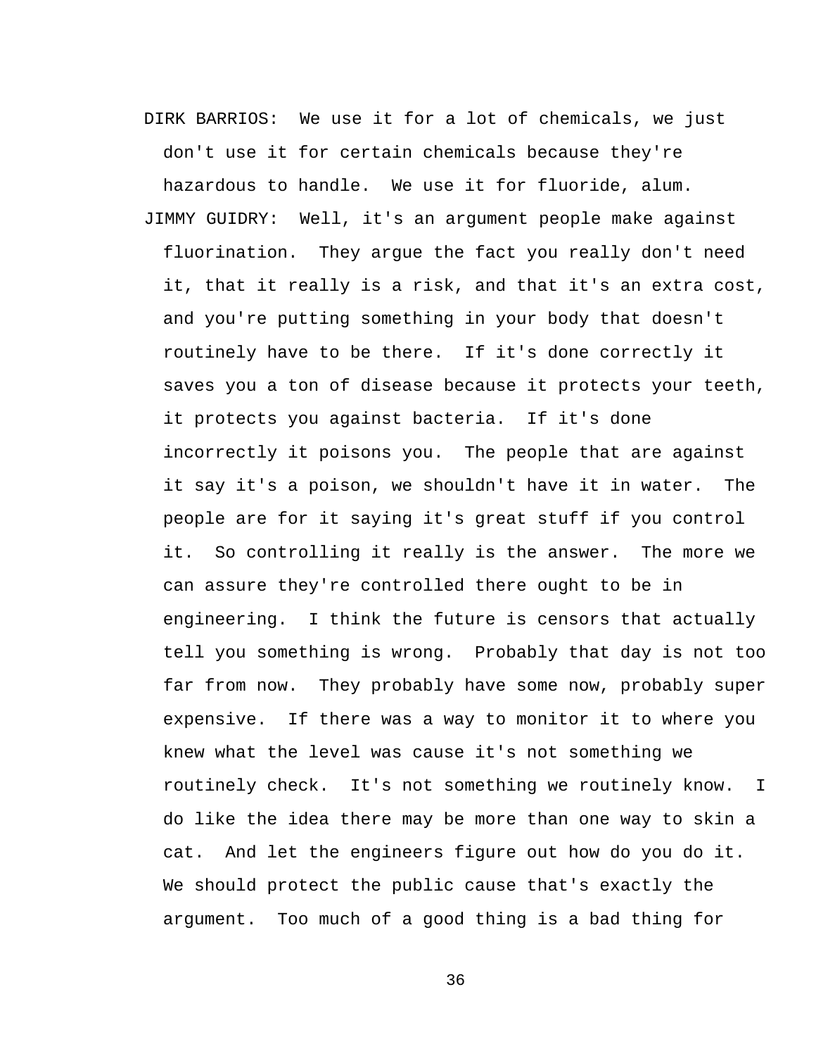DIRK BARRIOS: We use it for a lot of chemicals, we just don't use it for certain chemicals because they're hazardous to handle. We use it for fluoride, alum.

JIMMY GUIDRY: Well, it's an argument people make against fluorination. They argue the fact you really don't need it, that it really is a risk, and that it's an extra cost, and you're putting something in your body that doesn't routinely have to be there. If it's done correctly it saves you a ton of disease because it protects your teeth, it protects you against bacteria. If it's done incorrectly it poisons you. The people that are against it say it's a poison, we shouldn't have it in water. The people are for it saying it's great stuff if you control it. So controlling it really is the answer. The more we can assure they're controlled there ought to be in engineering. I think the future is censors that actually tell you something is wrong. Probably that day is not too far from now. They probably have some now, probably super expensive. If there was a way to monitor it to where you knew what the level was cause it's not something we routinely check. It's not something we routinely know. I do like the idea there may be more than one way to skin a cat. And let the engineers figure out how do you do it. We should protect the public cause that's exactly the argument. Too much of a good thing is a bad thing for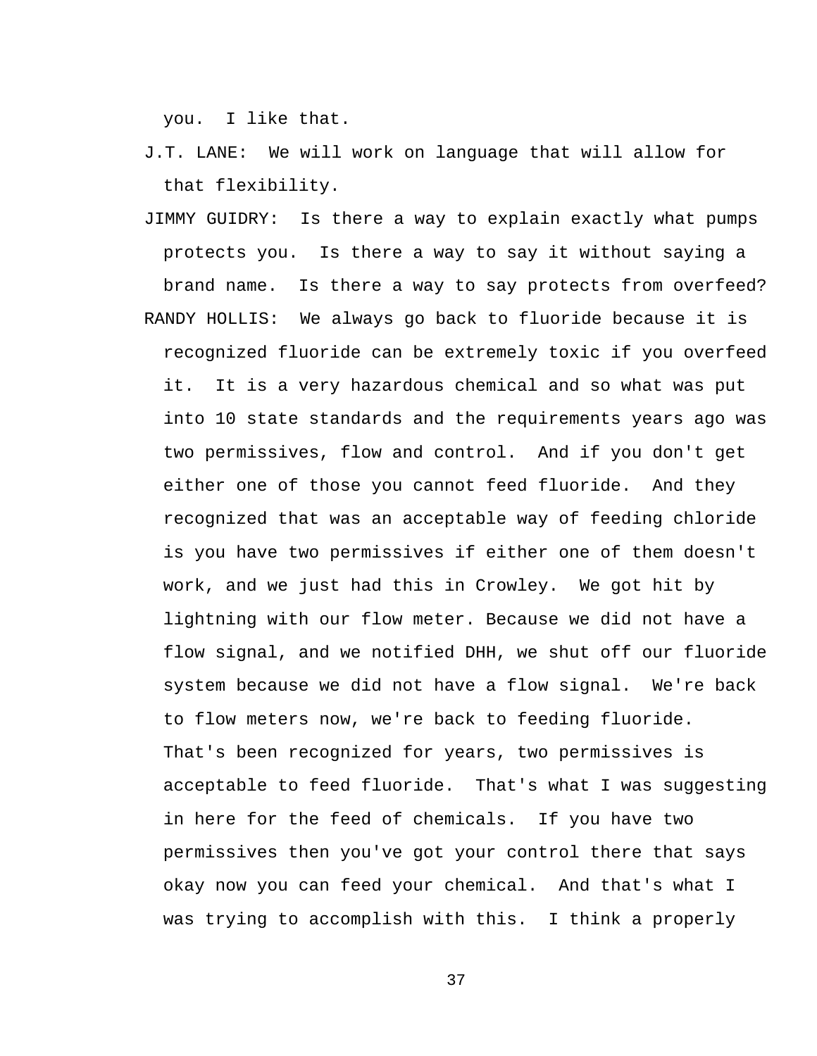you. I like that.

J.T. LANE: We will work on language that will allow for that flexibility.

JIMMY GUIDRY: Is there a way to explain exactly what pumps protects you. Is there a way to say it without saying a brand name. Is there a way to say protects from overfeed?

RANDY HOLLIS: We always go back to fluoride because it is recognized fluoride can be extremely toxic if you overfeed it. It is a very hazardous chemical and so what was put into 10 state standards and the requirements years ago was two permissives, flow and control. And if you don't get either one of those you cannot feed fluoride. And they recognized that was an acceptable way of feeding chloride is you have two permissives if either one of them doesn't work, and we just had this in Crowley. We got hit by lightning with our flow meter. Because we did not have a flow signal, and we notified DHH, we shut off our fluoride system because we did not have a flow signal. We're back to flow meters now, we're back to feeding fluoride. That's been recognized for years, two permissives is acceptable to feed fluoride. That's what I was suggesting in here for the feed of chemicals. If you have two permissives then you've got your control there that says okay now you can feed your chemical. And that's what I was trying to accomplish with this. I think a properly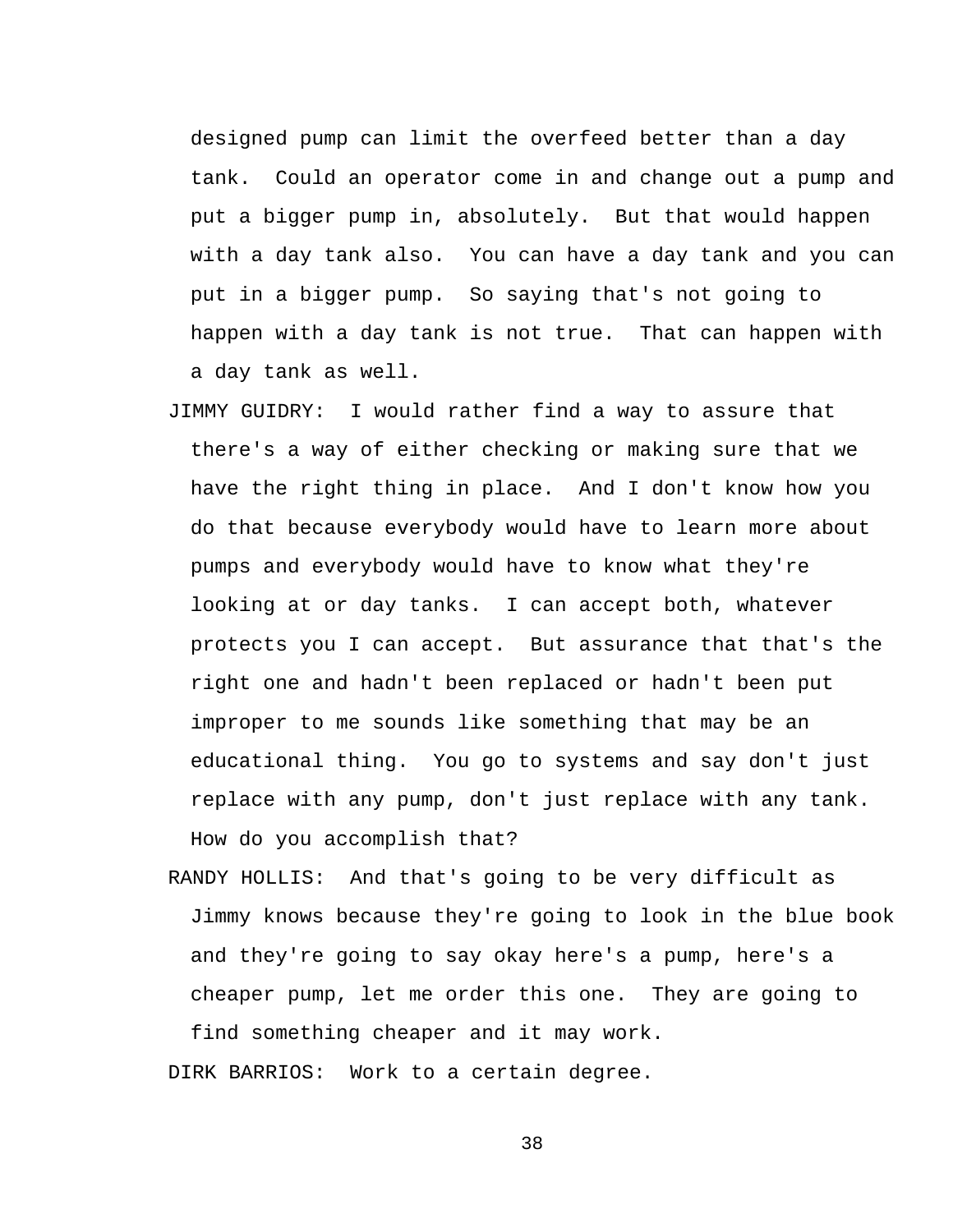designed pump can limit the overfeed better than a day tank. Could an operator come in and change out a pump and put a bigger pump in, absolutely. But that would happen with a day tank also. You can have a day tank and you can put in a bigger pump. So saying that's not going to happen with a day tank is not true. That can happen with a day tank as well.

JIMMY GUIDRY: I would rather find a way to assure that there's a way of either checking or making sure that we have the right thing in place. And I don't know how you do that because everybody would have to learn more about pumps and everybody would have to know what they're looking at or day tanks. I can accept both, whatever protects you I can accept. But assurance that that's the right one and hadn't been replaced or hadn't been put improper to me sounds like something that may be an educational thing. You go to systems and say don't just replace with any pump, don't just replace with any tank. How do you accomplish that?

RANDY HOLLIS: And that's going to be very difficult as Jimmy knows because they're going to look in the blue book and they're going to say okay here's a pump, here's a cheaper pump, let me order this one. They are going to find something cheaper and it may work.

DIRK BARRIOS: Work to a certain degree.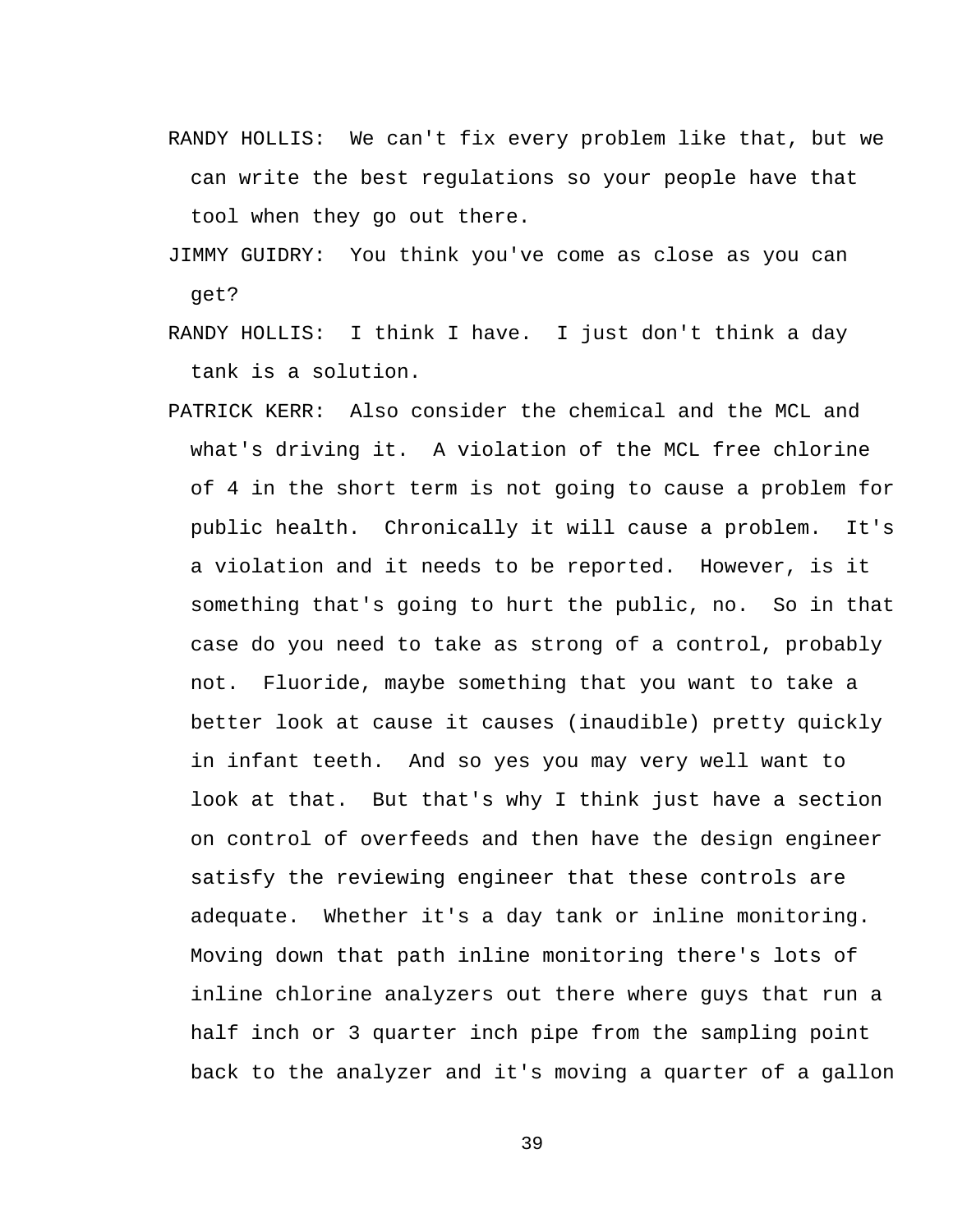RANDY HOLLIS: We can't fix every problem like that, but we can write the best regulations so your people have that tool when they go out there.

JIMMY GUIDRY: You think you've come as close as you can get?

RANDY HOLLIS: I think I have. I just don't think a day tank is a solution.

PATRICK KERR: Also consider the chemical and the MCL and what's driving it. A violation of the MCL free chlorine of 4 in the short term is not going to cause a problem for public health. Chronically it will cause a problem. It's a violation and it needs to be reported. However, is it something that's going to hurt the public, no. So in that case do you need to take as strong of a control, probably not. Fluoride, maybe something that you want to take a better look at cause it causes (inaudible) pretty quickly in infant teeth. And so yes you may very well want to look at that. But that's why I think just have a section on control of overfeeds and then have the design engineer satisfy the reviewing engineer that these controls are adequate. Whether it's a day tank or inline monitoring. Moving down that path inline monitoring there's lots of inline chlorine analyzers out there where guys that run a half inch or 3 quarter inch pipe from the sampling point back to the analyzer and it's moving a quarter of a gallon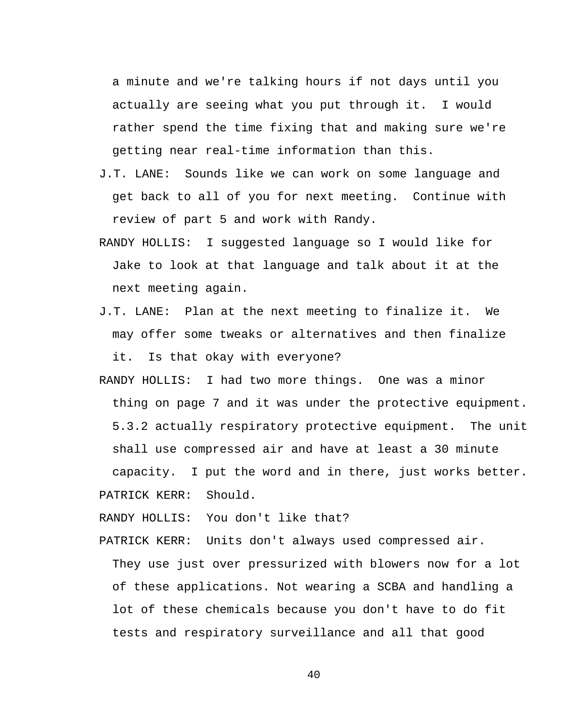a minute and we're talking hours if not days until you actually are seeing what you put through it. I would rather spend the time fixing that and making sure we're getting near real-time information than this.

J.T. LANE: Sounds like we can work on some language and get back to all of you for next meeting. Continue with review of part 5 and work with Randy.

RANDY HOLLIS: I suggested language so I would like for Jake to look at that language and talk about it at the next meeting again.

J.T. LANE: Plan at the next meeting to finalize it. We may offer some tweaks or alternatives and then finalize it. Is that okay with everyone?

RANDY HOLLIS: I had two more things. One was a minor thing on page 7 and it was under the protective equipment. 5.3.2 actually respiratory protective equipment. The unit shall use compressed air and have at least a 30 minute capacity. I put the word and in there, just works better.

PATRICK KERR: Should.

RANDY HOLLIS: You don't like that?

PATRICK KERR: Units don't always used compressed air. They use just over pressurized with blowers now for a lot of these applications. Not wearing a SCBA and handling a lot of these chemicals because you don't have to do fit tests and respiratory surveillance and all that good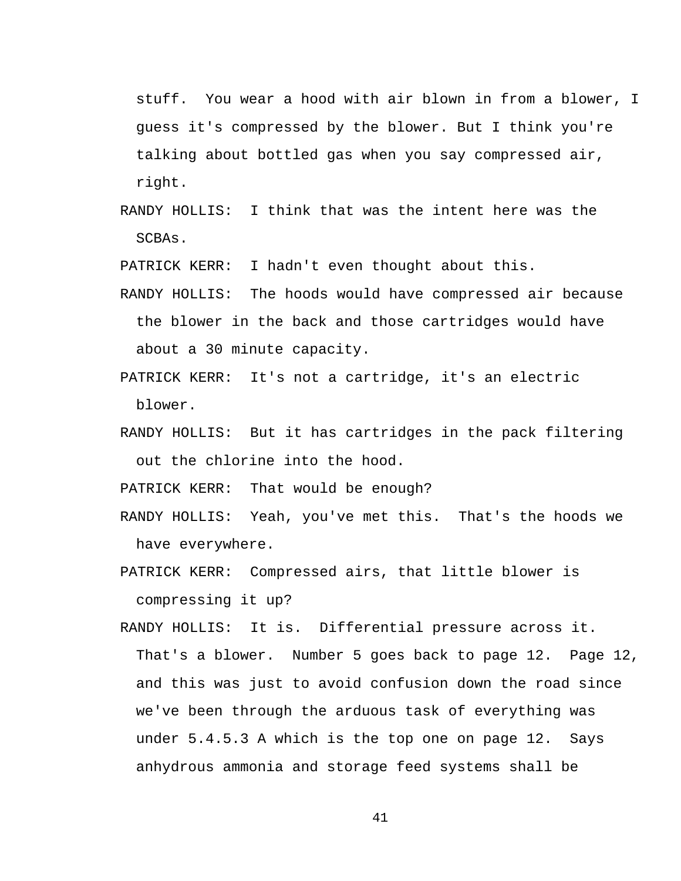stuff. You wear a hood with air blown in from a blower, I guess it's compressed by the blower. But I think you're talking about bottled gas when you say compressed air, right.

RANDY HOLLIS: I think that was the intent here was the SCBAs.

PATRICK KERR: I hadn't even thought about this.

RANDY HOLLIS: The hoods would have compressed air because the blower in the back and those cartridges would have about a 30 minute capacity.

PATRICK KERR: It's not a cartridge, it's an electric blower.

RANDY HOLLIS: But it has cartridges in the pack filtering out the chlorine into the hood.

PATRICK KERR: That would be enough?

RANDY HOLLIS: Yeah, you've met this. That's the hoods we have everywhere.

PATRICK KERR: Compressed airs, that little blower is compressing it up?

RANDY HOLLIS: It is. Differential pressure across it. That's a blower. Number 5 goes back to page 12. Page 12, and this was just to avoid confusion down the road since we've been through the arduous task of everything was under 5.4.5.3 A which is the top one on page 12. Says anhydrous ammonia and storage feed systems shall be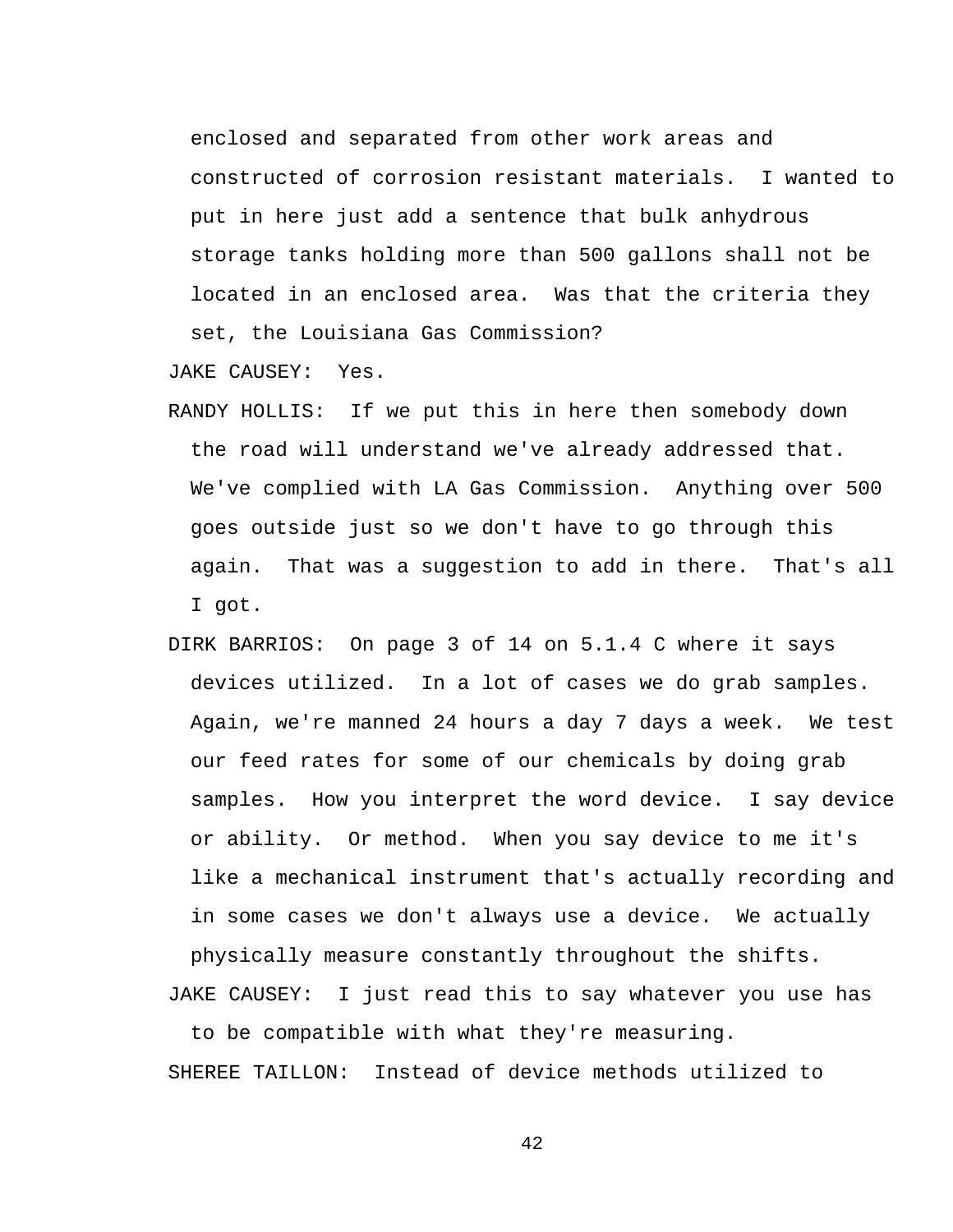enclosed and separated from other work areas and constructed of corrosion resistant materials. I wanted to put in here just add a sentence that bulk anhydrous storage tanks holding more than 500 gallons shall not be located in an enclosed area. Was that the criteria they set, the Louisiana Gas Commission?

JAKE CAUSEY: Yes.

RANDY HOLLIS: If we put this in here then somebody down the road will understand we've already addressed that. We've complied with LA Gas Commission. Anything over 500 goes outside just so we don't have to go through this again. That was a suggestion to add in there. That's all I got.

DIRK BARRIOS: On page 3 of 14 on 5.1.4 C where it says devices utilized. In a lot of cases we do grab samples. Again, we're manned 24 hours a day 7 days a week. We test our feed rates for some of our chemicals by doing grab samples. How you interpret the word device. I say device or ability. Or method. When you say device to me it's like a mechanical instrument that's actually recording and in some cases we don't always use a device. We actually physically measure constantly throughout the shifts.

JAKE CAUSEY: I just read this to say whatever you use has to be compatible with what they're measuring.

SHEREE TAILLON: Instead of device methods utilized to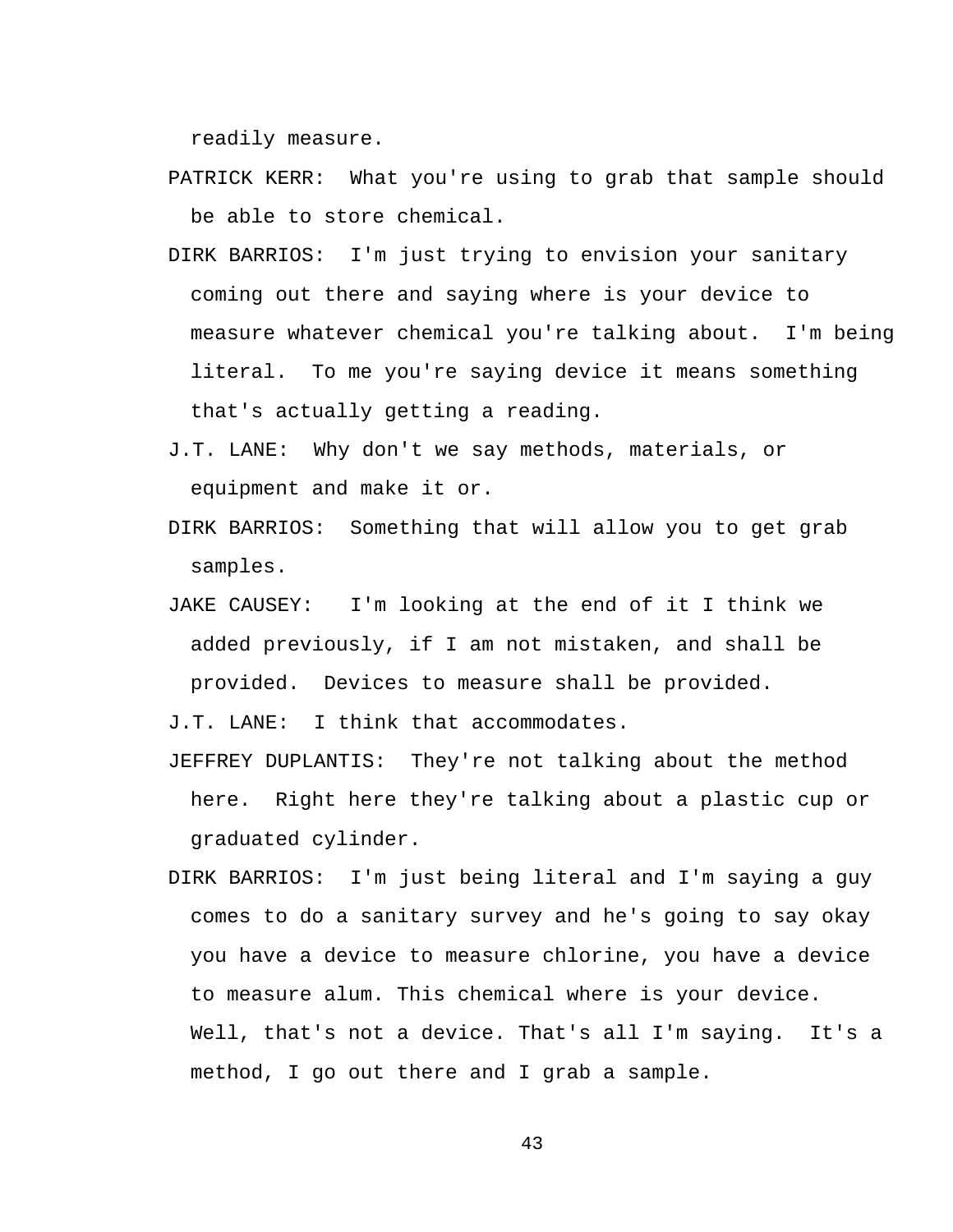readily measure.

PATRICK KERR: What you're using to grab that sample should be able to store chemical.

DIRK BARRIOS: I'm just trying to envision your sanitary coming out there and saying where is your device to measure whatever chemical you're talking about. I'm being literal. To me you're saying device it means something that's actually getting a reading.

J.T. LANE: Why don't we say methods, materials, or equipment and make it or.

DIRK BARRIOS: Something that will allow you to get grab samples.

JAKE CAUSEY: I'm looking at the end of it I think we added previously, if I am not mistaken, and shall be provided. Devices to measure shall be provided.

J.T. LANE: I think that accommodates.

JEFFREY DUPLANTIS: They're not talking about the method here. Right here they're talking about a plastic cup or graduated cylinder.

DIRK BARRIOS: I'm just being literal and I'm saying a guy comes to do a sanitary survey and he's going to say okay you have a device to measure chlorine, you have a device to measure alum. This chemical where is your device. Well, that's not a device. That's all I'm saying. It's a method, I go out there and I grab a sample.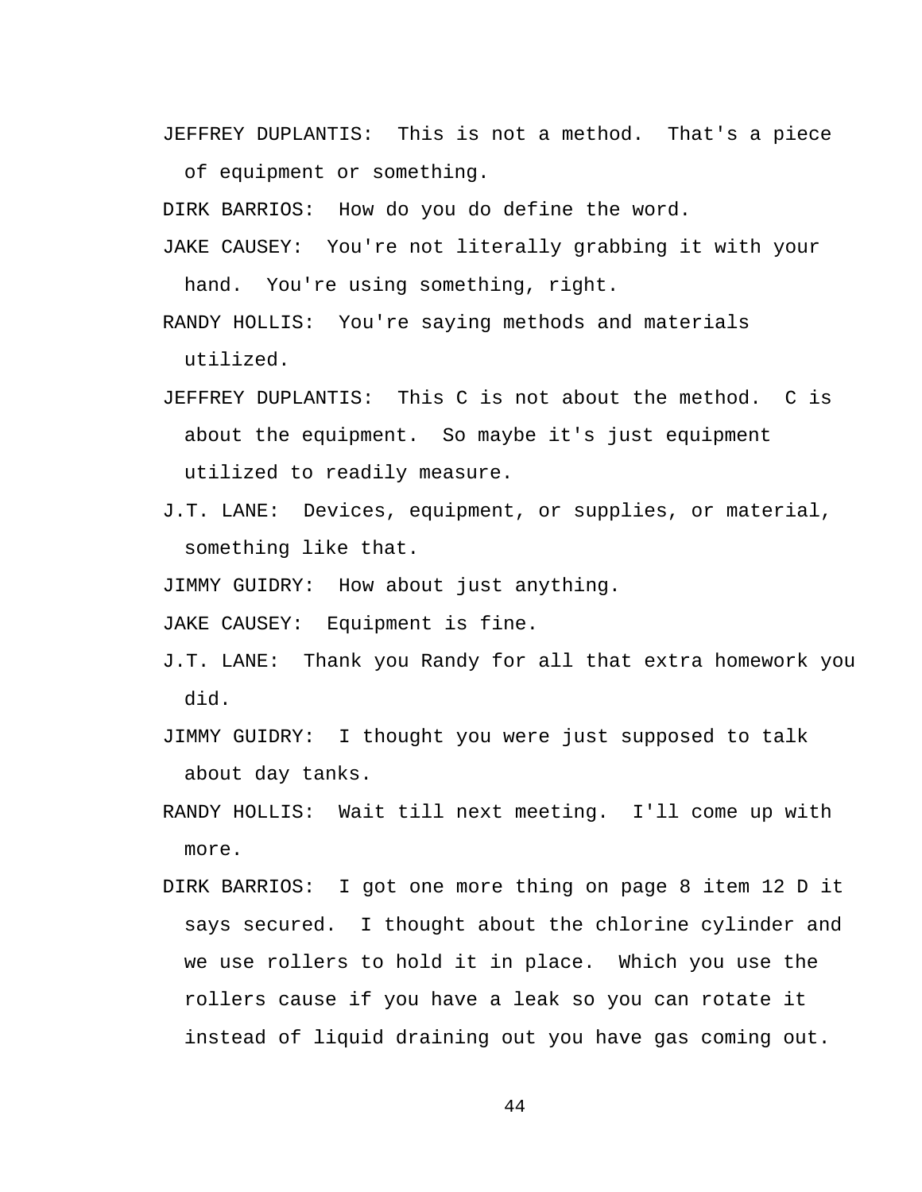JEFFREY DUPLANTIS: This is not a method. That's a piece of equipment or something.

DIRK BARRIOS: How do you do define the word.

JAKE CAUSEY: You're not literally grabbing it with your hand. You're using something, right.

RANDY HOLLIS: You're saying methods and materials utilized.

JEFFREY DUPLANTIS: This C is not about the method. C is about the equipment. So maybe it's just equipment utilized to readily measure.

J.T. LANE: Devices, equipment, or supplies, or material, something like that.

JIMMY GUIDRY: How about just anything.

JAKE CAUSEY: Equipment is fine.

J.T. LANE: Thank you Randy for all that extra homework you did.

JIMMY GUIDRY: I thought you were just supposed to talk about day tanks.

RANDY HOLLIS: Wait till next meeting. I'll come up with more.

DIRK BARRIOS: I got one more thing on page 8 item 12 D it says secured. I thought about the chlorine cylinder and we use rollers to hold it in place. Which you use the rollers cause if you have a leak so you can rotate it instead of liquid draining out you have gas coming out.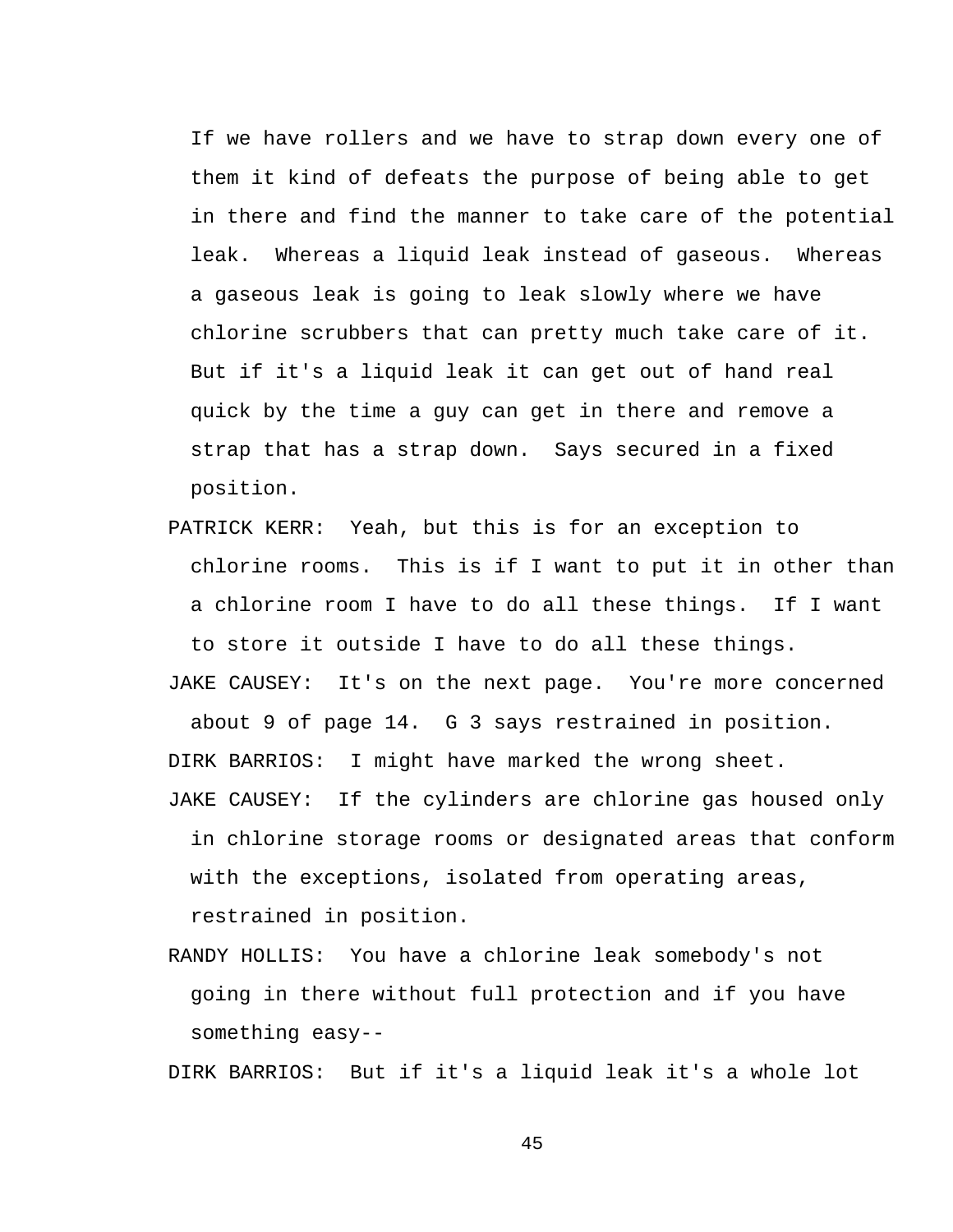If we have rollers and we have to strap down every one of them it kind of defeats the purpose of being able to get in there and find the manner to take care of the potential leak. Whereas a liquid leak instead of gaseous. Whereas a gaseous leak is going to leak slowly where we have chlorine scrubbers that can pretty much take care of it. But if it's a liquid leak it can get out of hand real quick by the time a guy can get in there and remove a strap that has a strap down. Says secured in a fixed position.

PATRICK KERR: Yeah, but this is for an exception to chlorine rooms. This is if I want to put it in other than a chlorine room I have to do all these things. If I want to store it outside I have to do all these things.

JAKE CAUSEY: It's on the next page. You're more concerned about 9 of page 14. G 3 says restrained in position.

DIRK BARRIOS: I might have marked the wrong sheet.

JAKE CAUSEY: If the cylinders are chlorine gas housed only in chlorine storage rooms or designated areas that conform with the exceptions, isolated from operating areas, restrained in position.

RANDY HOLLIS: You have a chlorine leak somebody's not going in there without full protection and if you have something easy--

DIRK BARRIOS: But if it's a liquid leak it's a whole lot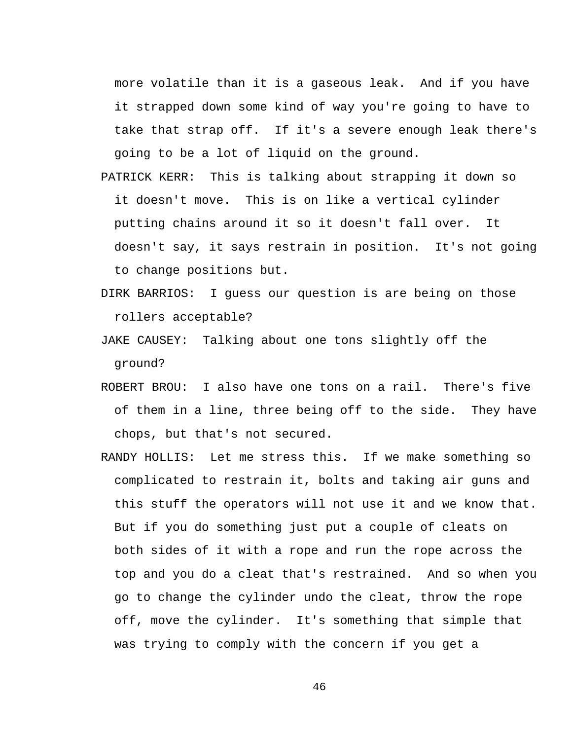more volatile than it is a gaseous leak. And if you have it strapped down some kind of way you're going to have to take that strap off. If it's a severe enough leak there's going to be a lot of liquid on the ground.

PATRICK KERR: This is talking about strapping it down so it doesn't move. This is on like a vertical cylinder putting chains around it so it doesn't fall over. It doesn't say, it says restrain in position. It's not going to change positions but.

DIRK BARRIOS: I guess our question is are being on those rollers acceptable?

JAKE CAUSEY: Talking about one tons slightly off the ground?

ROBERT BROU: I also have one tons on a rail. There's five of them in a line, three being off to the side. They have chops, but that's not secured.

RANDY HOLLIS: Let me stress this. If we make something so complicated to restrain it, bolts and taking air guns and this stuff the operators will not use it and we know that. But if you do something just put a couple of cleats on both sides of it with a rope and run the rope across the top and you do a cleat that's restrained. And so when you go to change the cylinder undo the cleat, throw the rope off, move the cylinder. It's something that simple that was trying to comply with the concern if you get a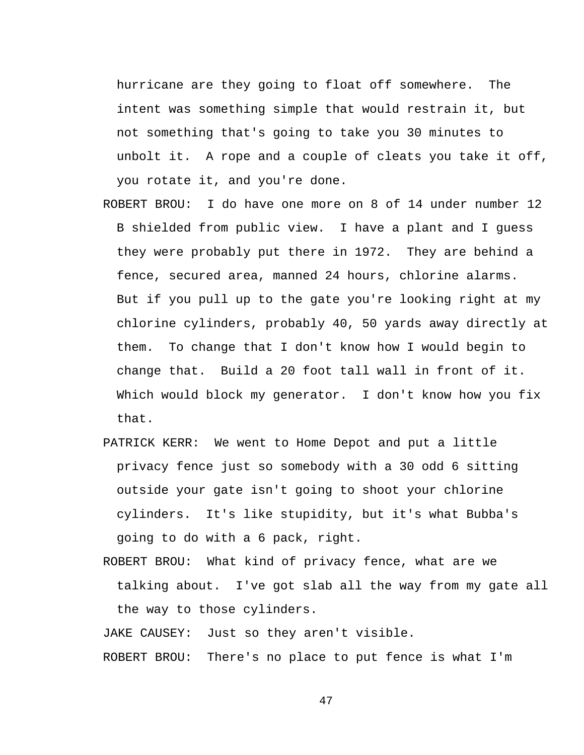hurricane are they going to float off somewhere. The intent was something simple that would restrain it, but not something that's going to take you 30 minutes to unbolt it. A rope and a couple of cleats you take it off, you rotate it, and you're done.

ROBERT BROU: I do have one more on 8 of 14 under number 12 B shielded from public view. I have a plant and I guess they were probably put there in 1972. They are behind a fence, secured area, manned 24 hours, chlorine alarms. But if you pull up to the gate you're looking right at my chlorine cylinders, probably 40, 50 yards away directly at them. To change that I don't know how I would begin to change that. Build a 20 foot tall wall in front of it. Which would block my generator. I don't know how you fix that.

PATRICK KERR: We went to Home Depot and put a little privacy fence just so somebody with a 30 odd 6 sitting outside your gate isn't going to shoot your chlorine cylinders. It's like stupidity, but it's what Bubba's going to do with a 6 pack, right.

ROBERT BROU: What kind of privacy fence, what are we talking about. I've got slab all the way from my gate all the way to those cylinders.

JAKE CAUSEY: Just so they aren't visible.

ROBERT BROU: There's no place to put fence is what I'm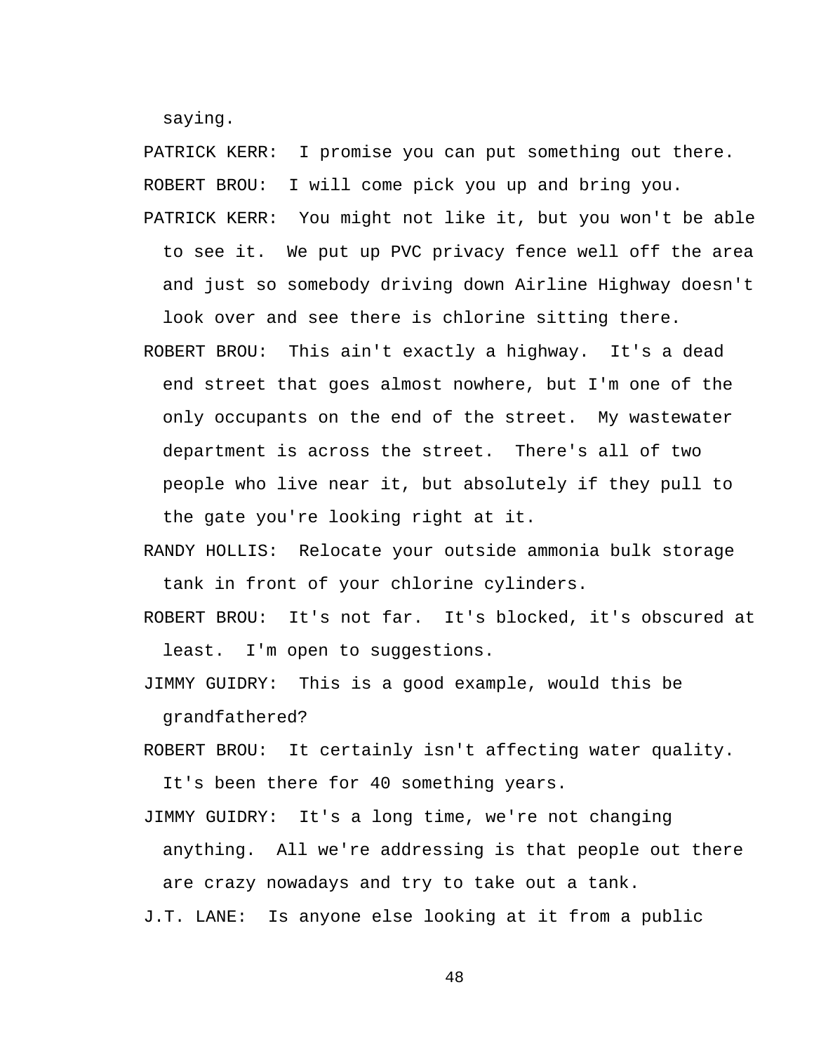saying.

PATRICK KERR: I promise you can put something out there.

ROBERT BROU: I will come pick you up and bring you.

PATRICK KERR: You might not like it, but you won't be able to see it. We put up PVC privacy fence well off the area and just so somebody driving down Airline Highway doesn't look over and see there is chlorine sitting there.

ROBERT BROU: This ain't exactly a highway. It's a dead end street that goes almost nowhere, but I'm one of the only occupants on the end of the street. My wastewater department is across the street. There's all of two people who live near it, but absolutely if they pull to the gate you're looking right at it.

RANDY HOLLIS: Relocate your outside ammonia bulk storage tank in front of your chlorine cylinders.

ROBERT BROU: It's not far. It's blocked, it's obscured at least. I'm open to suggestions.

JIMMY GUIDRY: This is a good example, would this be grandfathered?

ROBERT BROU: It certainly isn't affecting water quality. It's been there for 40 something years.

JIMMY GUIDRY: It's a long time, we're not changing anything. All we're addressing is that people out there are crazy nowadays and try to take out a tank.

J.T. LANE: Is anyone else looking at it from a public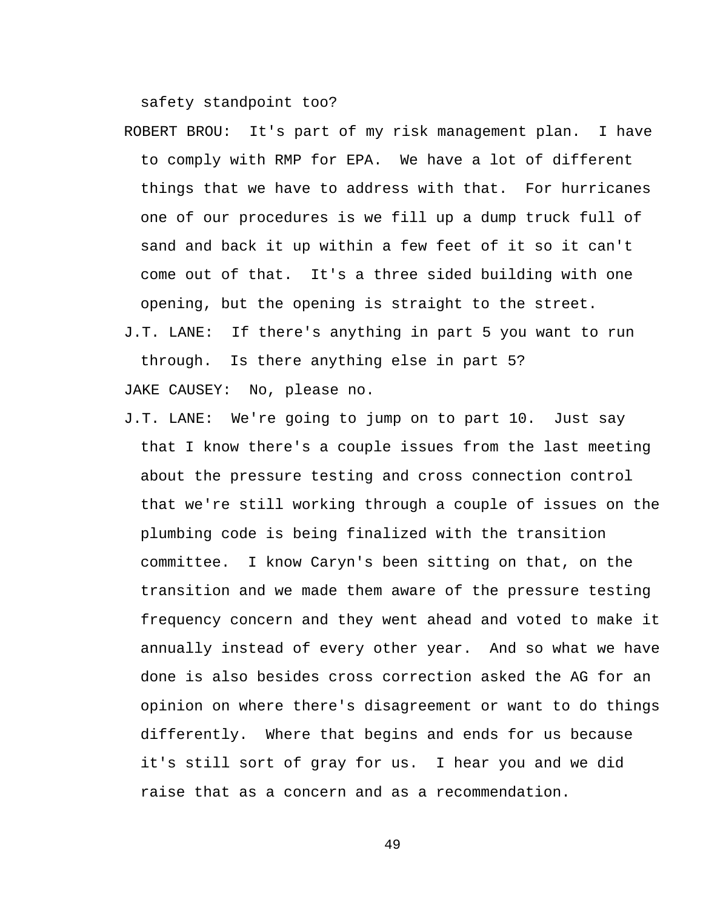safety standpoint too?

ROBERT BROU: It's part of my risk management plan. I have to comply with RMP for EPA. We have a lot of different things that we have to address with that. For hurricanes one of our procedures is we fill up a dump truck full of sand and back it up within a few feet of it so it can't come out of that. It's a three sided building with one opening, but the opening is straight to the street.

J.T. LANE: If there's anything in part 5 you want to run through. Is there anything else in part 5?

JAKE CAUSEY: No, please no.

J.T. LANE: We're going to jump on to part 10. Just say that I know there's a couple issues from the last meeting about the pressure testing and cross connection control that we're still working through a couple of issues on the plumbing code is being finalized with the transition committee. I know Caryn's been sitting on that, on the transition and we made them aware of the pressure testing frequency concern and they went ahead and voted to make it annually instead of every other year. And so what we have done is also besides cross correction asked the AG for an opinion on where there's disagreement or want to do things differently. Where that begins and ends for us because it's still sort of gray for us. I hear you and we did raise that as a concern and as a recommendation.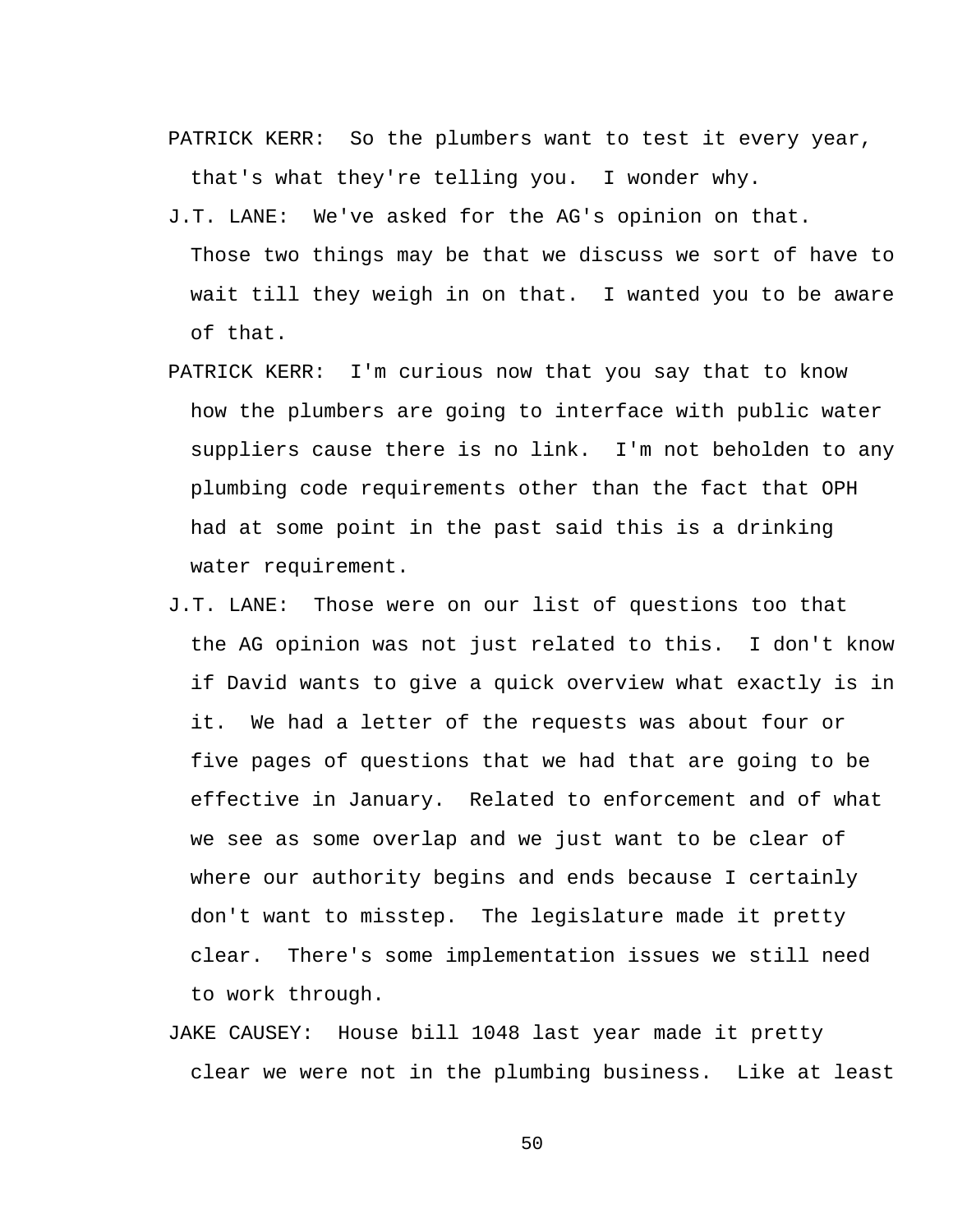PATRICK KERR: So the plumbers want to test it every year, that's what they're telling you. I wonder why.

J.T. LANE: We've asked for the AG's opinion on that. Those two things may be that we discuss we sort of have to wait till they weigh in on that. I wanted you to be aware of that.

PATRICK KERR: I'm curious now that you say that to know how the plumbers are going to interface with public water suppliers cause there is no link. I'm not beholden to any plumbing code requirements other than the fact that OPH had at some point in the past said this is a drinking water requirement.

J.T. LANE: Those were on our list of questions too that the AG opinion was not just related to this. I don't know if David wants to give a quick overview what exactly is in it. We had a letter of the requests was about four or five pages of questions that we had that are going to be effective in January. Related to enforcement and of what we see as some overlap and we just want to be clear of where our authority begins and ends because I certainly don't want to misstep. The legislature made it pretty clear. There's some implementation issues we still need to work through.

JAKE CAUSEY: House bill 1048 last year made it pretty clear we were not in the plumbing business. Like at least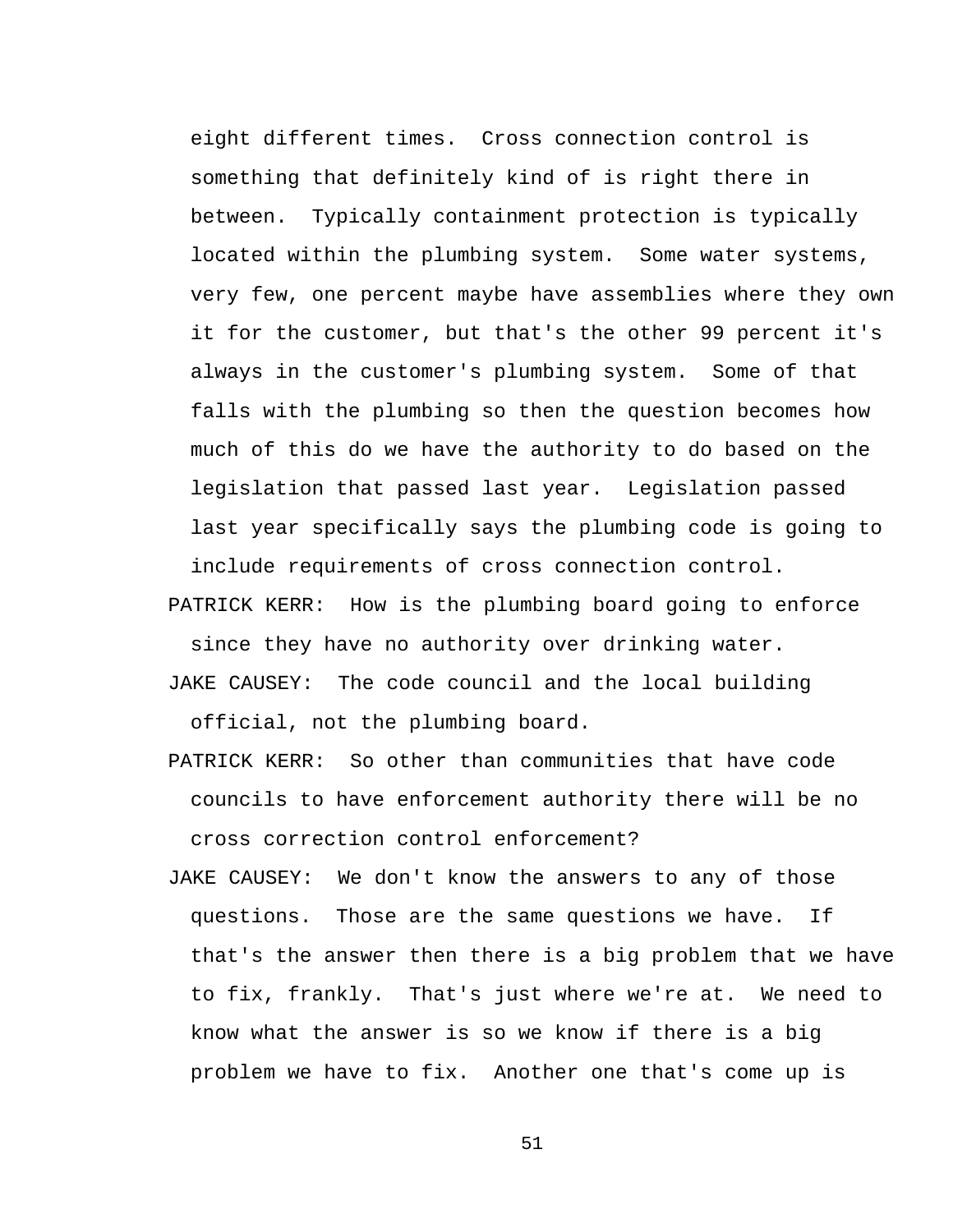eight different times. Cross connection control is something that definitely kind of is right there in between. Typically containment protection is typically located within the plumbing system. Some water systems, very few, one percent maybe have assemblies where they own it for the customer, but that's the other 99 percent it's always in the customer's plumbing system. Some of that falls with the plumbing so then the question becomes how much of this do we have the authority to do based on the legislation that passed last year. Legislation passed last year specifically says the plumbing code is going to include requirements of cross connection control.

PATRICK KERR: How is the plumbing board going to enforce since they have no authority over drinking water.

JAKE CAUSEY: The code council and the local building official, not the plumbing board.

PATRICK KERR: So other than communities that have code councils to have enforcement authority there will be no cross correction control enforcement?

JAKE CAUSEY: We don't know the answers to any of those questions. Those are the same questions we have. If that's the answer then there is a big problem that we have to fix, frankly. That's just where we're at. We need to know what the answer is so we know if there is a big problem we have to fix. Another one that's come up is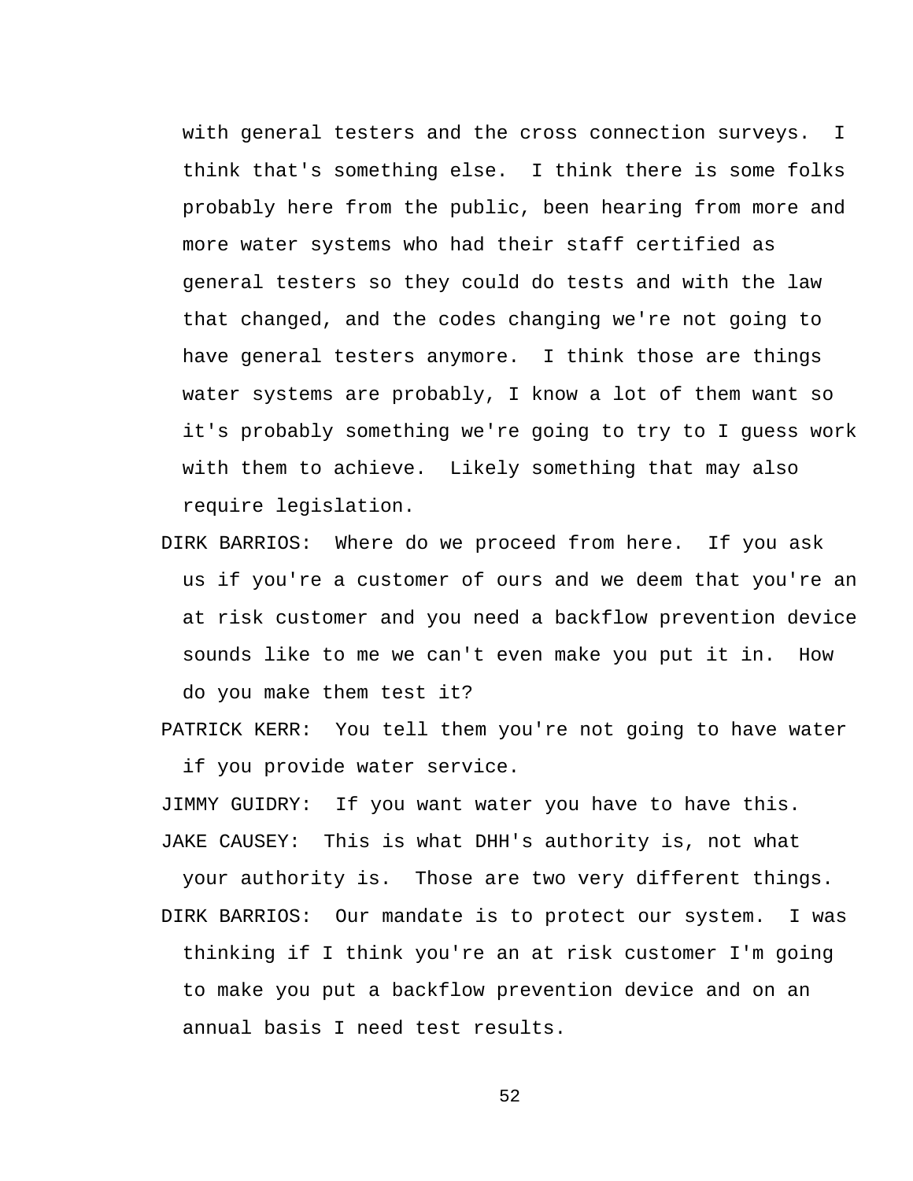with general testers and the cross connection surveys. I think that's something else. I think there is some folks probably here from the public, been hearing from more and more water systems who had their staff certified as general testers so they could do tests and with the law that changed, and the codes changing we're not going to have general testers anymore. I think those are things water systems are probably, I know a lot of them want so it's probably something we're going to try to I guess work with them to achieve. Likely something that may also require legislation.

DIRK BARRIOS: Where do we proceed from here. If you ask us if you're a customer of ours and we deem that you're an at risk customer and you need a backflow prevention device sounds like to me we can't even make you put it in. How do you make them test it?

PATRICK KERR: You tell them you're not going to have water if you provide water service.

JIMMY GUIDRY: If you want water you have to have this.

JAKE CAUSEY: This is what DHH's authority is, not what your authority is. Those are two very different things.

DIRK BARRIOS: Our mandate is to protect our system. I was thinking if I think you're an at risk customer I'm going to make you put a backflow prevention device and on an annual basis I need test results.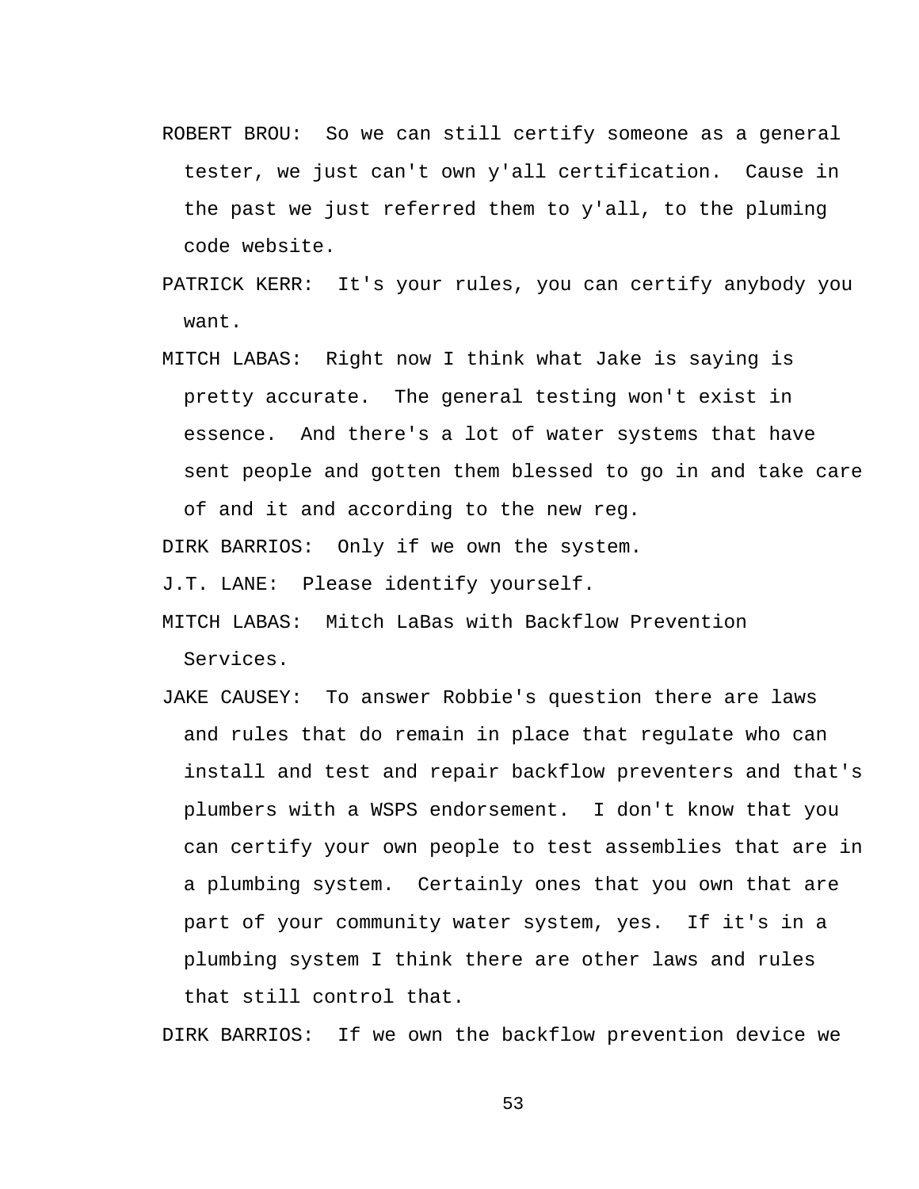ROBERT BROU: So we can still certify someone as a general tester, we just can't own y'all certification. Cause in the past we just referred them to y'all, to the pluming code website.

PATRICK KERR: It's your rules, you can certify anybody you want.

MITCH LABAS: Right now I think what Jake is saying is pretty accurate. The general testing won't exist in essence. And there's a lot of water systems that have sent people and gotten them blessed to go in and take care of and it and according to the new reg.

DIRK BARRIOS: Only if we own the system.

J.T. LANE: Please identify yourself.

MITCH LABAS: Mitch LaBas with Backflow Prevention Services.

JAKE CAUSEY: To answer Robbie's question there are laws and rules that do remain in place that regulate who can install and test and repair backflow preventers and that's plumbers with a WSPS endorsement. I don't know that you can certify your own people to test assemblies that are in a plumbing system. Certainly ones that you own that are part of your community water system, yes. If it's in a plumbing system I think there are other laws and rules that still control that.

DIRK BARRIOS: If we own the backflow prevention device we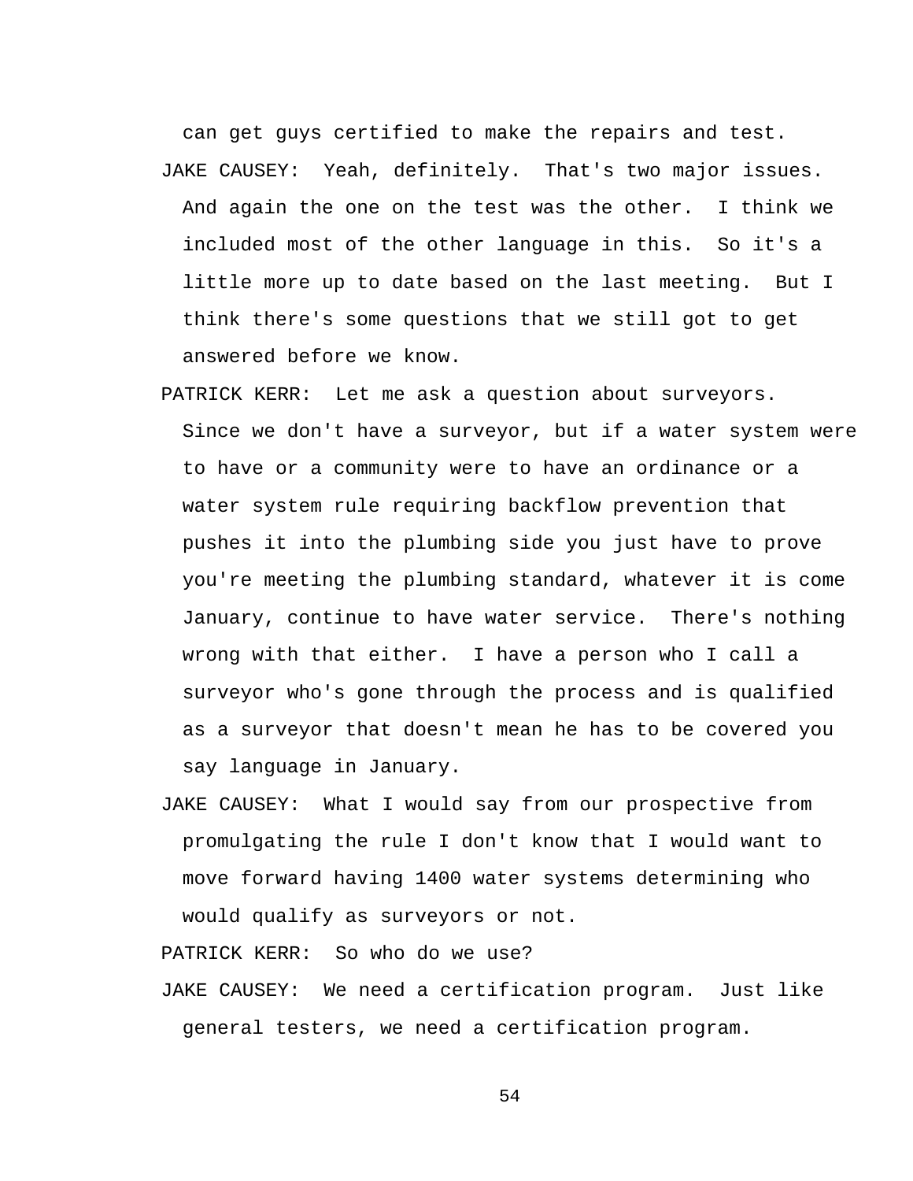can get guys certified to make the repairs and test.

JAKE CAUSEY: Yeah, definitely. That's two major issues. And again the one on the test was the other. I think we included most of the other language in this. So it's a little more up to date based on the last meeting. But I think there's some questions that we still got to get answered before we know.

PATRICK KERR: Let me ask a question about surveyors. Since we don't have a surveyor, but if a water system were to have or a community were to have an ordinance or a water system rule requiring backflow prevention that pushes it into the plumbing side you just have to prove you're meeting the plumbing standard, whatever it is come January, continue to have water service. There's nothing wrong with that either. I have a person who I call a surveyor who's gone through the process and is qualified as a surveyor that doesn't mean he has to be covered you say language in January.

JAKE CAUSEY: What I would say from our prospective from promulgating the rule I don't know that I would want to move forward having 1400 water systems determining who would qualify as surveyors or not.

PATRICK KERR: So who do we use?

JAKE CAUSEY: We need a certification program. Just like general testers, we need a certification program.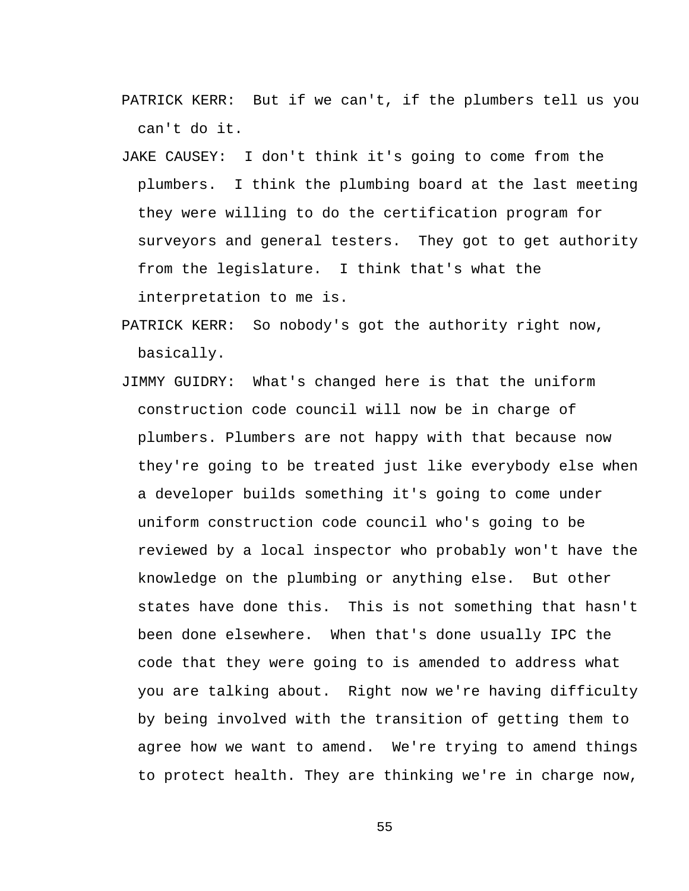PATRICK KERR: But if we can't, if the plumbers tell us you can't do it.

JAKE CAUSEY: I don't think it's going to come from the plumbers. I think the plumbing board at the last meeting they were willing to do the certification program for surveyors and general testers. They got to get authority from the legislature. I think that's what the interpretation to me is.

PATRICK KERR: So nobody's got the authority right now, basically.

JIMMY GUIDRY: What's changed here is that the uniform construction code council will now be in charge of plumbers. Plumbers are not happy with that because now they're going to be treated just like everybody else when a developer builds something it's going to come under uniform construction code council who's going to be reviewed by a local inspector who probably won't have the knowledge on the plumbing or anything else. But other states have done this. This is not something that hasn't been done elsewhere. When that's done usually IPC the code that they were going to is amended to address what you are talking about. Right now we're having difficulty by being involved with the transition of getting them to agree how we want to amend. We're trying to amend things to protect health. They are thinking we're in charge now,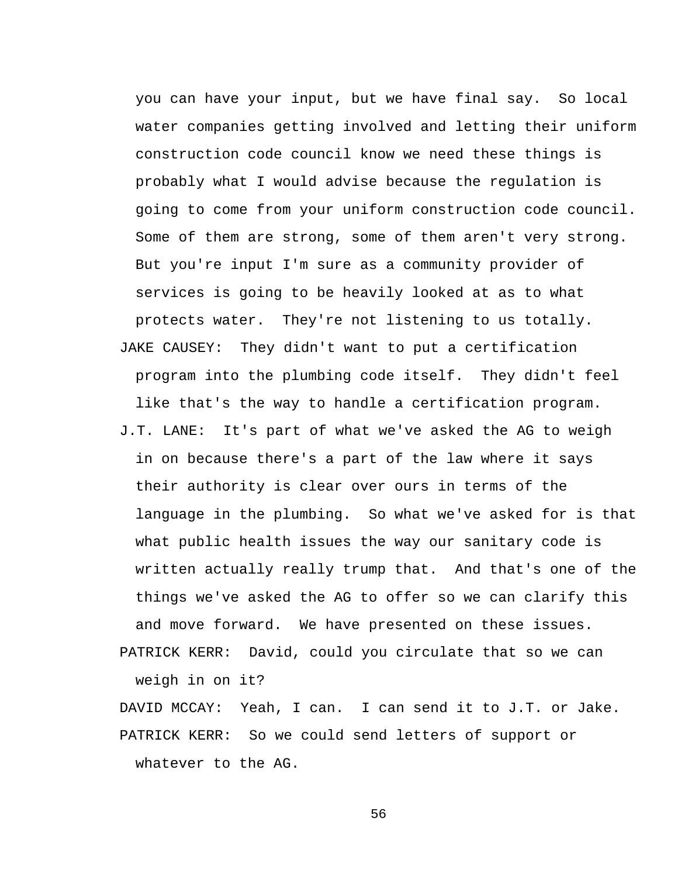you can have your input, but we have final say. So local water companies getting involved and letting their uniform construction code council know we need these things is probably what I would advise because the regulation is going to come from your uniform construction code council. Some of them are strong, some of them aren't very strong. But you're input I'm sure as a community provider of services is going to be heavily looked at as to what protects water. They're not listening to us totally.

JAKE CAUSEY: They didn't want to put a certification program into the plumbing code itself. They didn't feel like that's the way to handle a certification program.

J.T. LANE: It's part of what we've asked the AG to weigh in on because there's a part of the law where it says their authority is clear over ours in terms of the language in the plumbing. So what we've asked for is that what public health issues the way our sanitary code is written actually really trump that. And that's one of the things we've asked the AG to offer so we can clarify this and move forward. We have presented on these issues.

PATRICK KERR: David, could you circulate that so we can weigh in on it?

DAVID MCCAY: Yeah, I can. I can send it to J.T. or Jake.

PATRICK KERR: So we could send letters of support or whatever to the AG.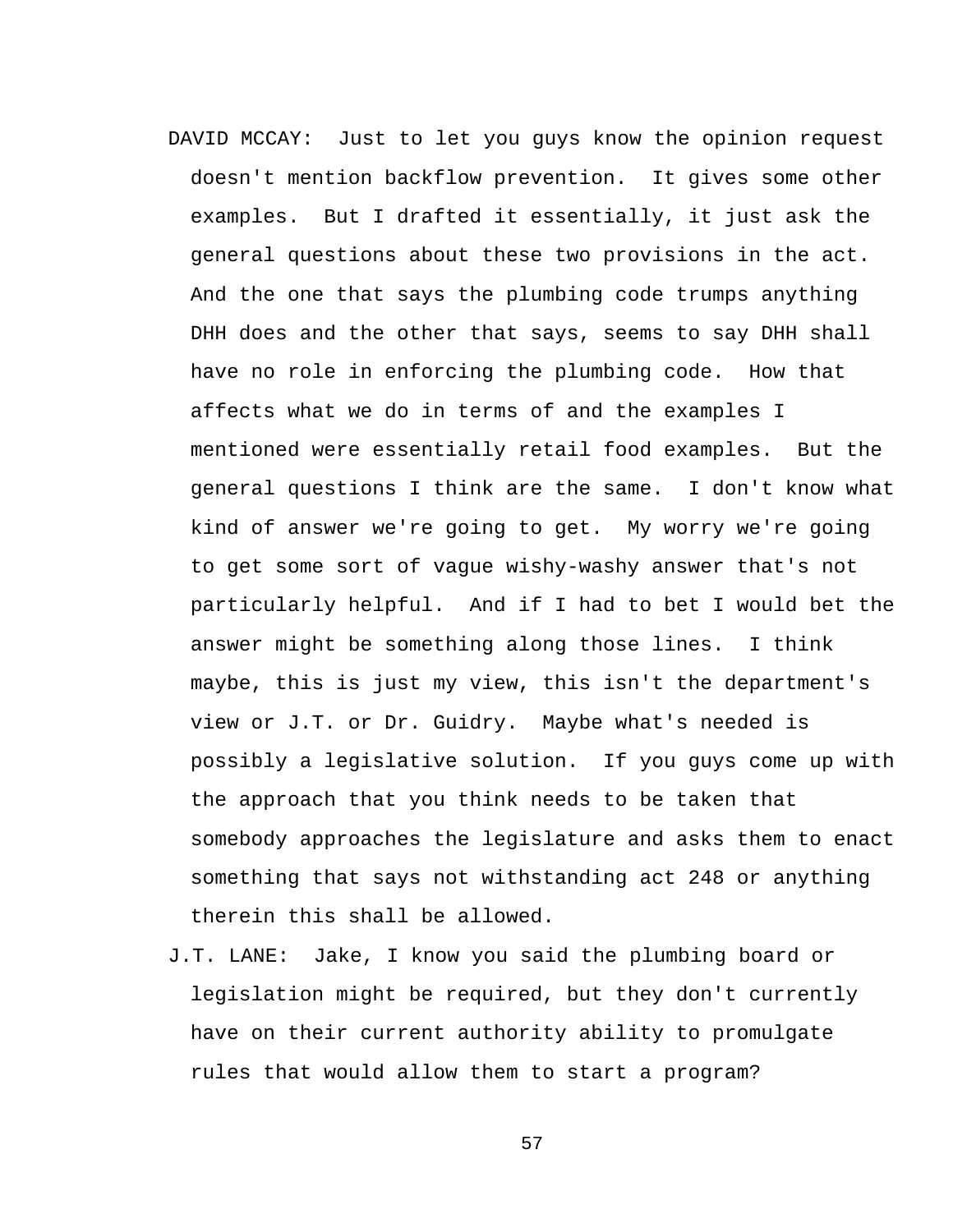DAVID MCCAY: Just to let you guys know the opinion request doesn't mention backflow prevention. It gives some other examples. But I drafted it essentially, it just ask the general questions about these two provisions in the act. And the one that says the plumbing code trumps anything DHH does and the other that says, seems to say DHH shall have no role in enforcing the plumbing code. How that affects what we do in terms of and the examples I mentioned were essentially retail food examples. But the general questions I think are the same. I don't know what kind of answer we're going to get. My worry we're going to get some sort of vague wishy-washy answer that's not particularly helpful. And if I had to bet I would bet the answer might be something along those lines. I think maybe, this is just my view, this isn't the department's view or J.T. or Dr. Guidry. Maybe what's needed is possibly a legislative solution. If you guys come up with the approach that you think needs to be taken that somebody approaches the legislature and asks them to enact something that says not withstanding act 248 or anything therein this shall be allowed.

J.T. LANE: Jake, I know you said the plumbing board or legislation might be required, but they don't currently have on their current authority ability to promulgate rules that would allow them to start a program?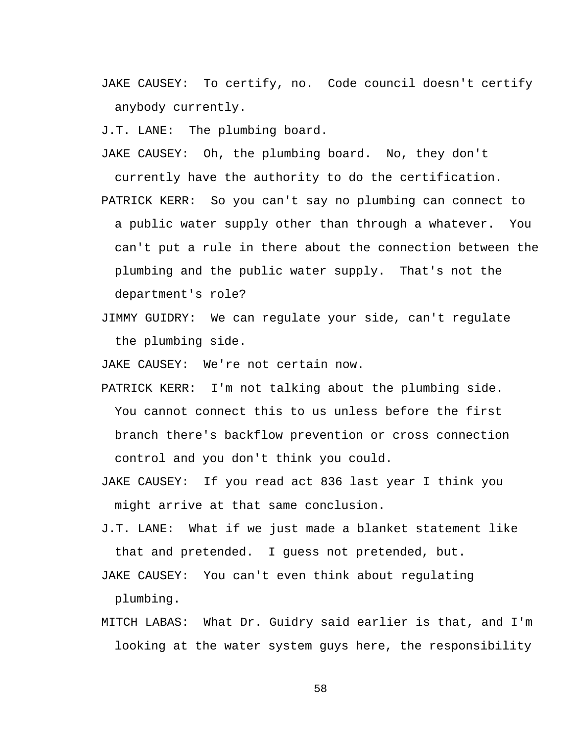JAKE CAUSEY: To certify, no. Code council doesn't certify anybody currently.

J.T. LANE: The plumbing board.

JAKE CAUSEY: Oh, the plumbing board. No, they don't currently have the authority to do the certification.

PATRICK KERR: So you can't say no plumbing can connect to a public water supply other than through a whatever. You can't put a rule in there about the connection between the plumbing and the public water supply. That's not the department's role?

JIMMY GUIDRY: We can regulate your side, can't regulate the plumbing side.

JAKE CAUSEY: We're not certain now.

PATRICK KERR: I'm not talking about the plumbing side. You cannot connect this to us unless before the first branch there's backflow prevention or cross connection control and you don't think you could.

JAKE CAUSEY: If you read act 836 last year I think you might arrive at that same conclusion.

J.T. LANE: What if we just made a blanket statement like that and pretended. I guess not pretended, but.

JAKE CAUSEY: You can't even think about regulating plumbing.

MITCH LABAS: What Dr. Guidry said earlier is that, and I'm looking at the water system guys here, the responsibility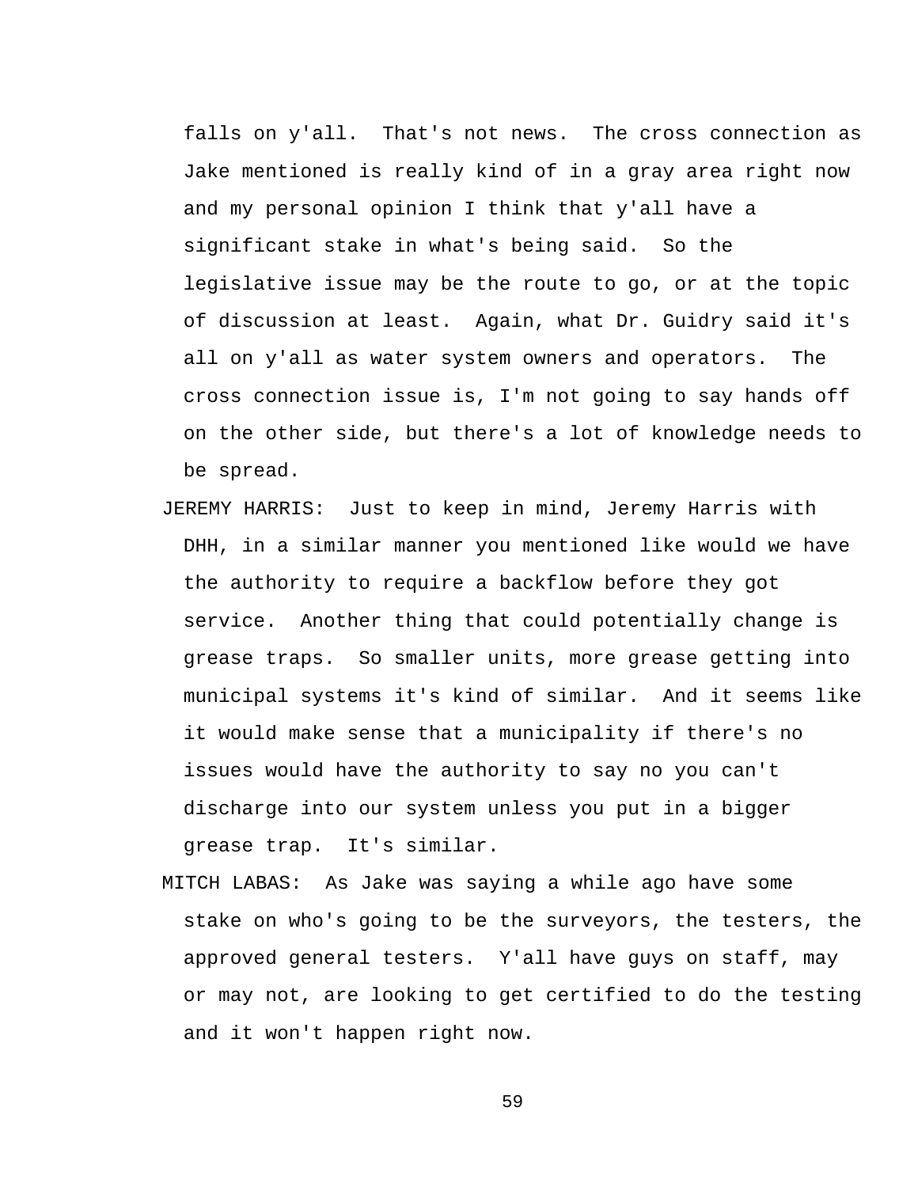falls on y'all. That's not news. The cross connection as Jake mentioned is really kind of in a gray area right now and my personal opinion I think that y'all have a significant stake in what's being said. So the legislative issue may be the route to go, or at the topic of discussion at least. Again, what Dr. Guidry said it's all on y'all as water system owners and operators. The cross connection issue is, I'm not going to say hands off on the other side, but there's a lot of knowledge needs to be spread.

JEREMY HARRIS: Just to keep in mind, Jeremy Harris with DHH, in a similar manner you mentioned like would we have the authority to require a backflow before they got service. Another thing that could potentially change is grease traps. So smaller units, more grease getting into municipal systems it's kind of similar. And it seems like it would make sense that a municipality if there's no issues would have the authority to say no you can't discharge into our system unless you put in a bigger grease trap. It's similar.

MITCH LABAS: As Jake was saying a while ago have some stake on who's going to be the surveyors, the testers, the approved general testers. Y'all have guys on staff, may or may not, are looking to get certified to do the testing and it won't happen right now.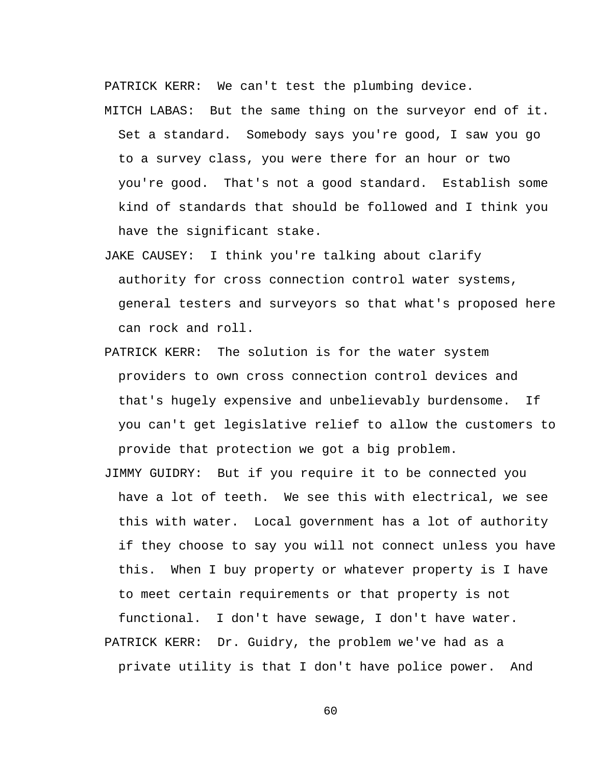PATRICK KERR: We can't test the plumbing device.

MITCH LABAS: But the same thing on the surveyor end of it. Set a standard. Somebody says you're good, I saw you go to a survey class, you were there for an hour or two you're good. That's not a good standard. Establish some kind of standards that should be followed and I think you have the significant stake.

JAKE CAUSEY: I think you're talking about clarify authority for cross connection control water systems, general testers and surveyors so that what's proposed here can rock and roll.

PATRICK KERR: The solution is for the water system providers to own cross connection control devices and that's hugely expensive and unbelievably burdensome. If you can't get legislative relief to allow the customers to provide that protection we got a big problem.

JIMMY GUIDRY: But if you require it to be connected you have a lot of teeth. We see this with electrical, we see this with water. Local government has a lot of authority if they choose to say you will not connect unless you have this. When I buy property or whatever property is I have to meet certain requirements or that property is not functional. I don't have sewage, I don't have water.

PATRICK KERR: Dr. Guidry, the problem we've had as a private utility is that I don't have police power. And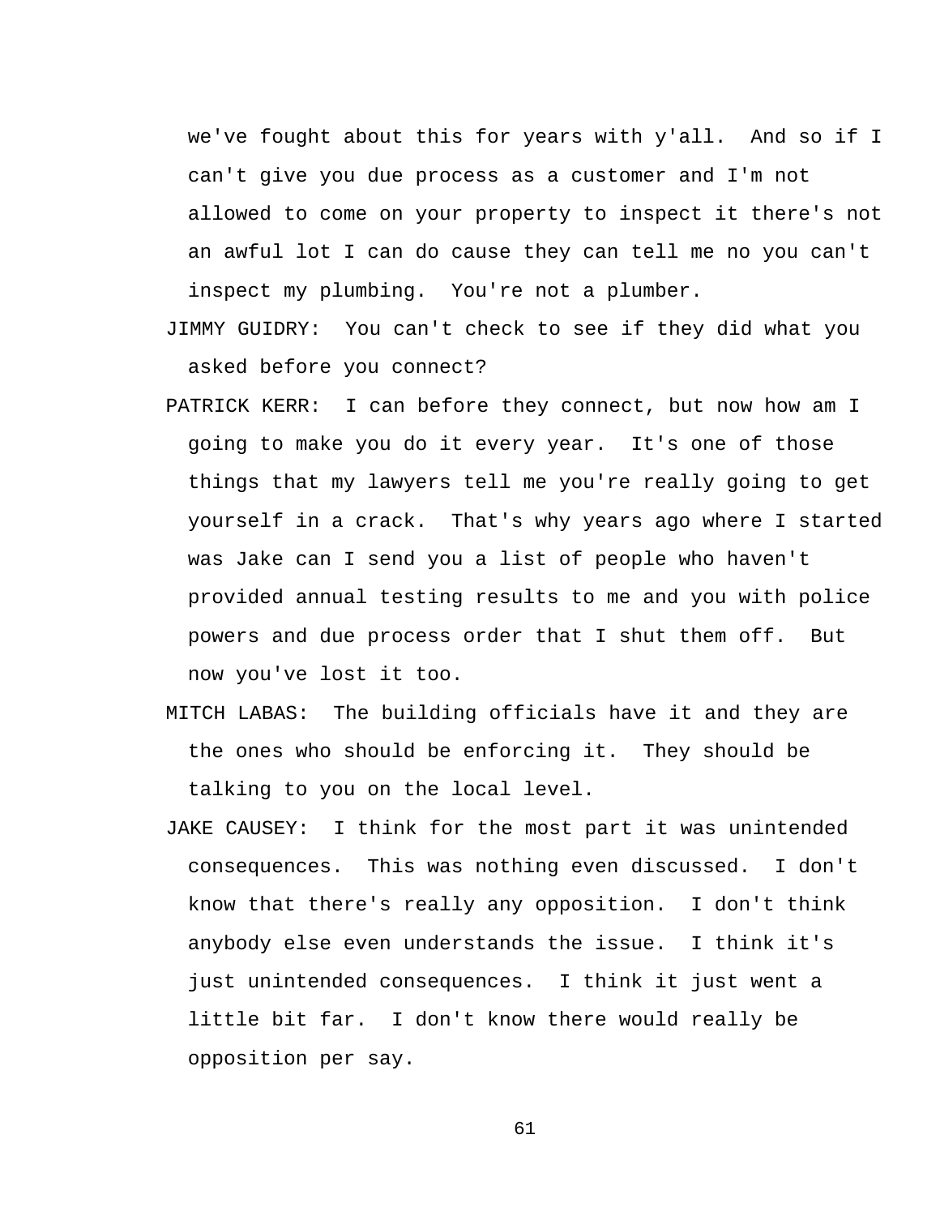we've fought about this for years with y'all. And so if I can't give you due process as a customer and I'm not allowed to come on your property to inspect it there's not an awful lot I can do cause they can tell me no you can't inspect my plumbing. You're not a plumber.

JIMMY GUIDRY: You can't check to see if they did what you asked before you connect?

PATRICK KERR: I can before they connect, but now how am I going to make you do it every year. It's one of those things that my lawyers tell me you're really going to get yourself in a crack. That's why years ago where I started was Jake can I send you a list of people who haven't provided annual testing results to me and you with police powers and due process order that I shut them off. But now you've lost it too.

MITCH LABAS: The building officials have it and they are the ones who should be enforcing it. They should be talking to you on the local level.

JAKE CAUSEY: I think for the most part it was unintended consequences. This was nothing even discussed. I don't know that there's really any opposition. I don't think anybody else even understands the issue. I think it's just unintended consequences. I think it just went a little bit far. I don't know there would really be opposition per say.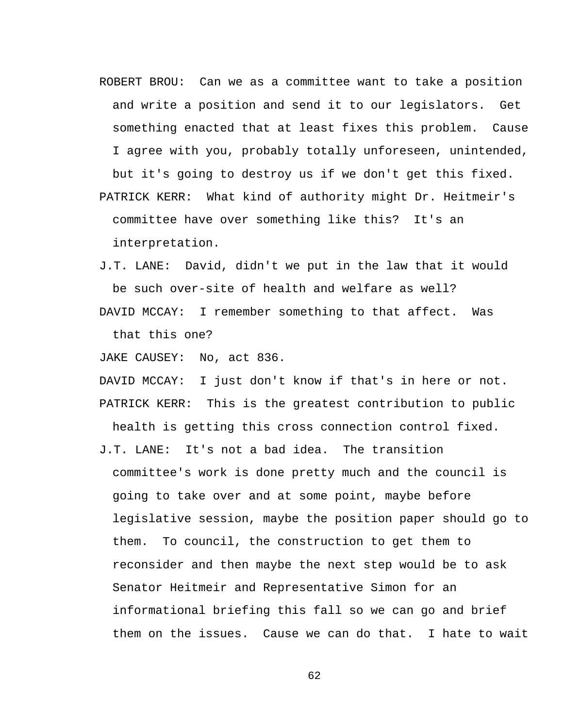ROBERT BROU: Can we as a committee want to take a position and write a position and send it to our legislators. Get something enacted that at least fixes this problem. Cause I agree with you, probably totally unforeseen, unintended, but it's going to destroy us if we don't get this fixed.

PATRICK KERR: What kind of authority might Dr. Heitmeir's committee have over something like this? It's an interpretation.

J.T. LANE: David, didn't we put in the law that it would be such over-site of health and welfare as well?

DAVID MCCAY: I remember something to that affect. Was that this one?

JAKE CAUSEY: No, act 836.

DAVID MCCAY: I just don't know if that's in here or not.

PATRICK KERR: This is the greatest contribution to public health is getting this cross connection control fixed.

J.T. LANE: It's not a bad idea. The transition committee's work is done pretty much and the council is going to take over and at some point, maybe before legislative session, maybe the position paper should go to them. To council, the construction to get them to reconsider and then maybe the next step would be to ask Senator Heitmeir and Representative Simon for an informational briefing this fall so we can go and brief them on the issues. Cause we can do that. I hate to wait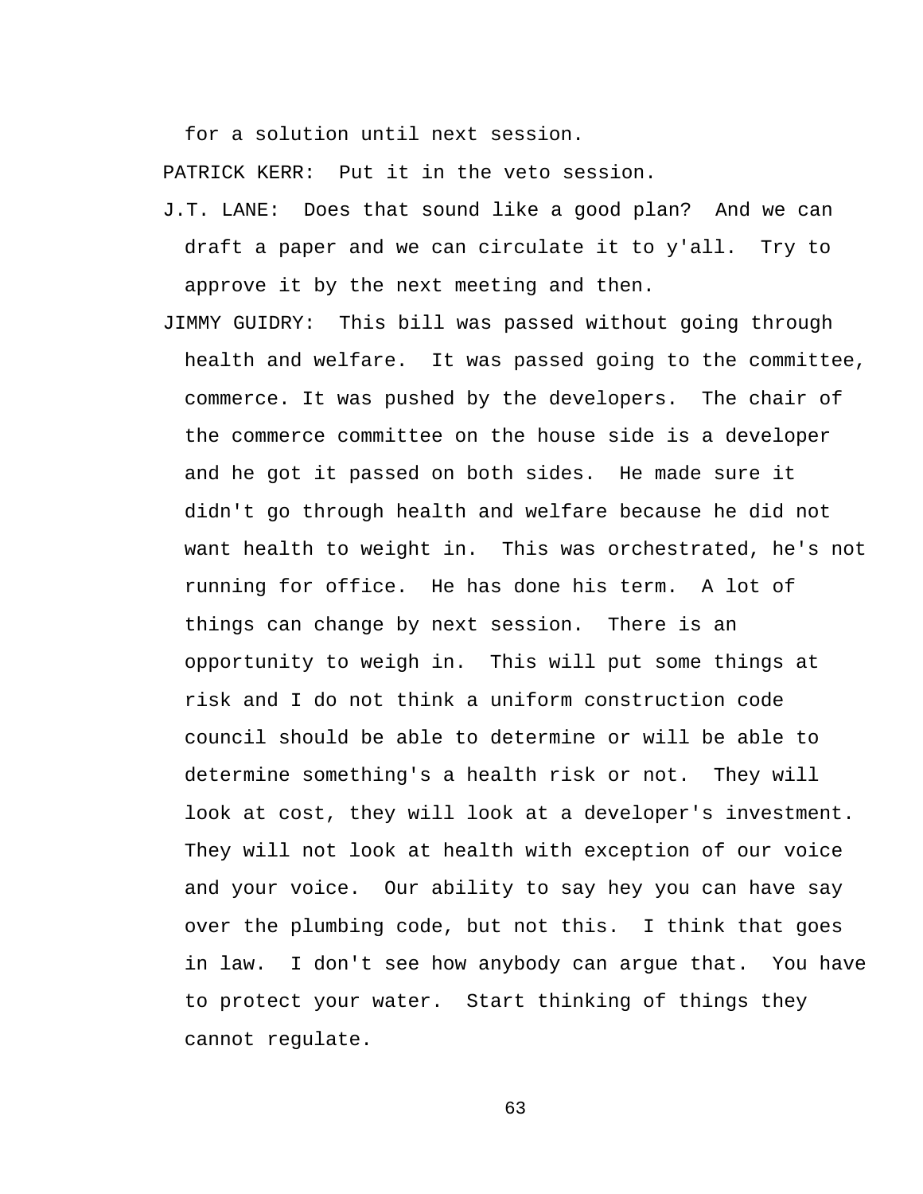for a solution until next session.

PATRICK KERR: Put it in the veto session.

J.T. LANE: Does that sound like a good plan? And we can draft a paper and we can circulate it to y'all. Try to approve it by the next meeting and then.

JIMMY GUIDRY: This bill was passed without going through health and welfare. It was passed going to the committee, commerce. It was pushed by the developers. The chair of the commerce committee on the house side is a developer and he got it passed on both sides. He made sure it didn't go through health and welfare because he did not want health to weight in. This was orchestrated, he's not running for office. He has done his term. A lot of things can change by next session. There is an opportunity to weigh in. This will put some things at risk and I do not think a uniform construction code council should be able to determine or will be able to determine something's a health risk or not. They will look at cost, they will look at a developer's investment. They will not look at health with exception of our voice and your voice. Our ability to say hey you can have say over the plumbing code, but not this. I think that goes in law. I don't see how anybody can argue that. You have to protect your water. Start thinking of things they cannot regulate.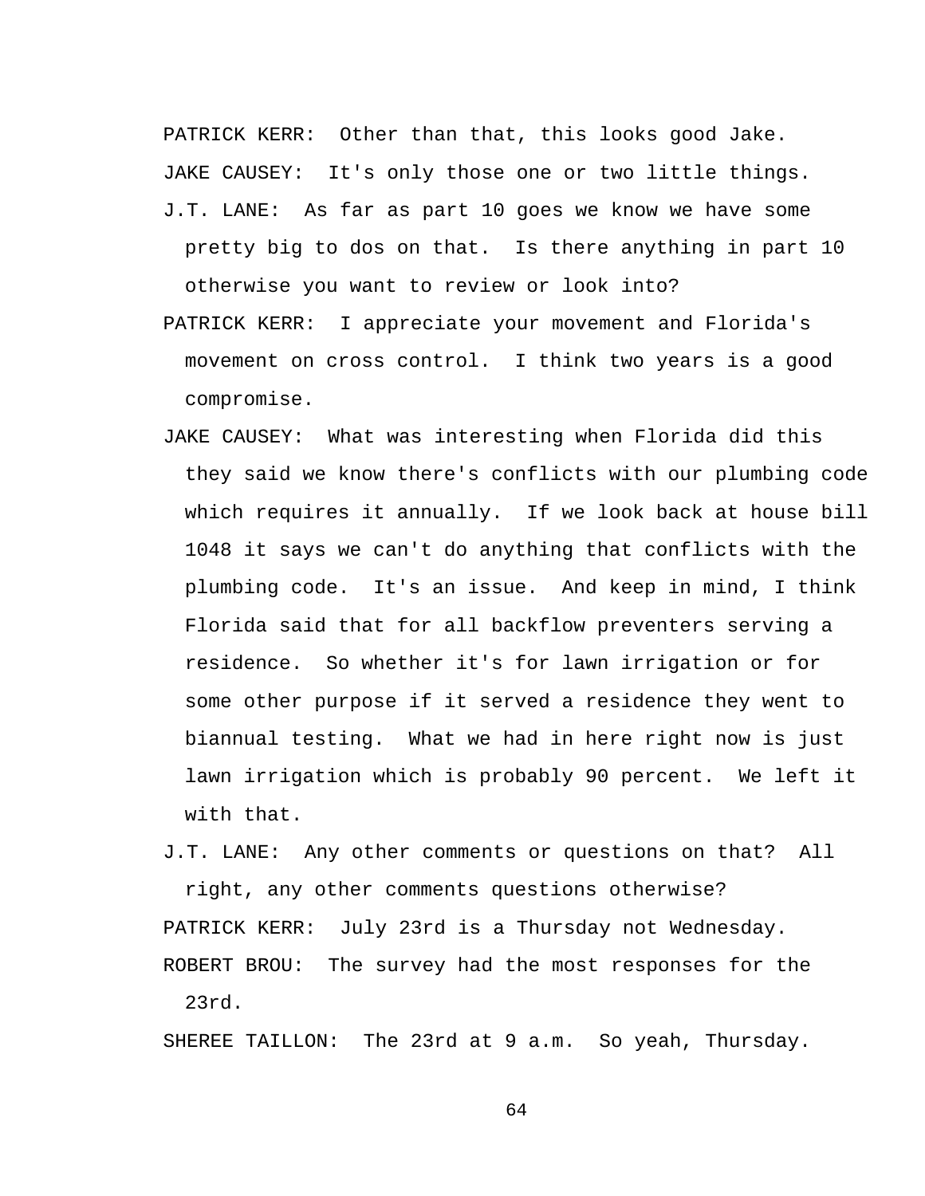PATRICK KERR: Other than that, this looks good Jake.

JAKE CAUSEY: It's only those one or two little things.

J.T. LANE: As far as part 10 goes we know we have some pretty big to dos on that. Is there anything in part 10 otherwise you want to review or look into?

PATRICK KERR: I appreciate your movement and Florida's movement on cross control. I think two years is a good compromise.

JAKE CAUSEY: What was interesting when Florida did this they said we know there's conflicts with our plumbing code which requires it annually. If we look back at house bill 1048 it says we can't do anything that conflicts with the plumbing code. It's an issue. And keep in mind, I think Florida said that for all backflow preventers serving a residence. So whether it's for lawn irrigation or for some other purpose if it served a residence they went to biannual testing. What we had in here right now is just lawn irrigation which is probably 90 percent. We left it with that.

J.T. LANE: Any other comments or questions on that? All right, any other comments questions otherwise?

PATRICK KERR: July 23rd is a Thursday not Wednesday.

ROBERT BROU: The survey had the most responses for the 23rd.

SHEREE TAILLON: The 23rd at 9 a.m. So yeah, Thursday.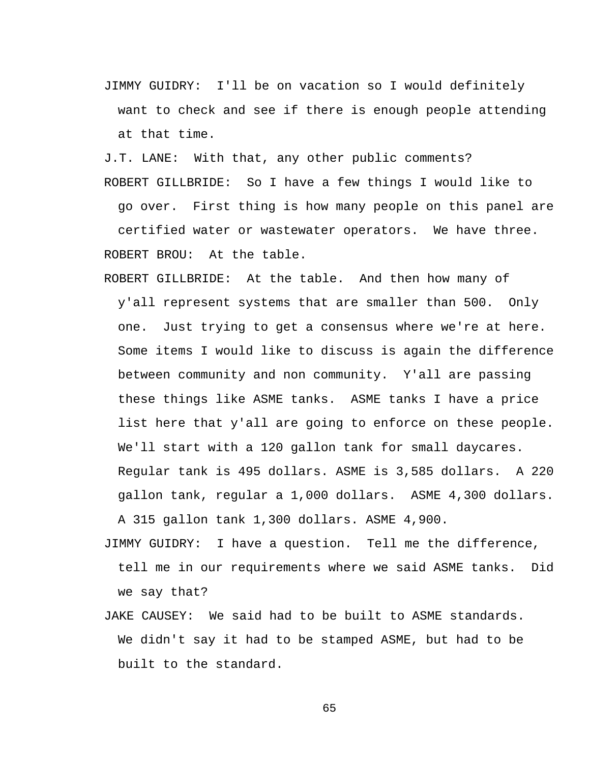JIMMY GUIDRY: I'll be on vacation so I would definitely want to check and see if there is enough people attending at that time.

J.T. LANE: With that, any other public comments?

ROBERT GILLBRIDE: So I have a few things I would like to go over. First thing is how many people on this panel are certified water or wastewater operators. We have three.

ROBERT BROU: At the table.

ROBERT GILLBRIDE: At the table. And then how many of y'all represent systems that are smaller than 500. Only one. Just trying to get a consensus where we're at here. Some items I would like to discuss is again the difference between community and non community. Y'all are passing these things like ASME tanks. ASME tanks I have a price list here that y'all are going to enforce on these people. We'll start with a 120 gallon tank for small daycares. Regular tank is 495 dollars. ASME is 3,585 dollars. A 220 gallon tank, regular a 1,000 dollars. ASME 4,300 dollars. A 315 gallon tank 1,300 dollars. ASME 4,900.

JIMMY GUIDRY: I have a question. Tell me the difference, tell me in our requirements where we said ASME tanks. Did we say that?

JAKE CAUSEY: We said had to be built to ASME standards. We didn't say it had to be stamped ASME, but had to be built to the standard.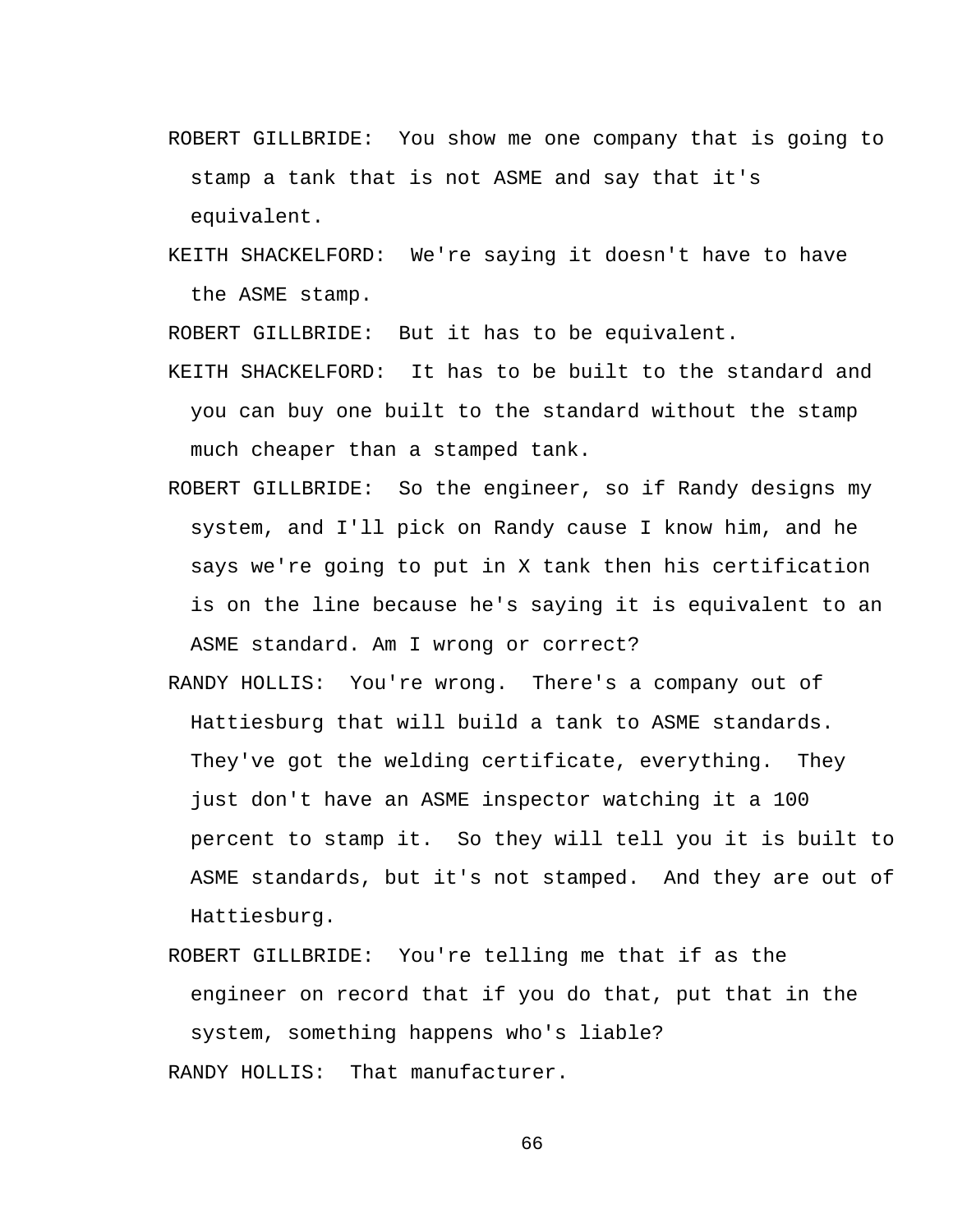ROBERT GILLBRIDE: You show me one company that is going to stamp a tank that is not ASME and say that it's equivalent.

KEITH SHACKELFORD: We're saying it doesn't have to have the ASME stamp.

ROBERT GILLBRIDE: But it has to be equivalent.

KEITH SHACKELFORD: It has to be built to the standard and you can buy one built to the standard without the stamp much cheaper than a stamped tank.

ROBERT GILLBRIDE: So the engineer, so if Randy designs my system, and I'll pick on Randy cause I know him, and he says we're going to put in X tank then his certification is on the line because he's saying it is equivalent to an ASME standard. Am I wrong or correct?

RANDY HOLLIS: You're wrong. There's a company out of Hattiesburg that will build a tank to ASME standards. They've got the welding certificate, everything. They just don't have an ASME inspector watching it a 100 percent to stamp it. So they will tell you it is built to ASME standards, but it's not stamped. And they are out of Hattiesburg.

ROBERT GILLBRIDE: You're telling me that if as the engineer on record that if you do that, put that in the system, something happens who's liable?

RANDY HOLLIS: That manufacturer.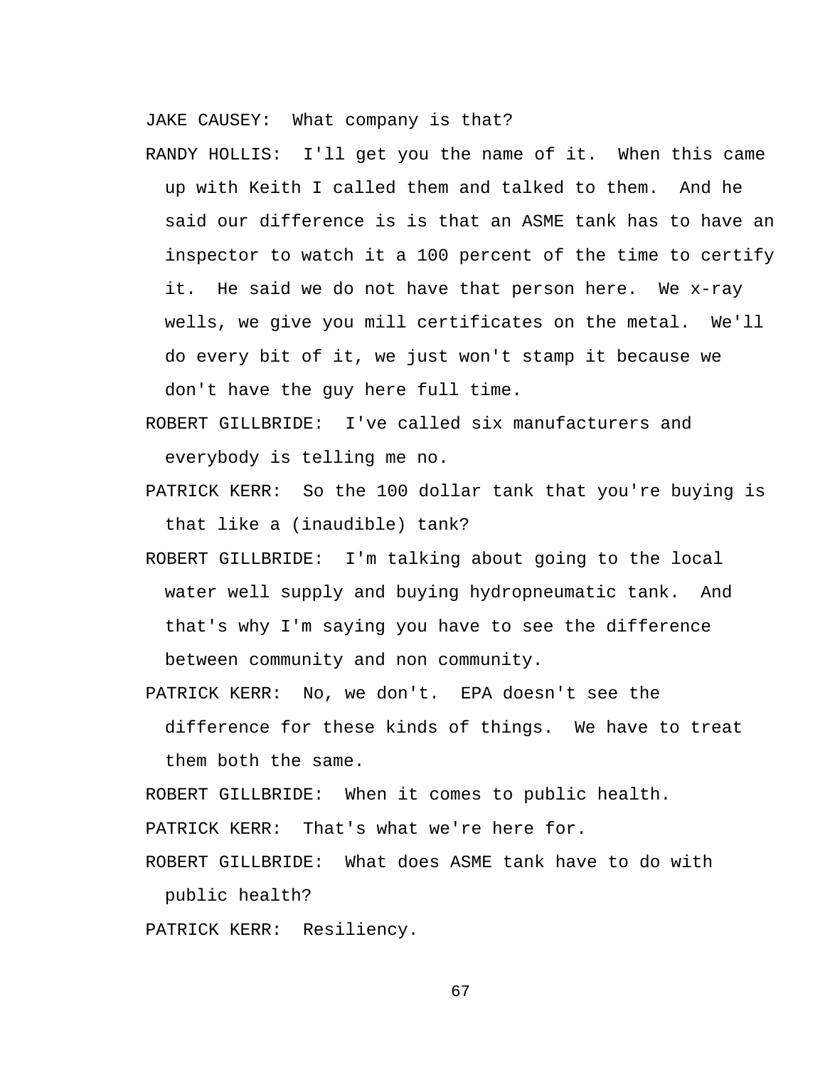JAKE CAUSEY: What company is that?

RANDY HOLLIS: I'll get you the name of it. When this came up with Keith I called them and talked to them. And he said our difference is is that an ASME tank has to have an inspector to watch it a 100 percent of the time to certify it. He said we do not have that person here. We x-ray wells, we give you mill certificates on the metal. We'll do every bit of it, we just won't stamp it because we don't have the guy here full time.

ROBERT GILLBRIDE: I've called six manufacturers and everybody is telling me no.

PATRICK KERR: So the 100 dollar tank that you're buying is that like a (inaudible) tank?

ROBERT GILLBRIDE: I'm talking about going to the local water well supply and buying hydropneumatic tank. And that's why I'm saying you have to see the difference between community and non community.

PATRICK KERR: No, we don't. EPA doesn't see the difference for these kinds of things. We have to treat them both the same.

ROBERT GILLBRIDE: When it comes to public health.

PATRICK KERR: That's what we're here for.

ROBERT GILLBRIDE: What does ASME tank have to do with public health?

PATRICK KERR: Resiliency.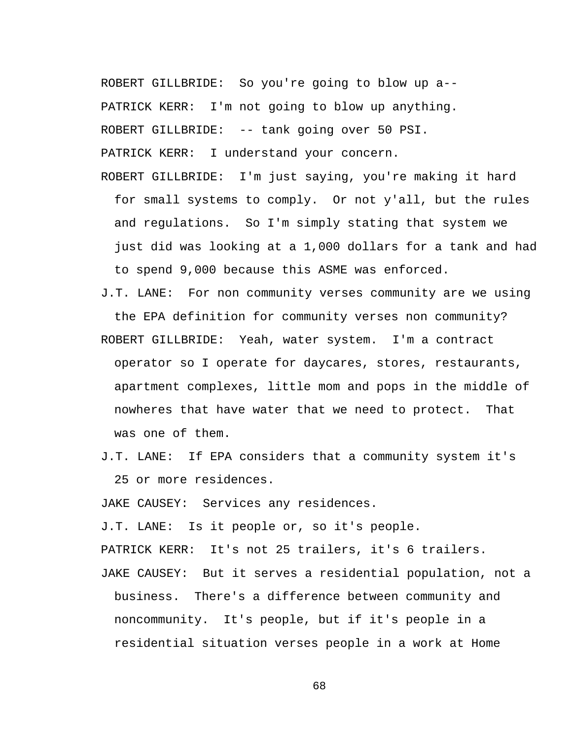ROBERT GILLBRIDE: So you're going to blow up a--

PATRICK KERR: I'm not going to blow up anything.

ROBERT GILLBRIDE: -- tank going over 50 PSI.

PATRICK KERR: I understand your concern.

ROBERT GILLBRIDE: I'm just saying, you're making it hard for small systems to comply. Or not y'all, but the rules and regulations. So I'm simply stating that system we just did was looking at a 1,000 dollars for a tank and had to spend 9,000 because this ASME was enforced.

J.T. LANE: For non community verses community are we using the EPA definition for community verses non community?

ROBERT GILLBRIDE: Yeah, water system. I'm a contract operator so I operate for daycares, stores, restaurants, apartment complexes, little mom and pops in the middle of nowheres that have water that we need to protect. That was one of them.

J.T. LANE: If EPA considers that a community system it's 25 or more residences.

JAKE CAUSEY: Services any residences.

J.T. LANE: Is it people or, so it's people.

PATRICK KERR: It's not 25 trailers, it's 6 trailers.

JAKE CAUSEY: But it serves a residential population, not a business. There's a difference between community and noncommunity. It's people, but if it's people in a residential situation verses people in a work at Home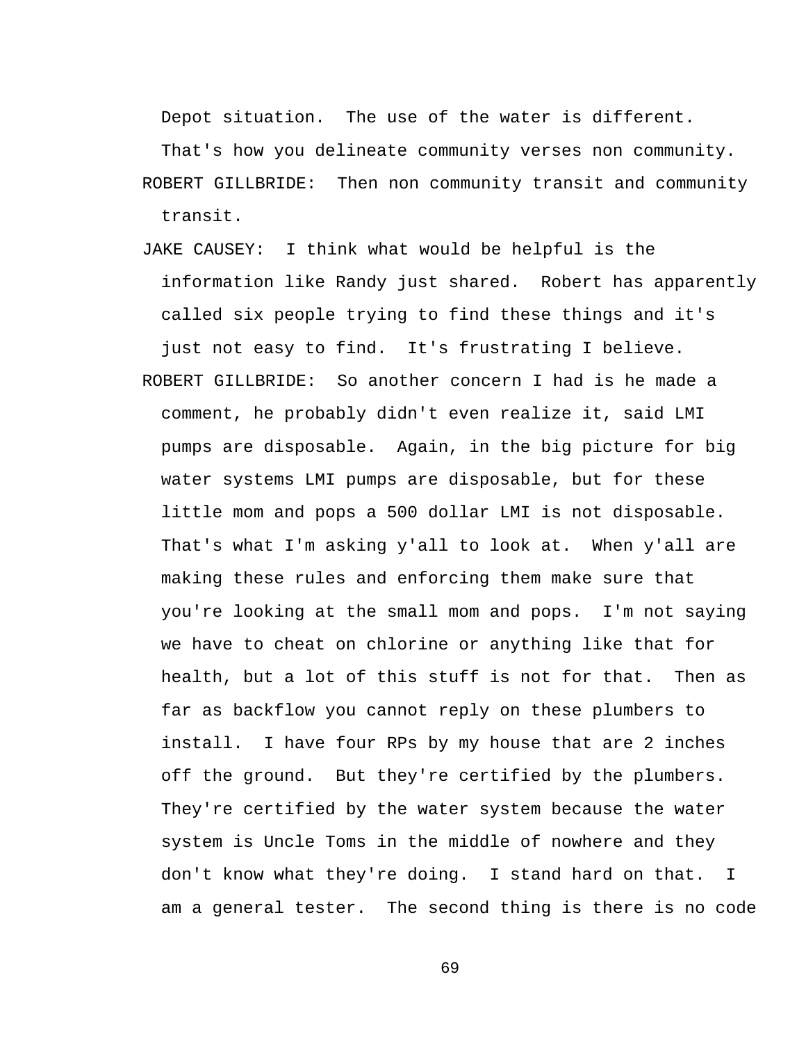Depot situation.  The use of the water is different. That's how you delineate community verses non community.

ROBERT GILLBRIDE:  Then non community transit and community transit.

JAKE CAUSEY:  I think what would be helpful is the information like Randy just shared.  Robert has apparently called six people trying to find these things and it's just not easy to find.  It's frustrating I believe.

ROBERT GILLBRIDE:  So another concern I had is he made a comment, he probably didn't even realize it, said LMI pumps are disposable.  Again, in the big picture for big water systems LMI pumps are disposable, but for these little mom and pops a 500 dollar LMI is not disposable. That's what I'm asking y'all to look at.  When y'all are making these rules and enforcing them make sure that you're looking at the small mom and pops.  I'm not saying we have to cheat on chlorine or anything like that for health, but a lot of this stuff is not for that.  Then as far as backflow you cannot reply on these plumbers to install.  I have four RPs by my house that are 2 inches off the ground.  But they're certified by the plumbers. They're certified by the water system because the water system is Uncle Toms in the middle of nowhere and they don't know what they're doing.  I stand hard on that.  I am a general tester.  The second thing is there is no code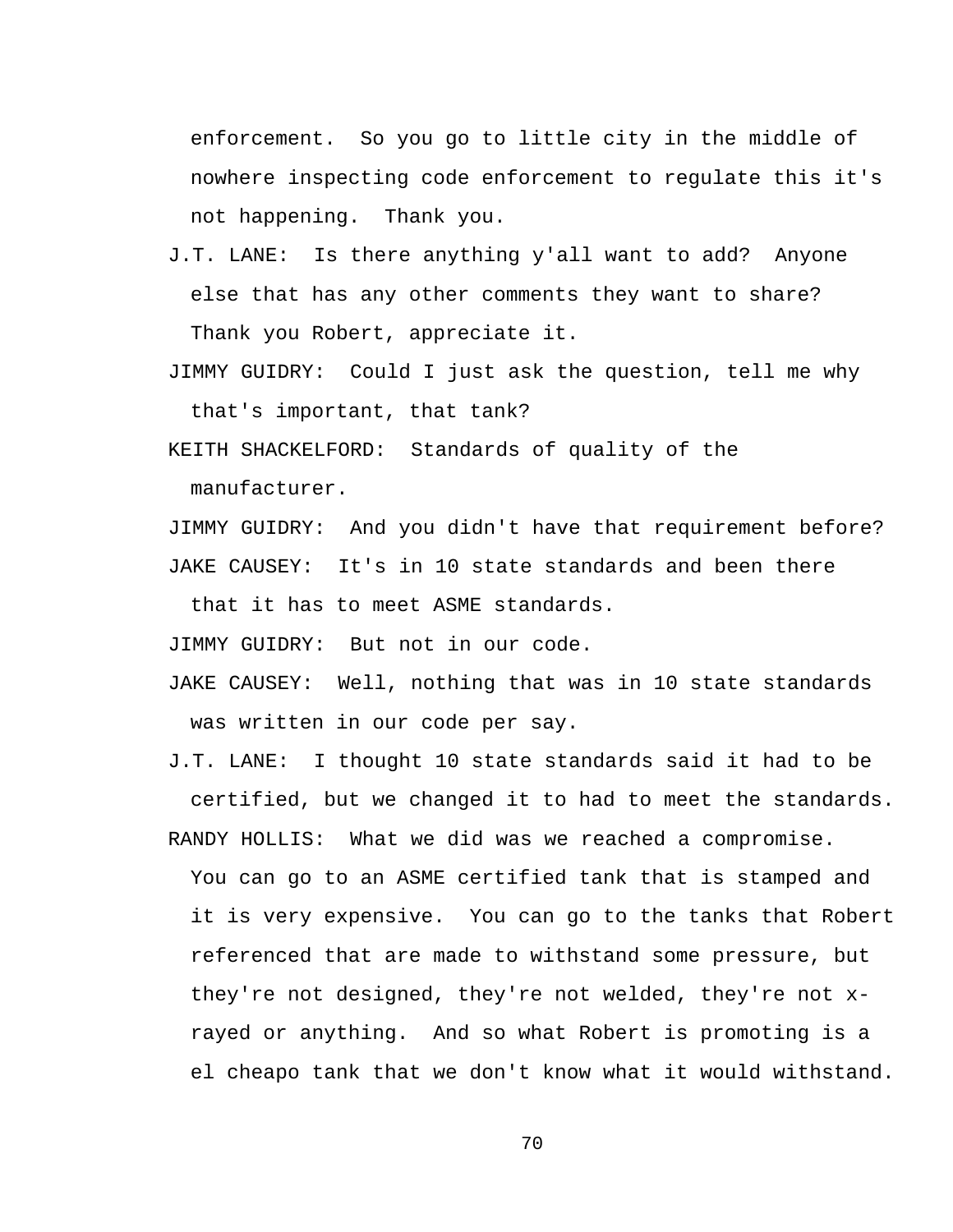enforcement. So you go to little city in the middle of nowhere inspecting code enforcement to regulate this it's not happening. Thank you.

J.T. LANE: Is there anything y'all want to add? Anyone else that has any other comments they want to share? Thank you Robert, appreciate it.

JIMMY GUIDRY: Could I just ask the question, tell me why that's important, that tank?

KEITH SHACKELFORD: Standards of quality of the manufacturer.

JIMMY GUIDRY: And you didn't have that requirement before?

JAKE CAUSEY: It's in 10 state standards and been there that it has to meet ASME standards.

JIMMY GUIDRY: But not in our code.

JAKE CAUSEY: Well, nothing that was in 10 state standards was written in our code per say.

J.T. LANE: I thought 10 state standards said it had to be certified, but we changed it to had to meet the standards.

RANDY HOLLIS: What we did was we reached a compromise. You can go to an ASME certified tank that is stamped and it is very expensive. You can go to the tanks that Robert referenced that are made to withstand some pressure, but they're not designed, they're not welded, they're not x-rayed or anything. And so what Robert is promoting is a el cheapo tank that we don't know what it would withstand.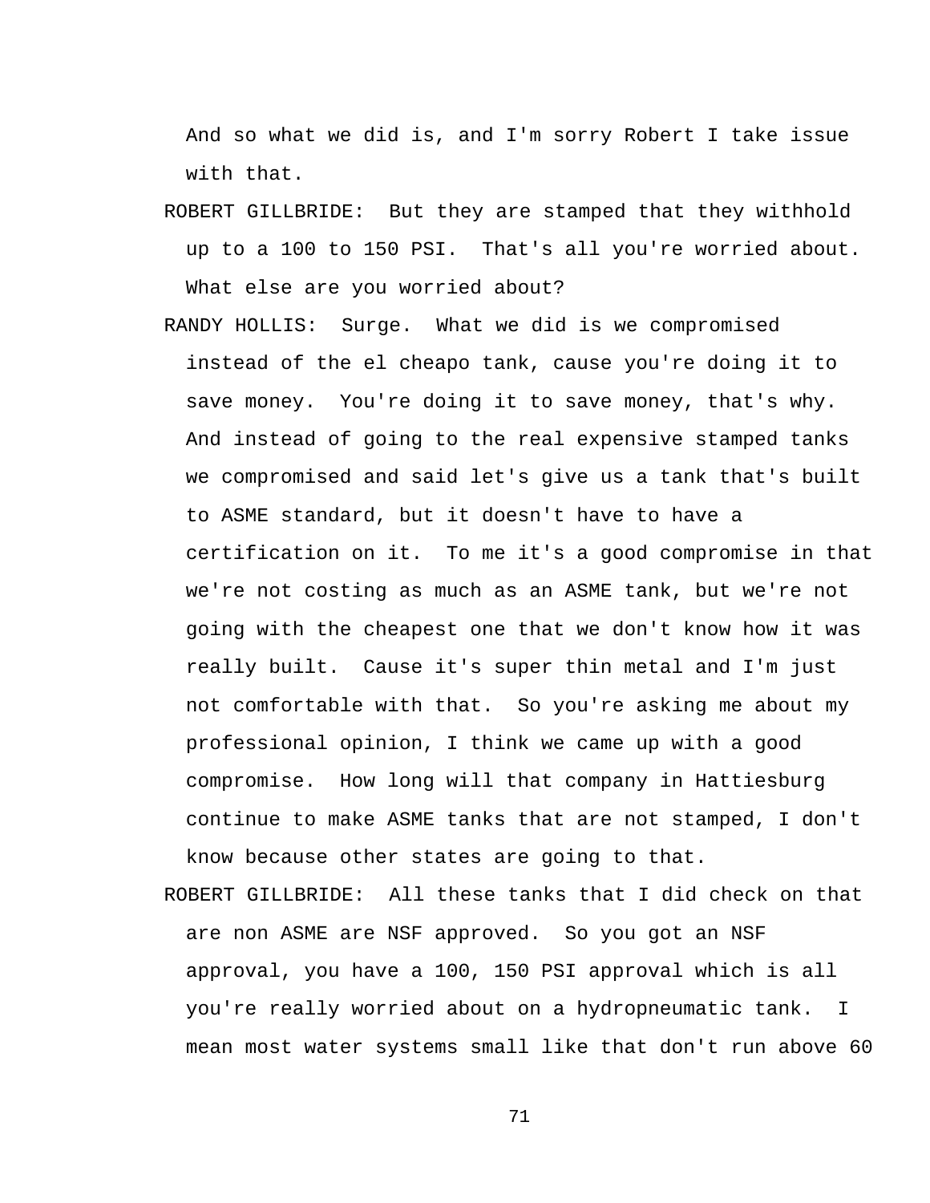And so what we did is, and I'm sorry Robert I take issue with that.

ROBERT GILLBRIDE: But they are stamped that they withhold up to a 100 to 150 PSI. That's all you're worried about. What else are you worried about?

RANDY HOLLIS: Surge. What we did is we compromised instead of the el cheapo tank, cause you're doing it to save money. You're doing it to save money, that's why. And instead of going to the real expensive stamped tanks we compromised and said let's give us a tank that's built to ASME standard, but it doesn't have to have a certification on it. To me it's a good compromise in that we're not costing as much as an ASME tank, but we're not going with the cheapest one that we don't know how it was really built. Cause it's super thin metal and I'm just not comfortable with that. So you're asking me about my professional opinion, I think we came up with a good compromise. How long will that company in Hattiesburg continue to make ASME tanks that are not stamped, I don't know because other states are going to that.

ROBERT GILLBRIDE: All these tanks that I did check on that are non ASME are NSF approved. So you got an NSF approval, you have a 100, 150 PSI approval which is all you're really worried about on a hydropneumatic tank. I mean most water systems small like that don't run above 60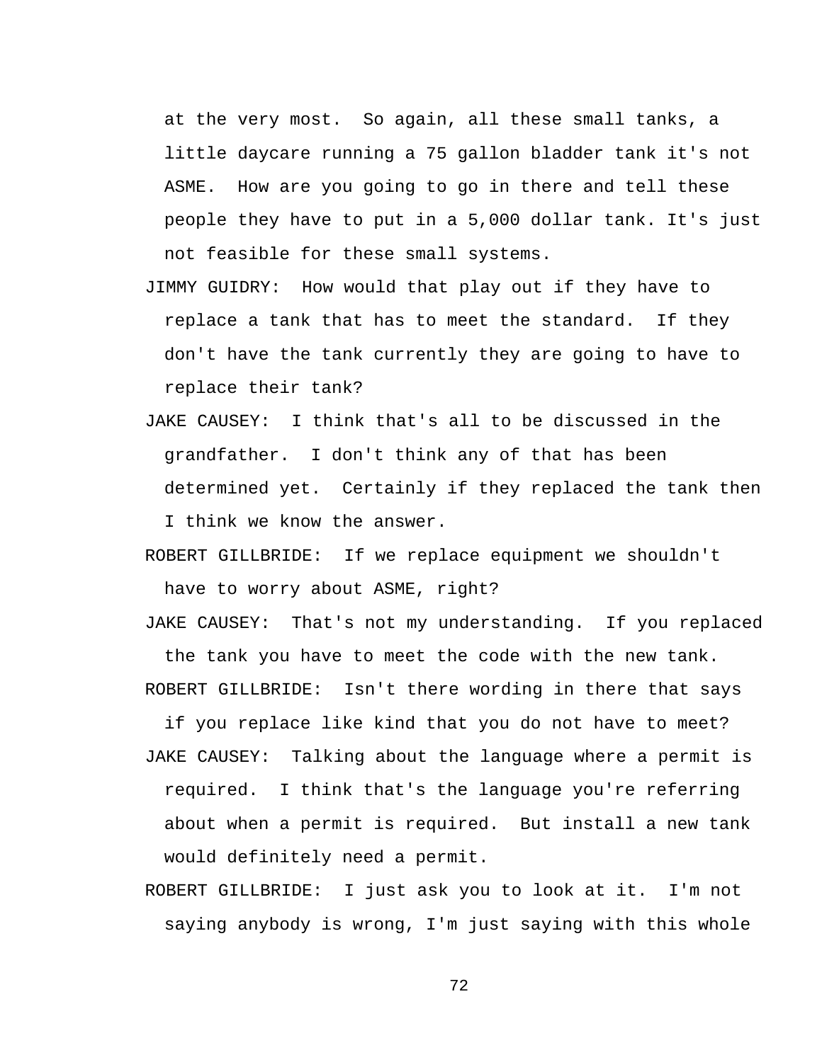at the very most. So again, all these small tanks, a little daycare running a 75 gallon bladder tank it's not ASME. How are you going to go in there and tell these people they have to put in a 5,000 dollar tank. It's just not feasible for these small systems.

JIMMY GUIDRY: How would that play out if they have to replace a tank that has to meet the standard. If they don't have the tank currently they are going to have to replace their tank?

JAKE CAUSEY: I think that's all to be discussed in the grandfather. I don't think any of that has been determined yet. Certainly if they replaced the tank then I think we know the answer.

ROBERT GILLBRIDE: If we replace equipment we shouldn't have to worry about ASME, right?

JAKE CAUSEY: That's not my understanding. If you replaced the tank you have to meet the code with the new tank.

ROBERT GILLBRIDE: Isn't there wording in there that says if you replace like kind that you do not have to meet?

JAKE CAUSEY: Talking about the language where a permit is required. I think that's the language you're referring about when a permit is required. But install a new tank would definitely need a permit.

ROBERT GILLBRIDE: I just ask you to look at it. I'm not saying anybody is wrong, I'm just saying with this whole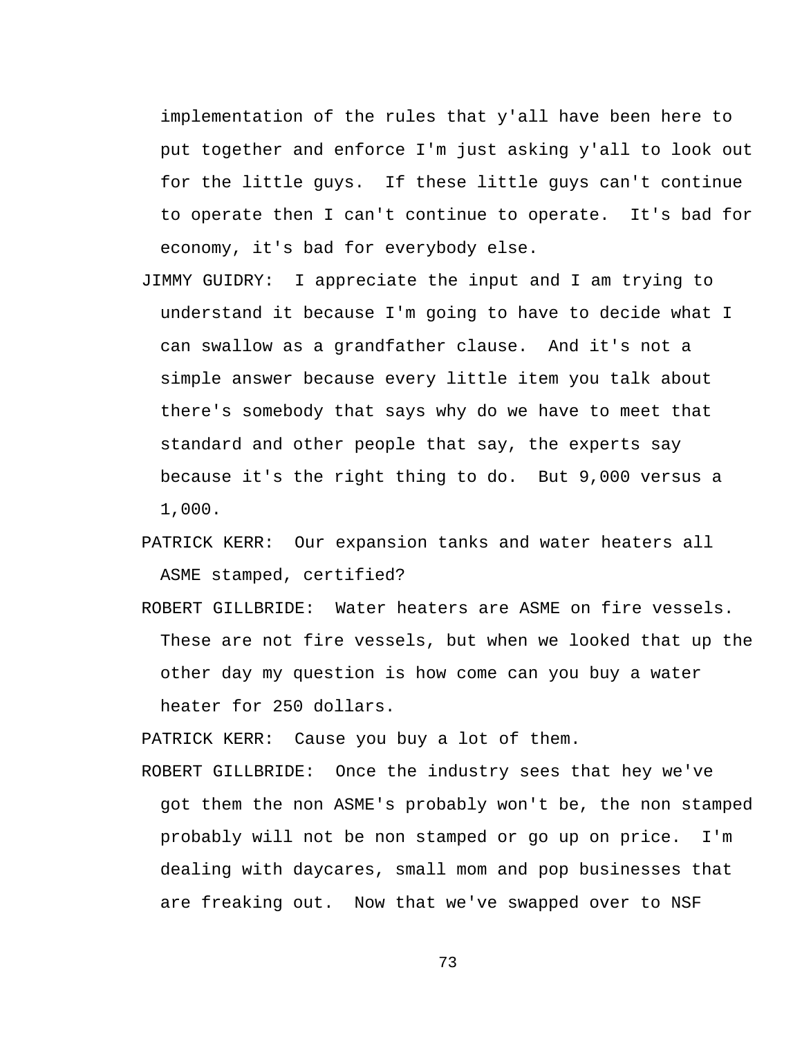implementation of the rules that y'all have been here to put together and enforce I'm just asking y'all to look out for the little guys. If these little guys can't continue to operate then I can't continue to operate. It's bad for economy, it's bad for everybody else.

JIMMY GUIDRY: I appreciate the input and I am trying to understand it because I'm going to have to decide what I can swallow as a grandfather clause. And it's not a simple answer because every little item you talk about there's somebody that says why do we have to meet that standard and other people that say, the experts say because it's the right thing to do. But 9,000 versus a 1,000.

PATRICK KERR: Our expansion tanks and water heaters all ASME stamped, certified?

ROBERT GILLBRIDE: Water heaters are ASME on fire vessels. These are not fire vessels, but when we looked that up the other day my question is how come can you buy a water heater for 250 dollars.

PATRICK KERR: Cause you buy a lot of them.

ROBERT GILLBRIDE: Once the industry sees that hey we've got them the non ASME's probably won't be, the non stamped probably will not be non stamped or go up on price. I'm dealing with daycares, small mom and pop businesses that are freaking out. Now that we've swapped over to NSF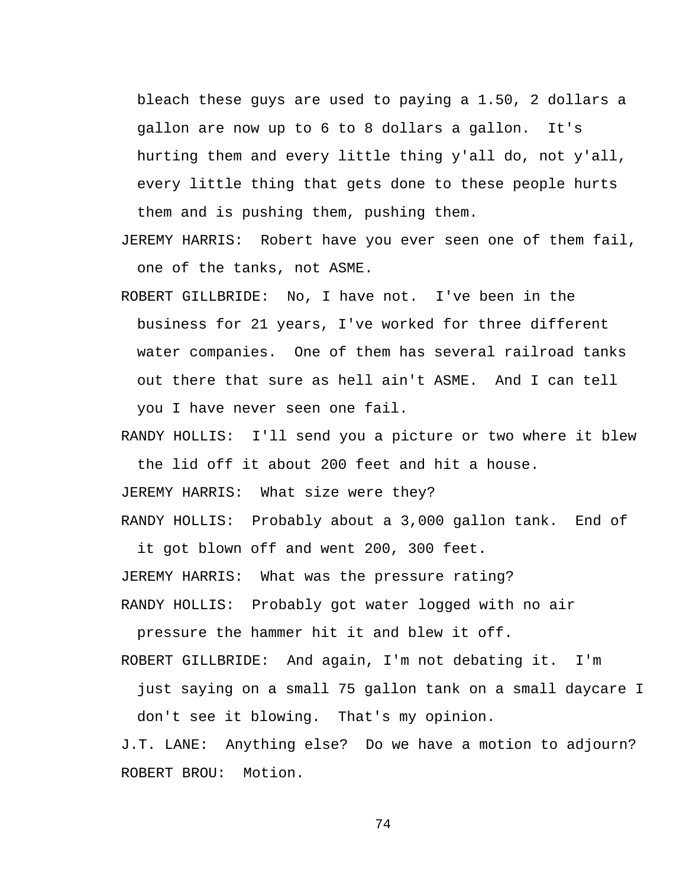bleach these guys are used to paying a 1.50, 2 dollars a gallon are now up to 6 to 8 dollars a gallon. It's hurting them and every little thing y'all do, not y'all, every little thing that gets done to these people hurts them and is pushing them, pushing them.

JEREMY HARRIS: Robert have you ever seen one of them fail, one of the tanks, not ASME.

ROBERT GILLBRIDE: No, I have not. I've been in the business for 21 years, I've worked for three different water companies. One of them has several railroad tanks out there that sure as hell ain't ASME. And I can tell you I have never seen one fail.

RANDY HOLLIS: I'll send you a picture or two where it blew the lid off it about 200 feet and hit a house.

JEREMY HARRIS: What size were they?

RANDY HOLLIS: Probably about a 3,000 gallon tank. End of it got blown off and went 200, 300 feet.

JEREMY HARRIS: What was the pressure rating?

RANDY HOLLIS: Probably got water logged with no air pressure the hammer hit it and blew it off.

ROBERT GILLBRIDE: And again, I'm not debating it. I'm just saying on a small 75 gallon tank on a small daycare I don't see it blowing. That's my opinion.

J.T. LANE: Anything else? Do we have a motion to adjourn?

ROBERT BROU: Motion.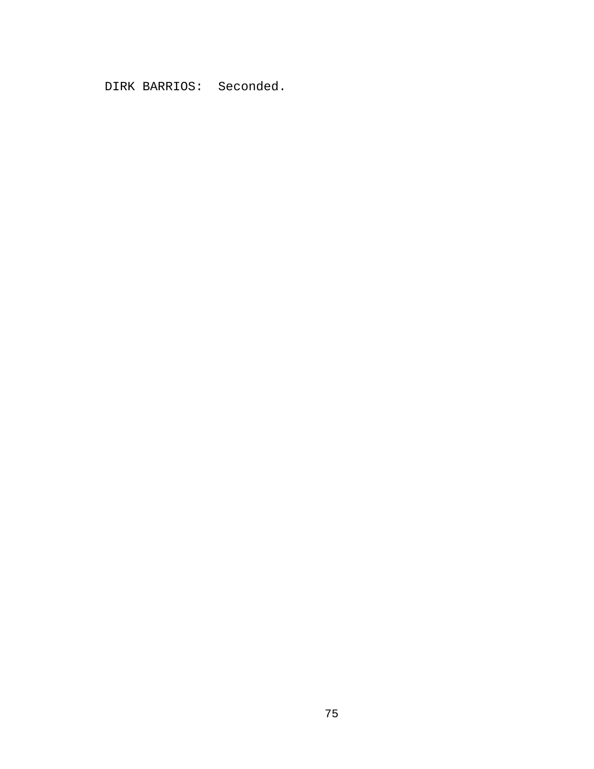DIRK BARRIOS:  Seconded.